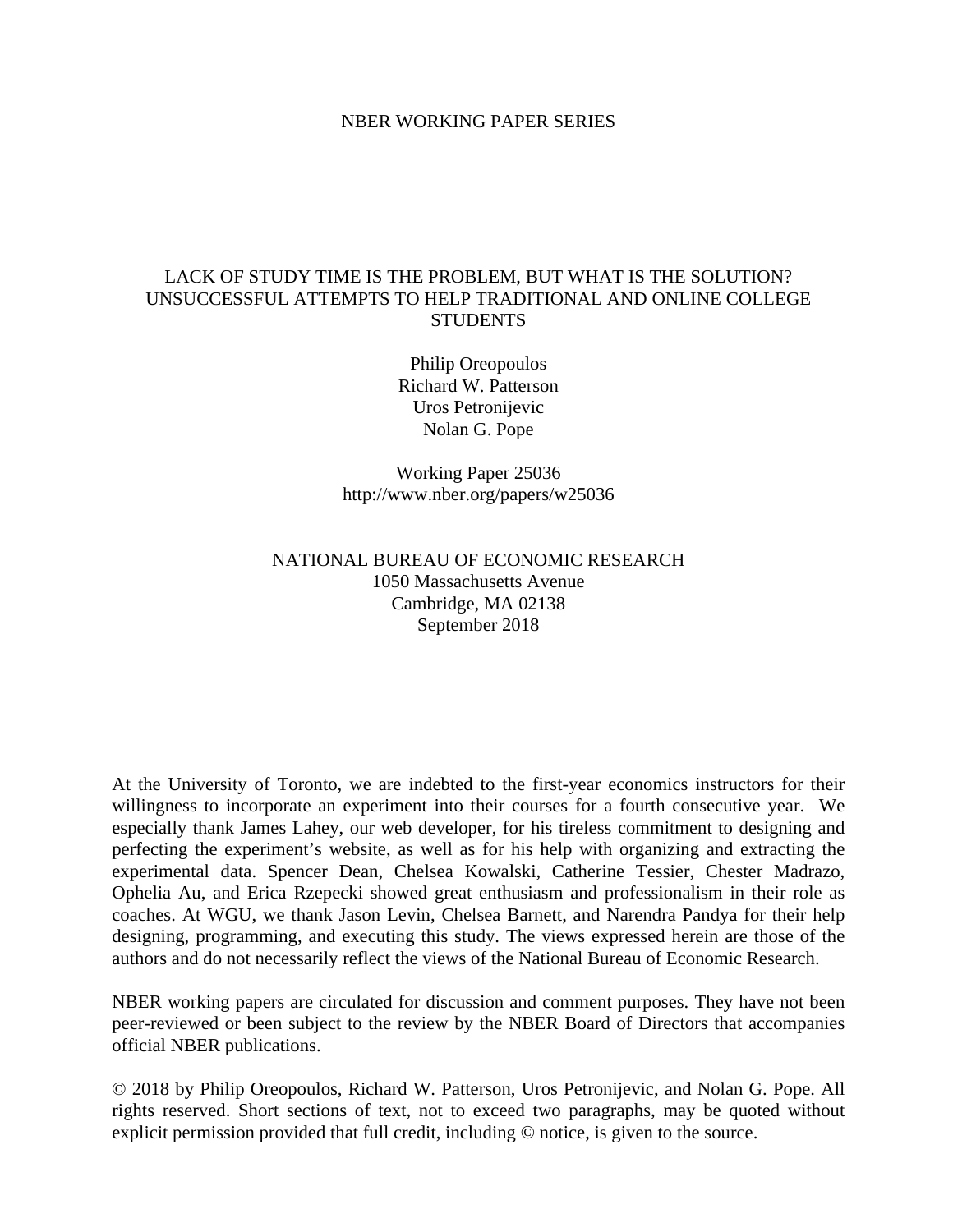NBER WORKING PAPER SERIES

# LACK OF STUDY TIME IS THE PROBLEM, BUT WHAT IS THE SOLUTION? UNSUCCESSFUL ATTEMPTS TO HELP TRADITIONAL AND ONLINE COLLEGE STUDENTS

Philip Oreopoulos
Richard W. Patterson
Uros Petronijevic
Nolan G. Pope

Working Paper 25036
http://www.nber.org/papers/w25036

NATIONAL BUREAU OF ECONOMIC RESEARCH
1050 Massachusetts Avenue
Cambridge, MA 02138
September 2018

At the University of Toronto, we are indebted to the first-year economics instructors for their willingness to incorporate an experiment into their courses for a fourth consecutive year. We especially thank James Lahey, our web developer, for his tireless commitment to designing and perfecting the experiment's website, as well as for his help with organizing and extracting the experimental data. Spencer Dean, Chelsea Kowalski, Catherine Tessier, Chester Madrazo, Ophelia Au, and Erica Rzepecki showed great enthusiasm and professionalism in their role as coaches. At WGU, we thank Jason Levin, Chelsea Barnett, and Narendra Pandya for their help designing, programming, and executing this study. The views expressed herein are those of the authors and do not necessarily reflect the views of the National Bureau of Economic Research.

NBER working papers are circulated for discussion and comment purposes. They have not been peer-reviewed or been subject to the review by the NBER Board of Directors that accompanies official NBER publications.

© 2018 by Philip Oreopoulos, Richard W. Patterson, Uros Petronijevic, and Nolan G. Pope. All rights reserved. Short sections of text, not to exceed two paragraphs, may be quoted without explicit permission provided that full credit, including © notice, is given to the source.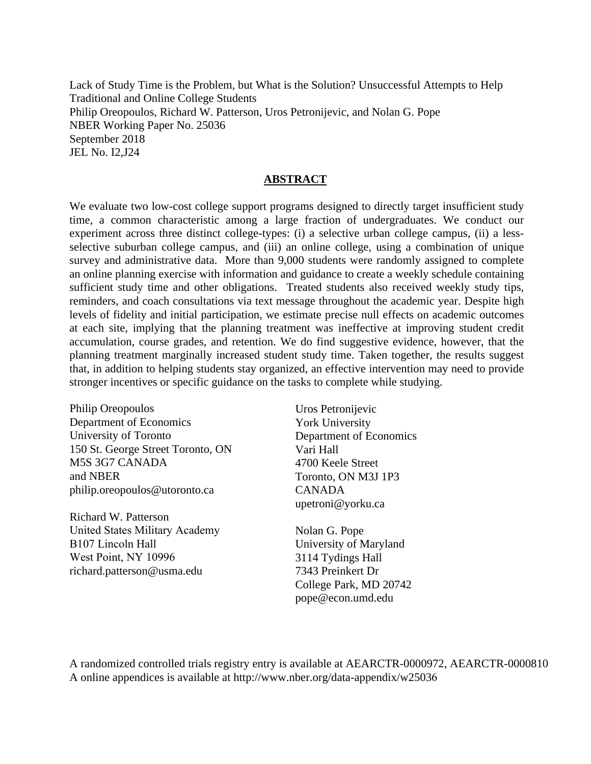Lack of Study Time is the Problem, but What is the Solution? Unsuccessful Attempts to Help Traditional and Online College Students
Philip Oreopoulos, Richard W. Patterson, Uros Petronijevic, and Nolan G. Pope
NBER Working Paper No. 25036
September 2018
JEL No. I2,J24

## ABSTRACT

We evaluate two low-cost college support programs designed to directly target insufficient study time, a common characteristic among a large fraction of undergraduates. We conduct our experiment across three distinct college-types: (i) a selective urban college campus, (ii) a less-selective suburban college campus, and (iii) an online college, using a combination of unique survey and administrative data. More than 9,000 students were randomly assigned to complete an online planning exercise with information and guidance to create a weekly schedule containing sufficient study time and other obligations. Treated students also received weekly study tips, reminders, and coach consultations via text message throughout the academic year. Despite high levels of fidelity and initial participation, we estimate precise null effects on academic outcomes at each site, implying that the planning treatment was ineffective at improving student credit accumulation, course grades, and retention. We do find suggestive evidence, however, that the planning treatment marginally increased student study time. Taken together, the results suggest that, in addition to helping students stay organized, an effective intervention may need to provide stronger incentives or specific guidance on the tasks to complete while studying.

Philip Oreopoulos
Department of Economics
University of Toronto
150 St. George Street Toronto, ON
M5S 3G7 CANADA
and NBER
philip.oreopoulos@utoronto.ca

Richard W. Patterson
United States Military Academy
B107 Lincoln Hall
West Point, NY 10996
richard.patterson@usma.edu

Uros Petronijevic
York University
Department of Economics
Vari Hall
4700 Keele Street
Toronto, ON M3J 1P3
CANADA
upetroni@yorku.ca

Nolan G. Pope
University of Maryland
3114 Tydings Hall
7343 Preinkert Dr
College Park, MD 20742
pope@econ.umd.edu

A randomized controlled trials registry entry is available at AEARCTR-0000972, AEARCTR-0000810
A online appendices is available at http://www.nber.org/data-appendix/w25036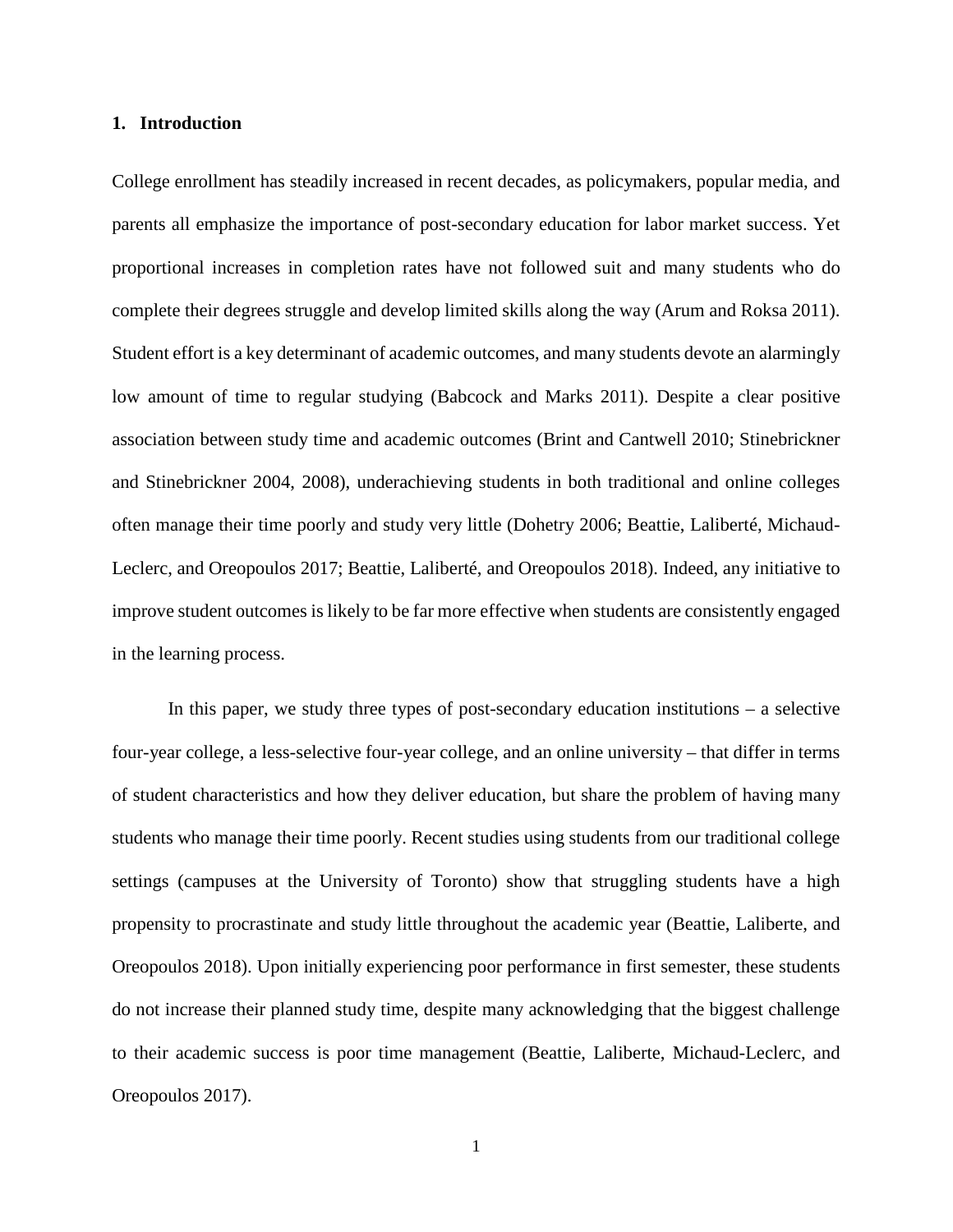## 1. Introduction

College enrollment has steadily increased in recent decades, as policymakers, popular media, and parents all emphasize the importance of post-secondary education for labor market success. Yet proportional increases in completion rates have not followed suit and many students who do complete their degrees struggle and develop limited skills along the way (Arum and Roksa 2011). Student effort is a key determinant of academic outcomes, and many students devote an alarmingly low amount of time to regular studying (Babcock and Marks 2011). Despite a clear positive association between study time and academic outcomes (Brint and Cantwell 2010; Stinebrickner and Stinebrickner 2004, 2008), underachieving students in both traditional and online colleges often manage their time poorly and study very little (Dohetry 2006; Beattie, Laliberté, Michaud-Leclerc, and Oreopoulos 2017; Beattie, Laliberté, and Oreopoulos 2018). Indeed, any initiative to improve student outcomes is likely to be far more effective when students are consistently engaged in the learning process.

In this paper, we study three types of post-secondary education institutions – a selective four-year college, a less-selective four-year college, and an online university – that differ in terms of student characteristics and how they deliver education, but share the problem of having many students who manage their time poorly. Recent studies using students from our traditional college settings (campuses at the University of Toronto) show that struggling students have a high propensity to procrastinate and study little throughout the academic year (Beattie, Laliberte, and Oreopoulos 2018). Upon initially experiencing poor performance in first semester, these students do not increase their planned study time, despite many acknowledging that the biggest challenge to their academic success is poor time management (Beattie, Laliberte, Michaud-Leclerc, and Oreopoulos 2017).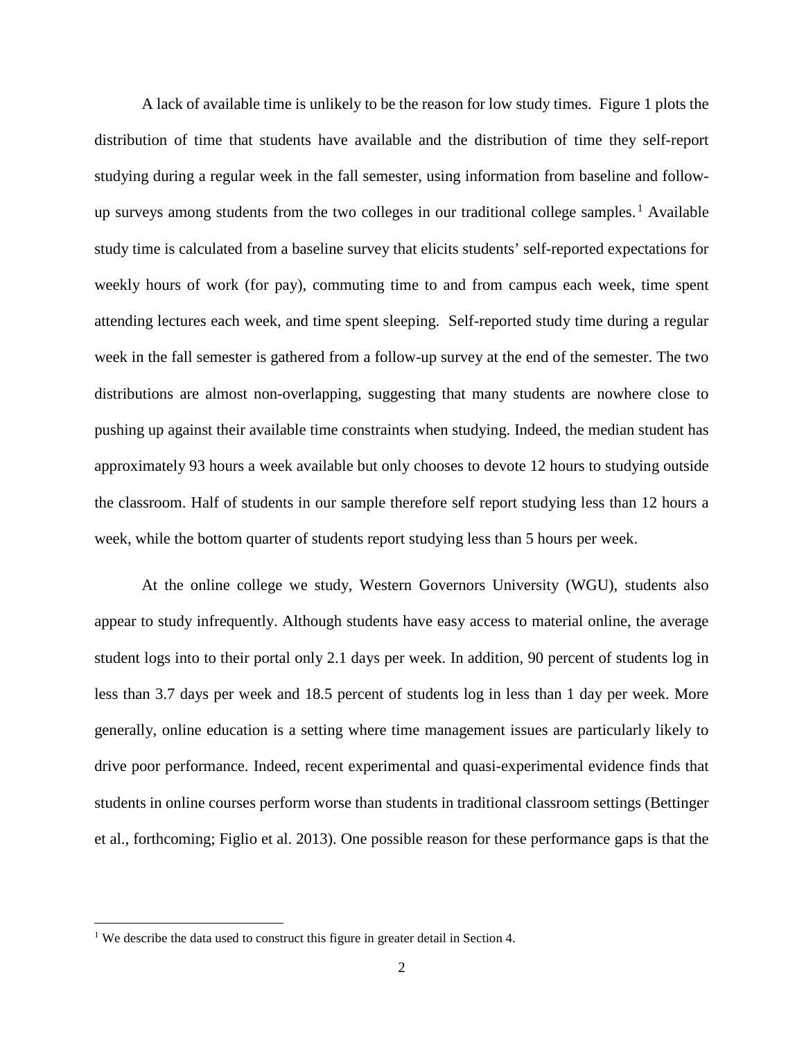A lack of available time is unlikely to be the reason for low study times. Figure 1 plots the distribution of time that students have available and the distribution of time they self-report studying during a regular week in the fall semester, using information from baseline and follow-up surveys among students from the two colleges in our traditional college samples.[1] Available study time is calculated from a baseline survey that elicits students' self-reported expectations for weekly hours of work (for pay), commuting time to and from campus each week, time spent attending lectures each week, and time spent sleeping. Self-reported study time during a regular week in the fall semester is gathered from a follow-up survey at the end of the semester. The two distributions are almost non-overlapping, suggesting that many students are nowhere close to pushing up against their available time constraints when studying. Indeed, the median student has approximately 93 hours a week available but only chooses to devote 12 hours to studying outside the classroom. Half of students in our sample therefore self report studying less than 12 hours a week, while the bottom quarter of students report studying less than 5 hours per week.

At the online college we study, Western Governors University (WGU), students also appear to study infrequently. Although students have easy access to material online, the average student logs into to their portal only 2.1 days per week. In addition, 90 percent of students log in less than 3.7 days per week and 18.5 percent of students log in less than 1 day per week. More generally, online education is a setting where time management issues are particularly likely to drive poor performance. Indeed, recent experimental and quasi-experimental evidence finds that students in online courses perform worse than students in traditional classroom settings (Bettinger et al., forthcoming; Figlio et al. 2013). One possible reason for these performance gaps is that the

[1] We describe the data used to construct this figure in greater detail in Section 4.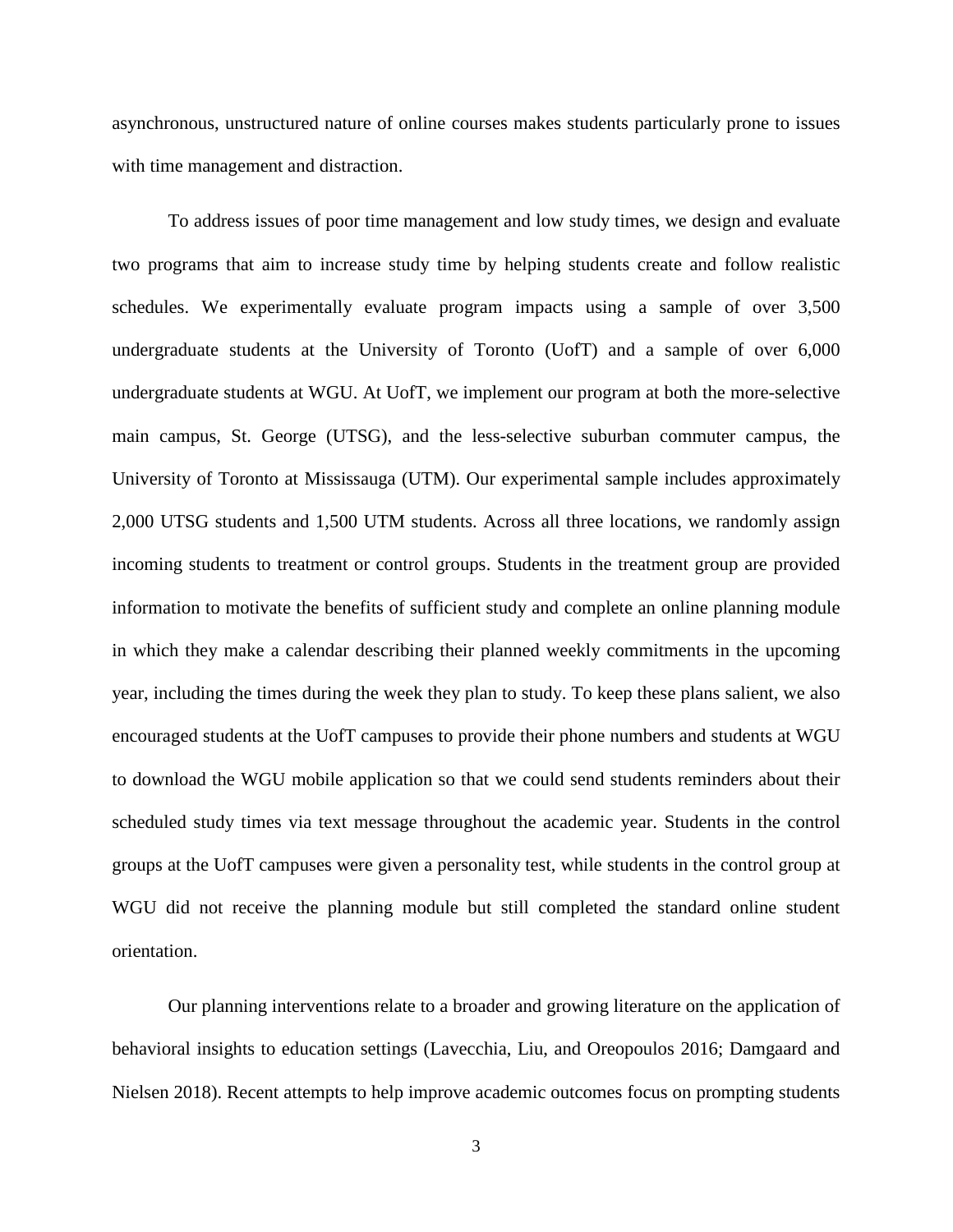asynchronous, unstructured nature of online courses makes students particularly prone to issues with time management and distraction.

To address issues of poor time management and low study times, we design and evaluate two programs that aim to increase study time by helping students create and follow realistic schedules. We experimentally evaluate program impacts using a sample of over 3,500 undergraduate students at the University of Toronto (UofT) and a sample of over 6,000 undergraduate students at WGU. At UofT, we implement our program at both the more-selective main campus, St. George (UTSG), and the less-selective suburban commuter campus, the University of Toronto at Mississauga (UTM). Our experimental sample includes approximately 2,000 UTSG students and 1,500 UTM students. Across all three locations, we randomly assign incoming students to treatment or control groups. Students in the treatment group are provided information to motivate the benefits of sufficient study and complete an online planning module in which they make a calendar describing their planned weekly commitments in the upcoming year, including the times during the week they plan to study. To keep these plans salient, we also encouraged students at the UofT campuses to provide their phone numbers and students at WGU to download the WGU mobile application so that we could send students reminders about their scheduled study times via text message throughout the academic year. Students in the control groups at the UofT campuses were given a personality test, while students in the control group at WGU did not receive the planning module but still completed the standard online student orientation.

Our planning interventions relate to a broader and growing literature on the application of behavioral insights to education settings (Lavecchia, Liu, and Oreopoulos 2016; Damgaard and Nielsen 2018). Recent attempts to help improve academic outcomes focus on prompting students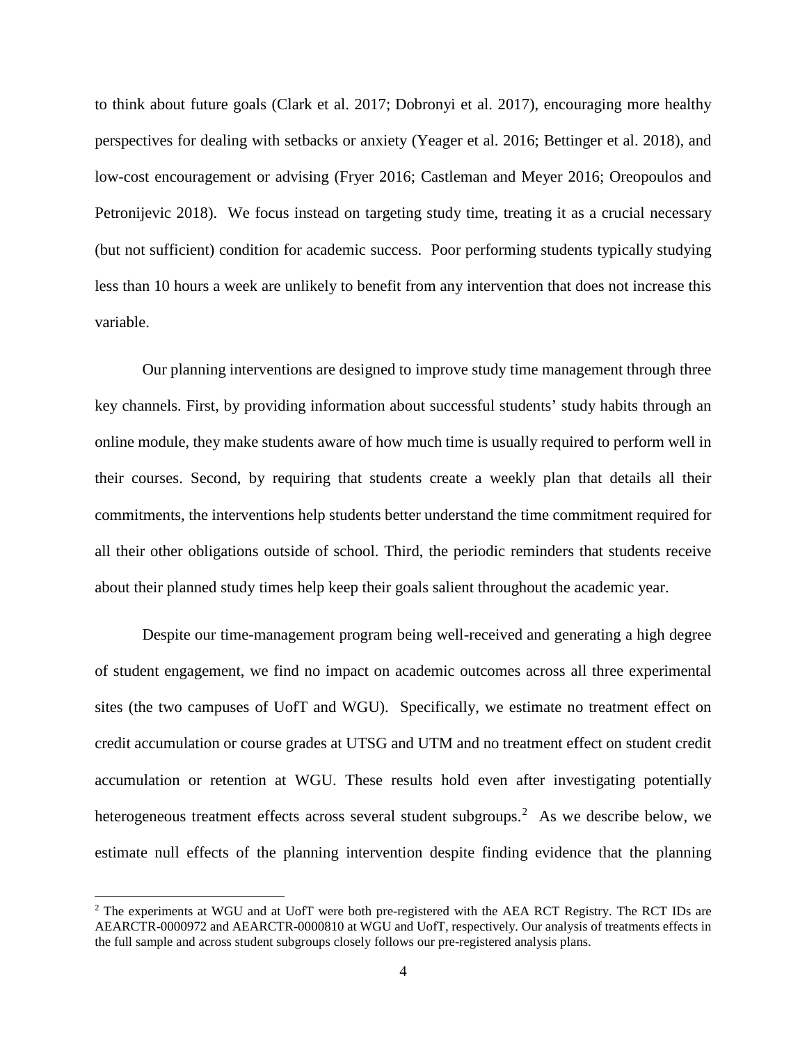to think about future goals (Clark et al. 2017; Dobronyi et al. 2017), encouraging more healthy perspectives for dealing with setbacks or anxiety (Yeager et al. 2016; Bettinger et al. 2018), and low-cost encouragement or advising (Fryer 2016; Castleman and Meyer 2016; Oreopoulos and Petronijevic 2018). We focus instead on targeting study time, treating it as a crucial necessary (but not sufficient) condition for academic success. Poor performing students typically studying less than 10 hours a week are unlikely to benefit from any intervention that does not increase this variable.

Our planning interventions are designed to improve study time management through three key channels. First, by providing information about successful students' study habits through an online module, they make students aware of how much time is usually required to perform well in their courses. Second, by requiring that students create a weekly plan that details all their commitments, the interventions help students better understand the time commitment required for all their other obligations outside of school. Third, the periodic reminders that students receive about their planned study times help keep their goals salient throughout the academic year.

Despite our time-management program being well-received and generating a high degree of student engagement, we find no impact on academic outcomes across all three experimental sites (the two campuses of UofT and WGU). Specifically, we estimate no treatment effect on credit accumulation or course grades at UTSG and UTM and no treatment effect on student credit accumulation or retention at WGU. These results hold even after investigating potentially heterogeneous treatment effects across several student subgroups.[2] As we describe below, we estimate null effects of the planning intervention despite finding evidence that the planning

[2] The experiments at WGU and at UofT were both pre-registered with the AEA RCT Registry. The RCT IDs are AEARCTR-0000972 and AEARCTR-0000810 at WGU and UofT, respectively. Our analysis of treatments effects in the full sample and across student subgroups closely follows our pre-registered analysis plans.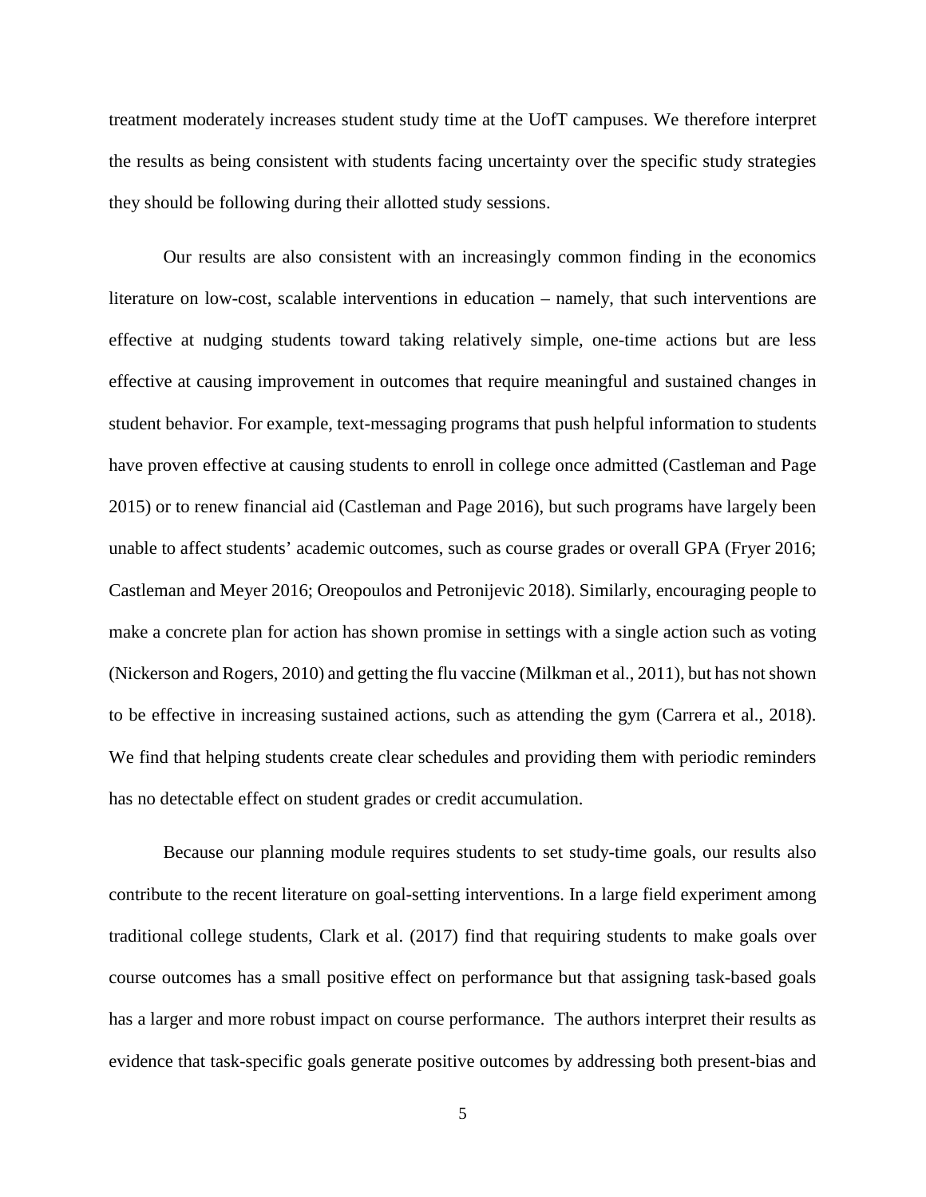treatment moderately increases student study time at the UofT campuses. We therefore interpret the results as being consistent with students facing uncertainty over the specific study strategies they should be following during their allotted study sessions.

Our results are also consistent with an increasingly common finding in the economics literature on low-cost, scalable interventions in education – namely, that such interventions are effective at nudging students toward taking relatively simple, one-time actions but are less effective at causing improvement in outcomes that require meaningful and sustained changes in student behavior. For example, text-messaging programs that push helpful information to students have proven effective at causing students to enroll in college once admitted (Castleman and Page 2015) or to renew financial aid (Castleman and Page 2016), but such programs have largely been unable to affect students' academic outcomes, such as course grades or overall GPA (Fryer 2016; Castleman and Meyer 2016; Oreopoulos and Petronijevic 2018). Similarly, encouraging people to make a concrete plan for action has shown promise in settings with a single action such as voting (Nickerson and Rogers, 2010) and getting the flu vaccine (Milkman et al., 2011), but has not shown to be effective in increasing sustained actions, such as attending the gym (Carrera et al., 2018). We find that helping students create clear schedules and providing them with periodic reminders has no detectable effect on student grades or credit accumulation.

Because our planning module requires students to set study-time goals, our results also contribute to the recent literature on goal-setting interventions. In a large field experiment among traditional college students, Clark et al. (2017) find that requiring students to make goals over course outcomes has a small positive effect on performance but that assigning task-based goals has a larger and more robust impact on course performance. The authors interpret their results as evidence that task-specific goals generate positive outcomes by addressing both present-bias and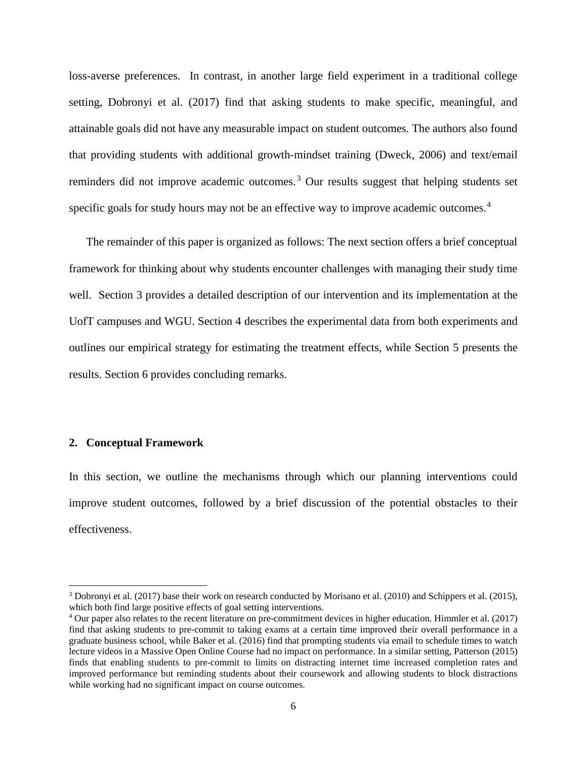loss-averse preferences. In contrast, in another large field experiment in a traditional college setting, Dobronyi et al. (2017) find that asking students to make specific, meaningful, and attainable goals did not have any measurable impact on student outcomes. The authors also found that providing students with additional growth-mindset training (Dweck, 2006) and text/email reminders did not improve academic outcomes.[3] Our results suggest that helping students set specific goals for study hours may not be an effective way to improve academic outcomes.[4]

The remainder of this paper is organized as follows: The next section offers a brief conceptual framework for thinking about why students encounter challenges with managing their study time well. Section 3 provides a detailed description of our intervention and its implementation at the UofT campuses and WGU. Section 4 describes the experimental data from both experiments and outlines our empirical strategy for estimating the treatment effects, while Section 5 presents the results. Section 6 provides concluding remarks.

## 2. Conceptual Framework

In this section, we outline the mechanisms through which our planning interventions could improve student outcomes, followed by a brief discussion of the potential obstacles to their effectiveness.

---

[3] Dobronyi et al. (2017) base their work on research conducted by Morisano et al. (2010) and Schippers et al. (2015), which both find large positive effects of goal setting interventions.

[4] Our paper also relates to the recent literature on pre-commitment devices in higher education. Himmler et al. (2017) find that asking students to pre-commit to taking exams at a certain time improved their overall performance in a graduate business school, while Baker et al. (2016) find that prompting students via email to schedule times to watch lecture videos in a Massive Open Online Course had no impact on performance. In a similar setting, Patterson (2015) finds that enabling students to pre-commit to limits on distracting internet time increased completion rates and improved performance but reminding students about their coursework and allowing students to block distractions while working had no significant impact on course outcomes.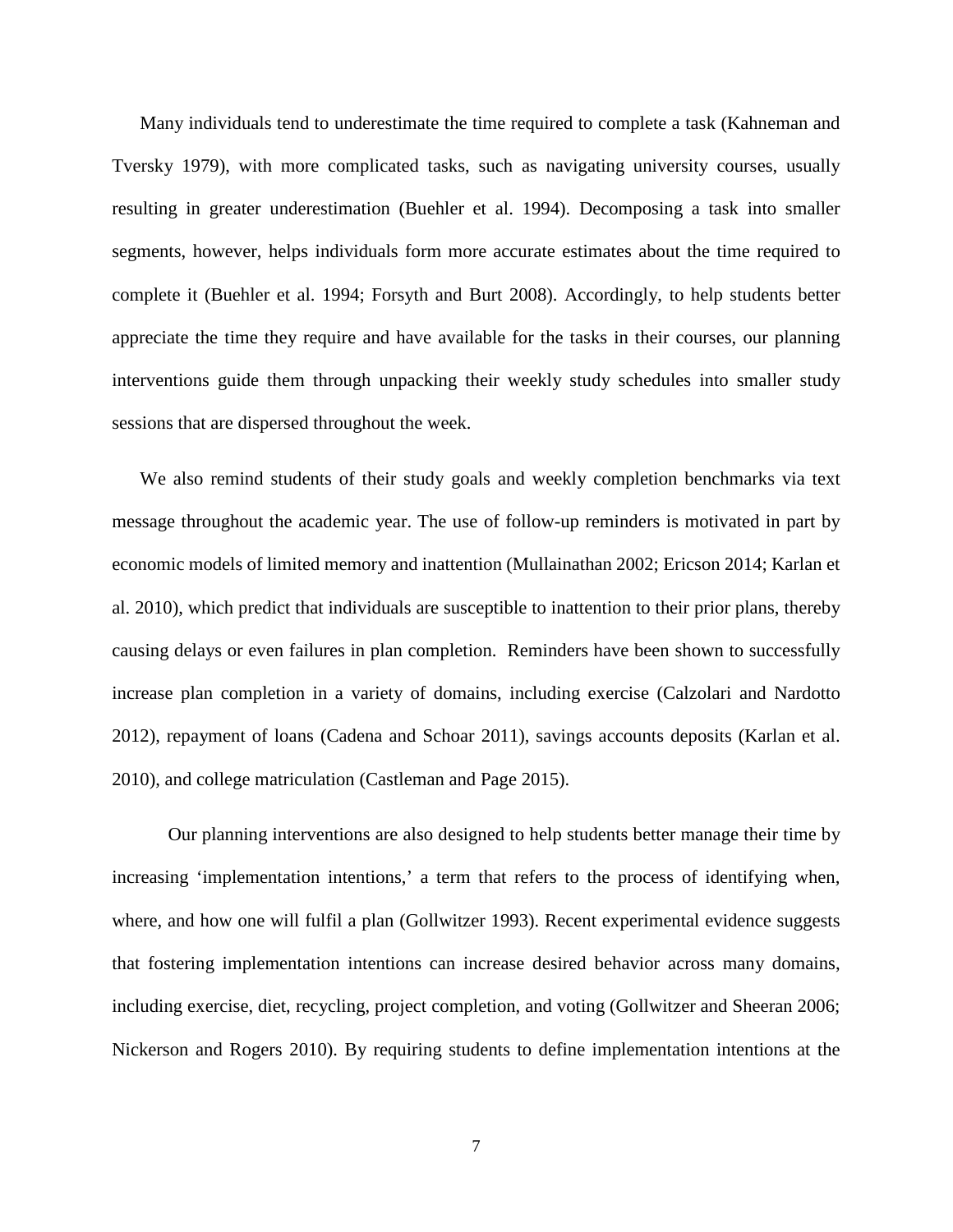Many individuals tend to underestimate the time required to complete a task (Kahneman and Tversky 1979), with more complicated tasks, such as navigating university courses, usually resulting in greater underestimation (Buehler et al. 1994). Decomposing a task into smaller segments, however, helps individuals form more accurate estimates about the time required to complete it (Buehler et al. 1994; Forsyth and Burt 2008). Accordingly, to help students better appreciate the time they require and have available for the tasks in their courses, our planning interventions guide them through unpacking their weekly study schedules into smaller study sessions that are dispersed throughout the week.

We also remind students of their study goals and weekly completion benchmarks via text message throughout the academic year. The use of follow-up reminders is motivated in part by economic models of limited memory and inattention (Mullainathan 2002; Ericson 2014; Karlan et al. 2010), which predict that individuals are susceptible to inattention to their prior plans, thereby causing delays or even failures in plan completion. Reminders have been shown to successfully increase plan completion in a variety of domains, including exercise (Calzolari and Nardotto 2012), repayment of loans (Cadena and Schoar 2011), savings accounts deposits (Karlan et al. 2010), and college matriculation (Castleman and Page 2015).

Our planning interventions are also designed to help students better manage their time by increasing 'implementation intentions,' a term that refers to the process of identifying when, where, and how one will fulfil a plan (Gollwitzer 1993). Recent experimental evidence suggests that fostering implementation intentions can increase desired behavior across many domains, including exercise, diet, recycling, project completion, and voting (Gollwitzer and Sheeran 2006; Nickerson and Rogers 2010). By requiring students to define implementation intentions at the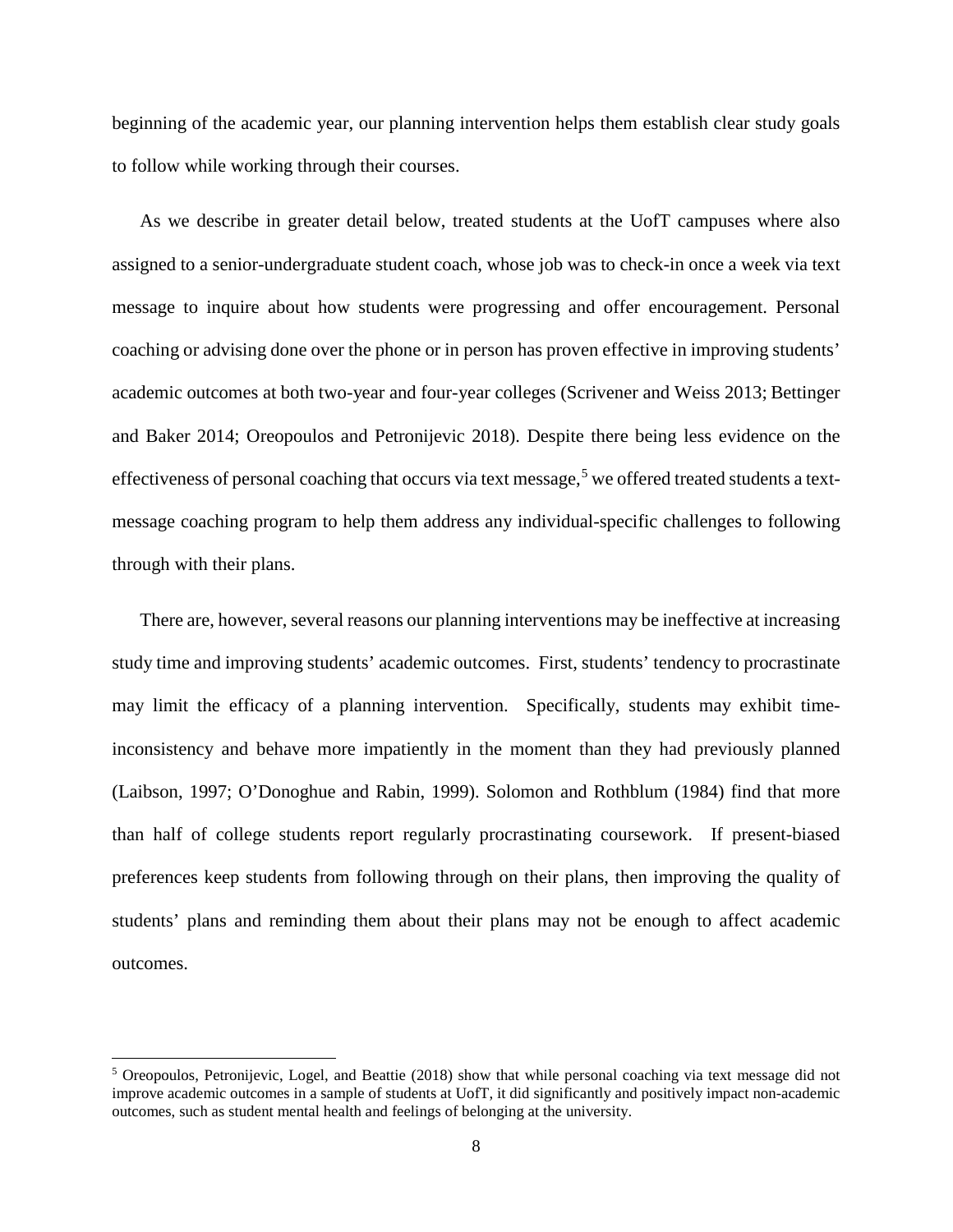beginning of the academic year, our planning intervention helps them establish clear study goals to follow while working through their courses.

As we describe in greater detail below, treated students at the UofT campuses where also assigned to a senior-undergraduate student coach, whose job was to check-in once a week via text message to inquire about how students were progressing and offer encouragement. Personal coaching or advising done over the phone or in person has proven effective in improving students' academic outcomes at both two-year and four-year colleges (Scrivener and Weiss 2013; Bettinger and Baker 2014; Oreopoulos and Petronijevic 2018). Despite there being less evidence on the effectiveness of personal coaching that occurs via text message,[5] we offered treated students a text-message coaching program to help them address any individual-specific challenges to following through with their plans.

There are, however, several reasons our planning interventions may be ineffective at increasing study time and improving students' academic outcomes. First, students' tendency to procrastinate may limit the efficacy of a planning intervention. Specifically, students may exhibit time-inconsistency and behave more impatiently in the moment than they had previously planned (Laibson, 1997; O'Donoghue and Rabin, 1999). Solomon and Rothblum (1984) find that more than half of college students report regularly procrastinating coursework. If present-biased preferences keep students from following through on their plans, then improving the quality of students' plans and reminding them about their plans may not be enough to affect academic outcomes.

[5] Oreopoulos, Petronijevic, Logel, and Beattie (2018) show that while personal coaching via text message did not improve academic outcomes in a sample of students at UofT, it did significantly and positively impact non-academic outcomes, such as student mental health and feelings of belonging at the university.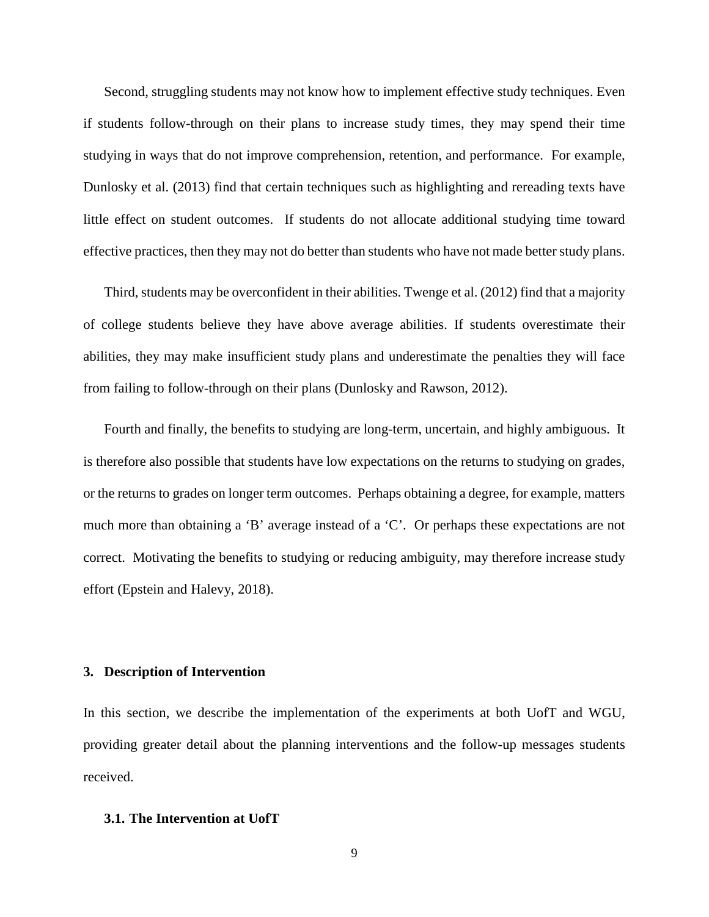Second, struggling students may not know how to implement effective study techniques. Even if students follow-through on their plans to increase study times, they may spend their time studying in ways that do not improve comprehension, retention, and performance. For example, Dunlosky et al. (2013) find that certain techniques such as highlighting and rereading texts have little effect on student outcomes. If students do not allocate additional studying time toward effective practices, then they may not do better than students who have not made better study plans.

Third, students may be overconfident in their abilities. Twenge et al. (2012) find that a majority of college students believe they have above average abilities. If students overestimate their abilities, they may make insufficient study plans and underestimate the penalties they will face from failing to follow-through on their plans (Dunlosky and Rawson, 2012).

Fourth and finally, the benefits to studying are long-term, uncertain, and highly ambiguous. It is therefore also possible that students have low expectations on the returns to studying on grades, or the returns to grades on longer term outcomes. Perhaps obtaining a degree, for example, matters much more than obtaining a 'B' average instead of a 'C'. Or perhaps these expectations are not correct. Motivating the benefits to studying or reducing ambiguity, may therefore increase study effort (Epstein and Halevy, 2018).

## 3. Description of Intervention

In this section, we describe the implementation of the experiments at both UofT and WGU, providing greater detail about the planning interventions and the follow-up messages students received.

### 3.1. The Intervention at UofT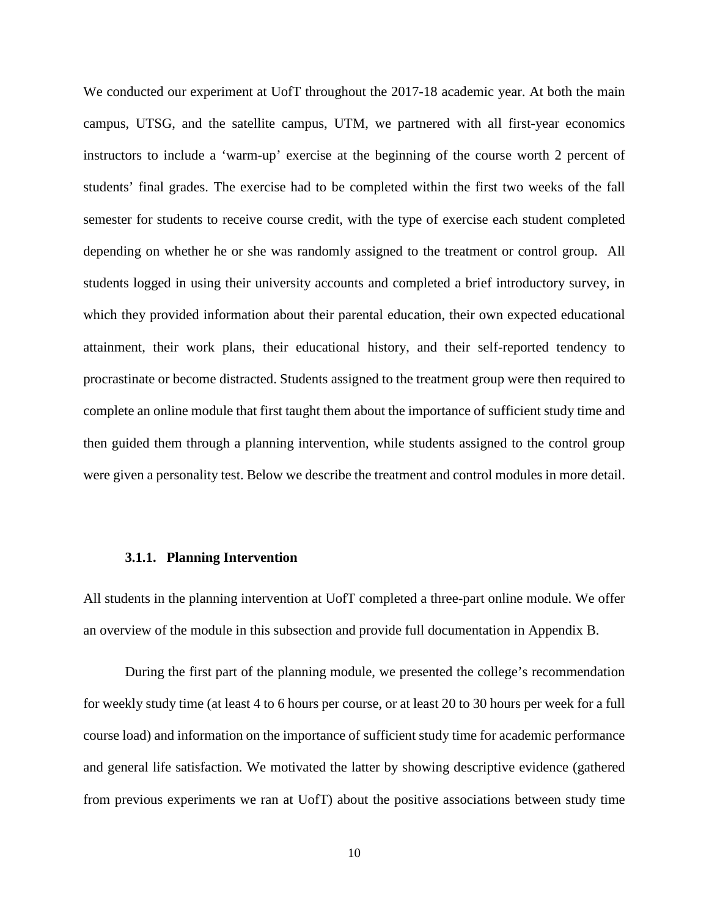We conducted our experiment at UofT throughout the 2017-18 academic year. At both the main campus, UTSG, and the satellite campus, UTM, we partnered with all first-year economics instructors to include a 'warm-up' exercise at the beginning of the course worth 2 percent of students' final grades. The exercise had to be completed within the first two weeks of the fall semester for students to receive course credit, with the type of exercise each student completed depending on whether he or she was randomly assigned to the treatment or control group. All students logged in using their university accounts and completed a brief introductory survey, in which they provided information about their parental education, their own expected educational attainment, their work plans, their educational history, and their self-reported tendency to procrastinate or become distracted. Students assigned to the treatment group were then required to complete an online module that first taught them about the importance of sufficient study time and then guided them through a planning intervention, while students assigned to the control group were given a personality test. Below we describe the treatment and control modules in more detail.

#### 3.1.1. Planning Intervention

All students in the planning intervention at UofT completed a three-part online module. We offer an overview of the module in this subsection and provide full documentation in Appendix B.

During the first part of the planning module, we presented the college's recommendation for weekly study time (at least 4 to 6 hours per course, or at least 20 to 30 hours per week for a full course load) and information on the importance of sufficient study time for academic performance and general life satisfaction. We motivated the latter by showing descriptive evidence (gathered from previous experiments we ran at UofT) about the positive associations between study time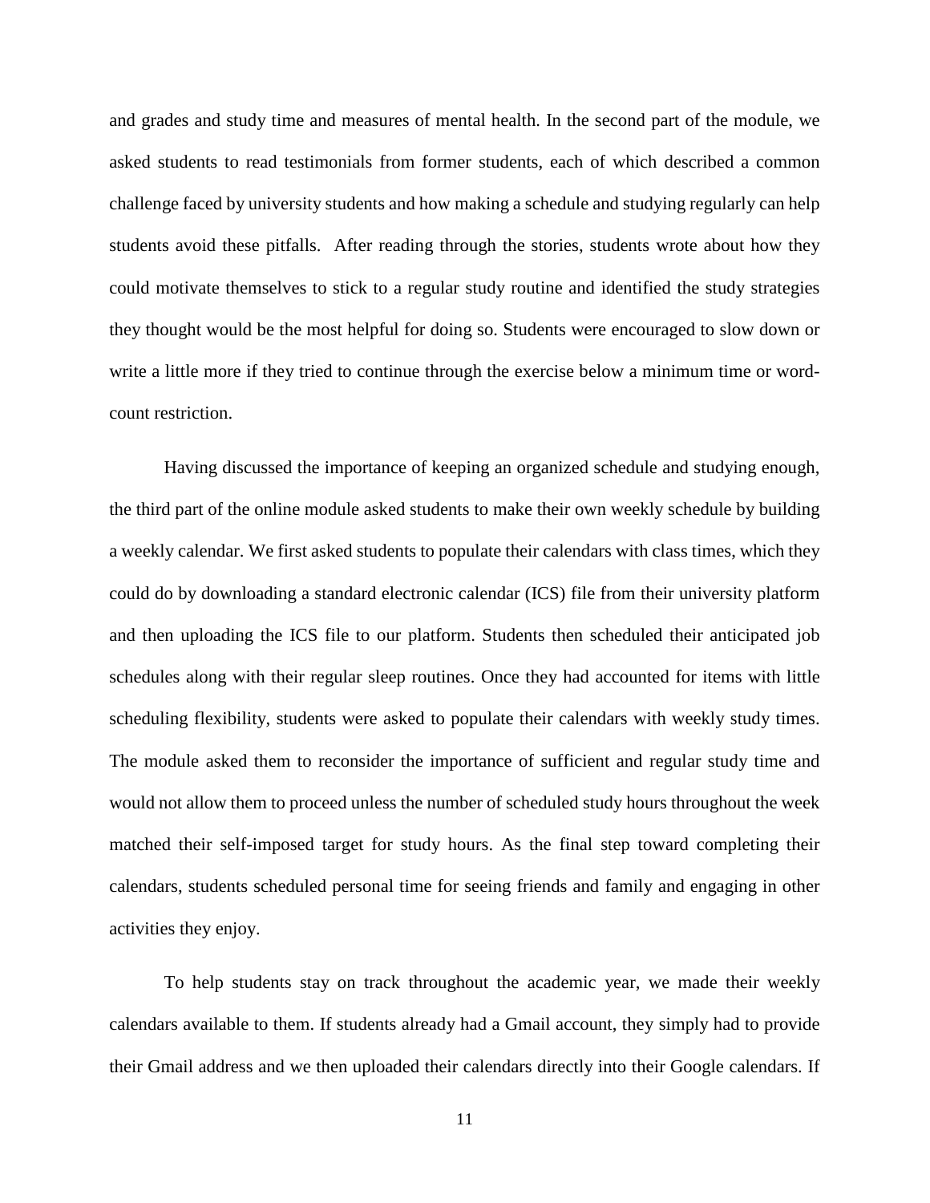and grades and study time and measures of mental health. In the second part of the module, we asked students to read testimonials from former students, each of which described a common challenge faced by university students and how making a schedule and studying regularly can help students avoid these pitfalls. After reading through the stories, students wrote about how they could motivate themselves to stick to a regular study routine and identified the study strategies they thought would be the most helpful for doing so. Students were encouraged to slow down or write a little more if they tried to continue through the exercise below a minimum time or word-count restriction.

Having discussed the importance of keeping an organized schedule and studying enough, the third part of the online module asked students to make their own weekly schedule by building a weekly calendar. We first asked students to populate their calendars with class times, which they could do by downloading a standard electronic calendar (ICS) file from their university platform and then uploading the ICS file to our platform. Students then scheduled their anticipated job schedules along with their regular sleep routines. Once they had accounted for items with little scheduling flexibility, students were asked to populate their calendars with weekly study times. The module asked them to reconsider the importance of sufficient and regular study time and would not allow them to proceed unless the number of scheduled study hours throughout the week matched their self-imposed target for study hours. As the final step toward completing their calendars, students scheduled personal time for seeing friends and family and engaging in other activities they enjoy.

To help students stay on track throughout the academic year, we made their weekly calendars available to them. If students already had a Gmail account, they simply had to provide their Gmail address and we then uploaded their calendars directly into their Google calendars. If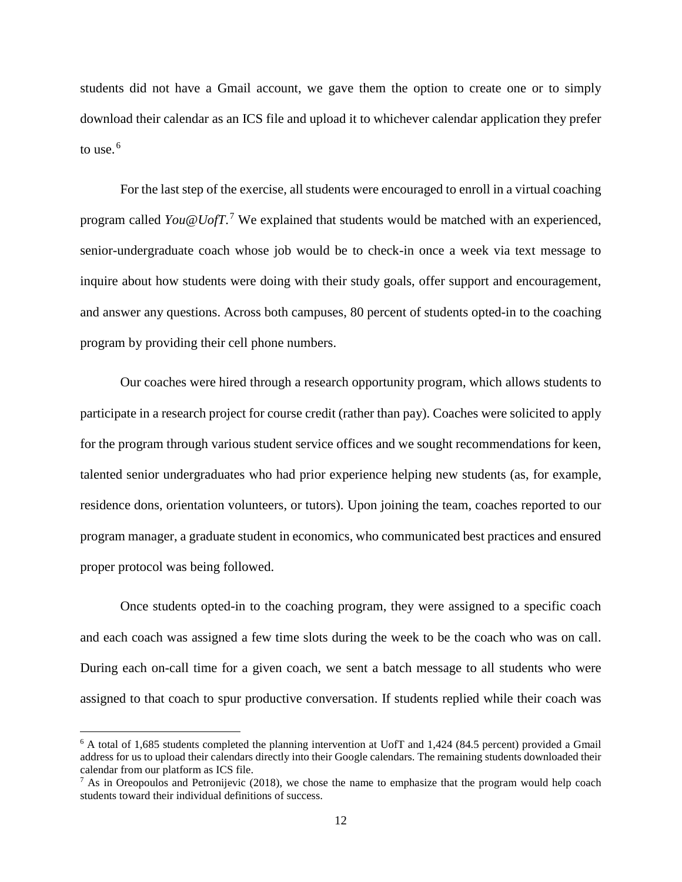students did not have a Gmail account, we gave them the option to create one or to simply download their calendar as an ICS file and upload it to whichever calendar application they prefer to use.[6]

For the last step of the exercise, all students were encouraged to enroll in a virtual coaching program called *You@UofT*.[7] We explained that students would be matched with an experienced, senior-undergraduate coach whose job would be to check-in once a week via text message to inquire about how students were doing with their study goals, offer support and encouragement, and answer any questions. Across both campuses, 80 percent of students opted-in to the coaching program by providing their cell phone numbers.

Our coaches were hired through a research opportunity program, which allows students to participate in a research project for course credit (rather than pay). Coaches were solicited to apply for the program through various student service offices and we sought recommendations for keen, talented senior undergraduates who had prior experience helping new students (as, for example, residence dons, orientation volunteers, or tutors). Upon joining the team, coaches reported to our program manager, a graduate student in economics, who communicated best practices and ensured proper protocol was being followed.

Once students opted-in to the coaching program, they were assigned to a specific coach and each coach was assigned a few time slots during the week to be the coach who was on call. During each on-call time for a given coach, we sent a batch message to all students who were assigned to that coach to spur productive conversation. If students replied while their coach was

[6] A total of 1,685 students completed the planning intervention at UofT and 1,424 (84.5 percent) provided a Gmail address for us to upload their calendars directly into their Google calendars. The remaining students downloaded their calendar from our platform as ICS file.

[7] As in Oreopoulos and Petronijevic (2018), we chose the name to emphasize that the program would help coach students toward their individual definitions of success.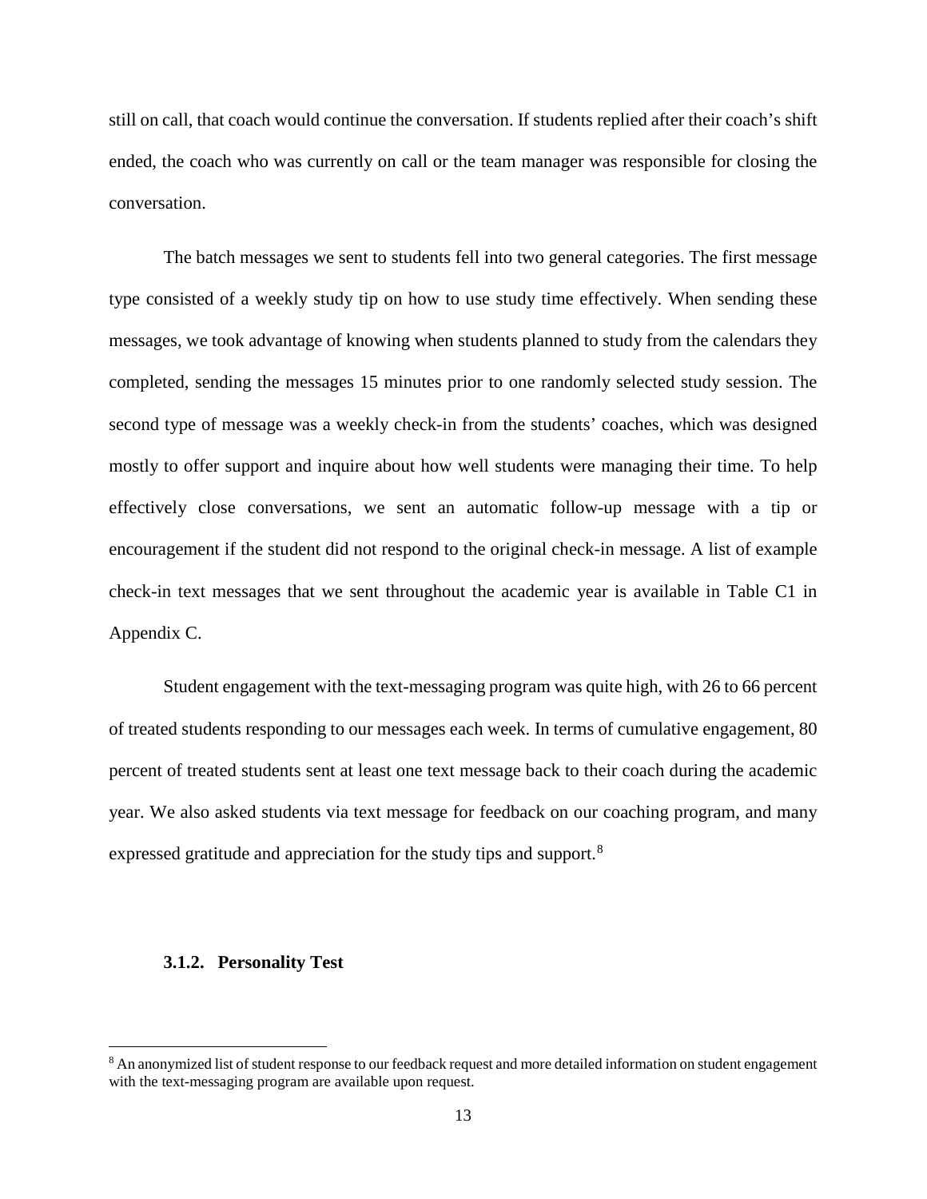still on call, that coach would continue the conversation. If students replied after their coach's shift ended, the coach who was currently on call or the team manager was responsible for closing the conversation.

The batch messages we sent to students fell into two general categories. The first message type consisted of a weekly study tip on how to use study time effectively. When sending these messages, we took advantage of knowing when students planned to study from the calendars they completed, sending the messages 15 minutes prior to one randomly selected study session. The second type of message was a weekly check-in from the students' coaches, which was designed mostly to offer support and inquire about how well students were managing their time. To help effectively close conversations, we sent an automatic follow-up message with a tip or encouragement if the student did not respond to the original check-in message. A list of example check-in text messages that we sent throughout the academic year is available in Table C1 in Appendix C.

Student engagement with the text-messaging program was quite high, with 26 to 66 percent of treated students responding to our messages each week. In terms of cumulative engagement, 80 percent of treated students sent at least one text message back to their coach during the academic year. We also asked students via text message for feedback on our coaching program, and many expressed gratitude and appreciation for the study tips and support.[8]

### 3.1.2. Personality Test

[8] An anonymized list of student response to our feedback request and more detailed information on student engagement with the text-messaging program are available upon request.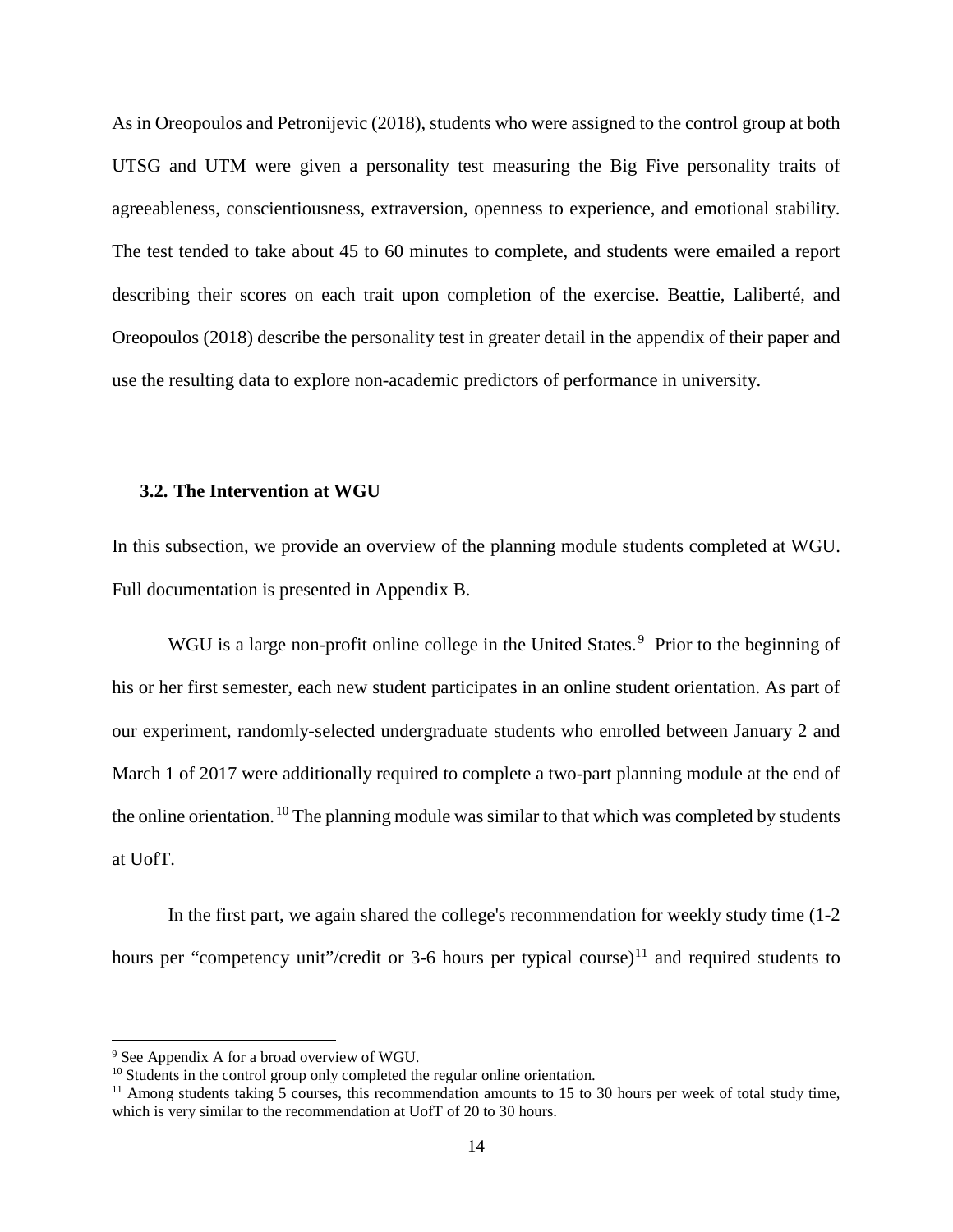As in Oreopoulos and Petronijevic (2018), students who were assigned to the control group at both UTSG and UTM were given a personality test measuring the Big Five personality traits of agreeableness, conscientiousness, extraversion, openness to experience, and emotional stability. The test tended to take about 45 to 60 minutes to complete, and students were emailed a report describing their scores on each trait upon completion of the exercise. Beattie, Laliberté, and Oreopoulos (2018) describe the personality test in greater detail in the appendix of their paper and use the resulting data to explore non-academic predictors of performance in university.

### 3.2. The Intervention at WGU

In this subsection, we provide an overview of the planning module students completed at WGU. Full documentation is presented in Appendix B.

WGU is a large non-profit online college in the United States.[9] Prior to the beginning of his or her first semester, each new student participates in an online student orientation. As part of our experiment, randomly-selected undergraduate students who enrolled between January 2 and March 1 of 2017 were additionally required to complete a two-part planning module at the end of the online orientation.[10] The planning module was similar to that which was completed by students at UofT.

In the first part, we again shared the college's recommendation for weekly study time (1-2 hours per "competency unit"/credit or 3-6 hours per typical course)[11] and required students to

---

[9] See Appendix A for a broad overview of WGU.

[10] Students in the control group only completed the regular online orientation.

[11] Among students taking 5 courses, this recommendation amounts to 15 to 30 hours per week of total study time, which is very similar to the recommendation at UofT of 20 to 30 hours.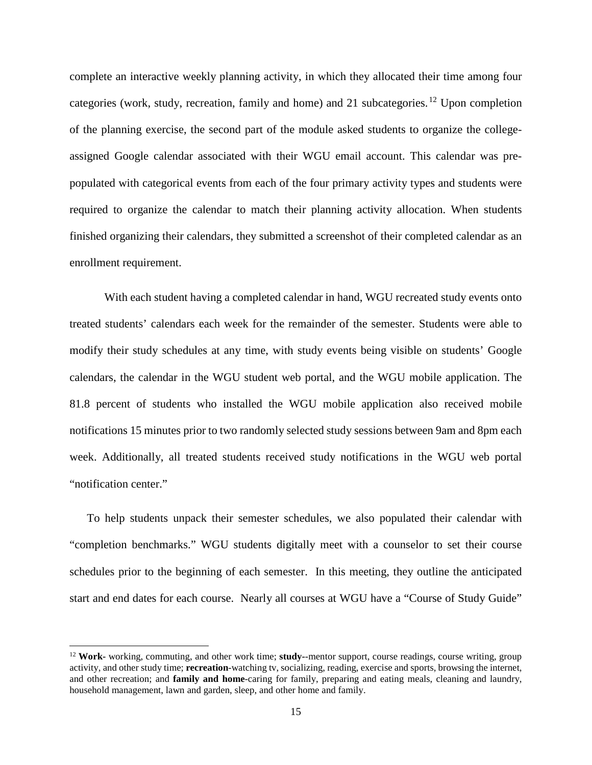complete an interactive weekly planning activity, in which they allocated their time among four categories (work, study, recreation, family and home) and 21 subcategories.[12] Upon completion of the planning exercise, the second part of the module asked students to organize the college-assigned Google calendar associated with their WGU email account. This calendar was pre-populated with categorical events from each of the four primary activity types and students were required to organize the calendar to match their planning activity allocation. When students finished organizing their calendars, they submitted a screenshot of their completed calendar as an enrollment requirement.

With each student having a completed calendar in hand, WGU recreated study events onto treated students' calendars each week for the remainder of the semester. Students were able to modify their study schedules at any time, with study events being visible on students' Google calendars, the calendar in the WGU student web portal, and the WGU mobile application. The 81.8 percent of students who installed the WGU mobile application also received mobile notifications 15 minutes prior to two randomly selected study sessions between 9am and 8pm each week. Additionally, all treated students received study notifications in the WGU web portal "notification center."

To help students unpack their semester schedules, we also populated their calendar with "completion benchmarks." WGU students digitally meet with a counselor to set their course schedules prior to the beginning of each semester. In this meeting, they outline the anticipated start and end dates for each course. Nearly all courses at WGU have a "Course of Study Guide"

---

[12] **Work-** working, commuting, and other work time; **study-**-mentor support, course readings, course writing, group activity, and other study time; **recreation**-watching tv, socializing, reading, exercise and sports, browsing the internet, and other recreation; and **family and home**-caring for family, preparing and eating meals, cleaning and laundry, household management, lawn and garden, sleep, and other home and family.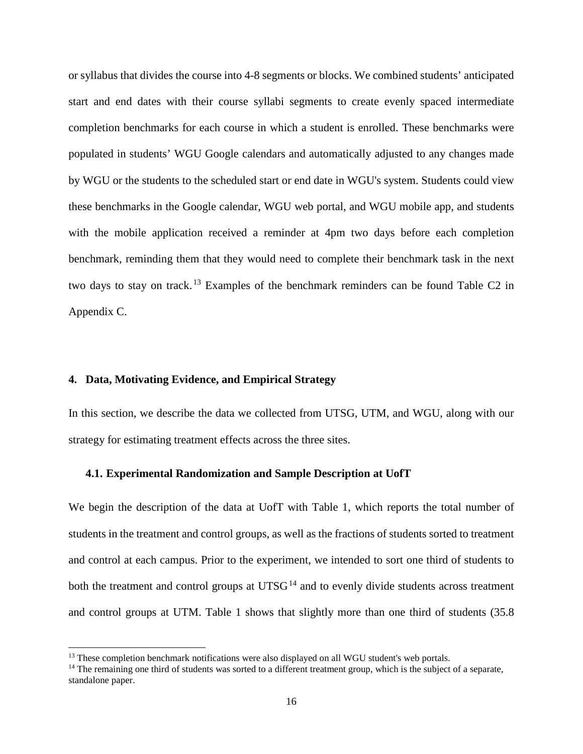or syllabus that divides the course into 4-8 segments or blocks. We combined students' anticipated start and end dates with their course syllabi segments to create evenly spaced intermediate completion benchmarks for each course in which a student is enrolled. These benchmarks were populated in students' WGU Google calendars and automatically adjusted to any changes made by WGU or the students to the scheduled start or end date in WGU's system. Students could view these benchmarks in the Google calendar, WGU web portal, and WGU mobile app, and students with the mobile application received a reminder at 4pm two days before each completion benchmark, reminding them that they would need to complete their benchmark task in the next two days to stay on track.[13] Examples of the benchmark reminders can be found Table C2 in Appendix C.

## 4. Data, Motivating Evidence, and Empirical Strategy

In this section, we describe the data we collected from UTSG, UTM, and WGU, along with our strategy for estimating treatment effects across the three sites.

### 4.1. Experimental Randomization and Sample Description at UofT

We begin the description of the data at UofT with Table 1, which reports the total number of students in the treatment and control groups, as well as the fractions of students sorted to treatment and control at each campus. Prior to the experiment, we intended to sort one third of students to both the treatment and control groups at UTSG[14] and to evenly divide students across treatment and control groups at UTM. Table 1 shows that slightly more than one third of students (35.8

[13] These completion benchmark notifications were also displayed on all WGU student's web portals.

[14] The remaining one third of students was sorted to a different treatment group, which is the subject of a separate, standalone paper.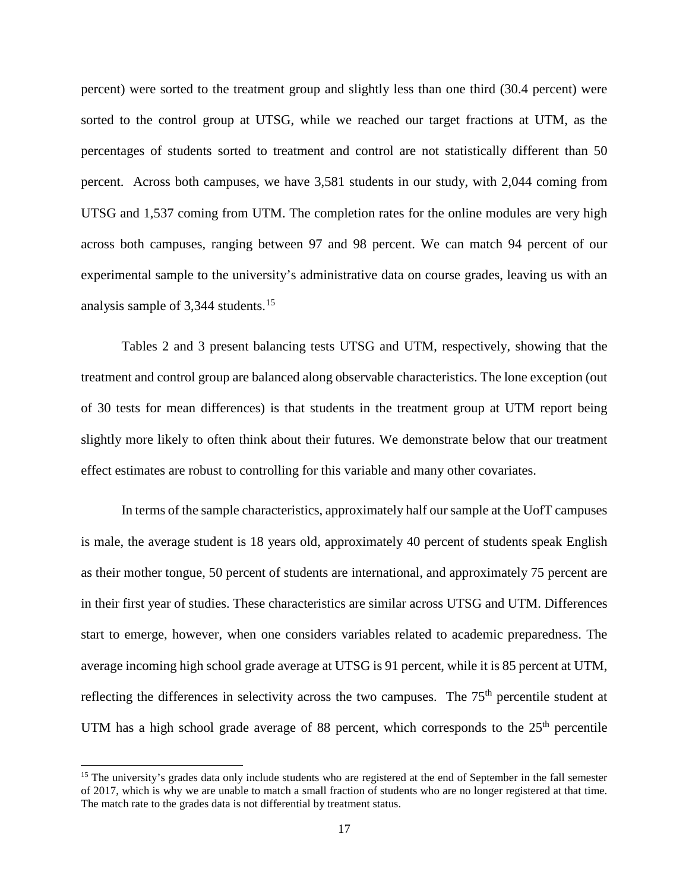percent) were sorted to the treatment group and slightly less than one third (30.4 percent) were sorted to the control group at UTSG, while we reached our target fractions at UTM, as the percentages of students sorted to treatment and control are not statistically different than 50 percent. Across both campuses, we have 3,581 students in our study, with 2,044 coming from UTSG and 1,537 coming from UTM. The completion rates for the online modules are very high across both campuses, ranging between 97 and 98 percent. We can match 94 percent of our experimental sample to the university's administrative data on course grades, leaving us with an analysis sample of 3,344 students.[15]

Tables 2 and 3 present balancing tests UTSG and UTM, respectively, showing that the treatment and control group are balanced along observable characteristics. The lone exception (out of 30 tests for mean differences) is that students in the treatment group at UTM report being slightly more likely to often think about their futures. We demonstrate below that our treatment effect estimates are robust to controlling for this variable and many other covariates.

In terms of the sample characteristics, approximately half our sample at the UofT campuses is male, the average student is 18 years old, approximately 40 percent of students speak English as their mother tongue, 50 percent of students are international, and approximately 75 percent are in their first year of studies. These characteristics are similar across UTSG and UTM. Differences start to emerge, however, when one considers variables related to academic preparedness. The average incoming high school grade average at UTSG is 91 percent, while it is 85 percent at UTM, reflecting the differences in selectivity across the two campuses. The 75th percentile student at UTM has a high school grade average of 88 percent, which corresponds to the 25th percentile

[15] The university's grades data only include students who are registered at the end of September in the fall semester of 2017, which is why we are unable to match a small fraction of students who are no longer registered at that time. The match rate to the grades data is not differential by treatment status.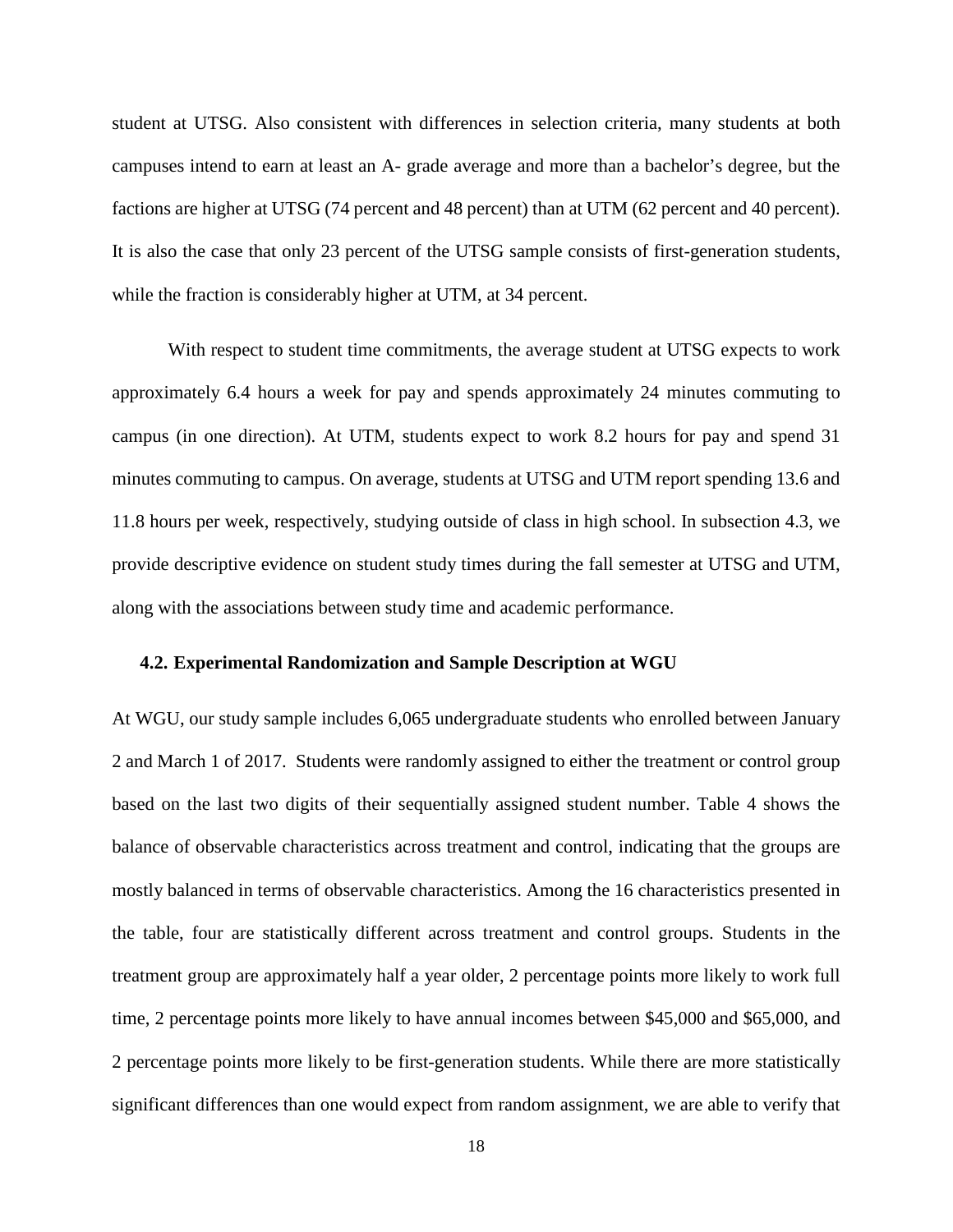student at UTSG. Also consistent with differences in selection criteria, many students at both campuses intend to earn at least an A- grade average and more than a bachelor's degree, but the factions are higher at UTSG (74 percent and 48 percent) than at UTM (62 percent and 40 percent). It is also the case that only 23 percent of the UTSG sample consists of first-generation students, while the fraction is considerably higher at UTM, at 34 percent.

With respect to student time commitments, the average student at UTSG expects to work approximately 6.4 hours a week for pay and spends approximately 24 minutes commuting to campus (in one direction). At UTM, students expect to work 8.2 hours for pay and spend 31 minutes commuting to campus. On average, students at UTSG and UTM report spending 13.6 and 11.8 hours per week, respectively, studying outside of class in high school. In subsection 4.3, we provide descriptive evidence on student study times during the fall semester at UTSG and UTM, along with the associations between study time and academic performance.

### 4.2. Experimental Randomization and Sample Description at WGU

At WGU, our study sample includes 6,065 undergraduate students who enrolled between January 2 and March 1 of 2017. Students were randomly assigned to either the treatment or control group based on the last two digits of their sequentially assigned student number. Table 4 shows the balance of observable characteristics across treatment and control, indicating that the groups are mostly balanced in terms of observable characteristics. Among the 16 characteristics presented in the table, four are statistically different across treatment and control groups. Students in the treatment group are approximately half a year older, 2 percentage points more likely to work full time, 2 percentage points more likely to have annual incomes between $45,000 and $65,000, and 2 percentage points more likely to be first-generation students. While there are more statistically significant differences than one would expect from random assignment, we are able to verify that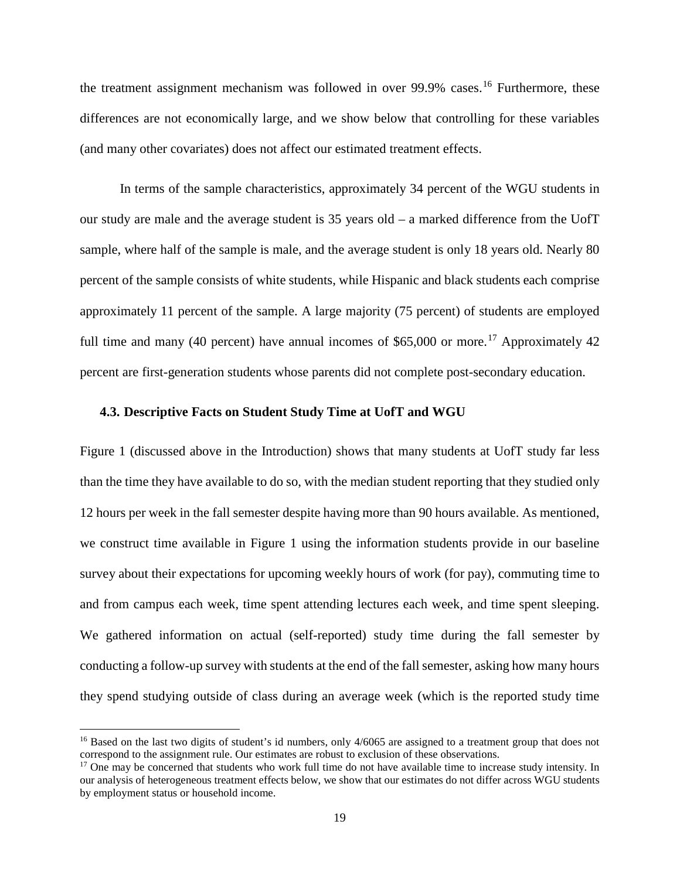the treatment assignment mechanism was followed in over 99.9% cases.[16] Furthermore, these differences are not economically large, and we show below that controlling for these variables (and many other covariates) does not affect our estimated treatment effects.

In terms of the sample characteristics, approximately 34 percent of the WGU students in our study are male and the average student is 35 years old – a marked difference from the UofT sample, where half of the sample is male, and the average student is only 18 years old. Nearly 80 percent of the sample consists of white students, while Hispanic and black students each comprise approximately 11 percent of the sample. A large majority (75 percent) of students are employed full time and many (40 percent) have annual incomes of $65,000 or more.[17] Approximately 42 percent are first-generation students whose parents did not complete post-secondary education.

### 4.3. Descriptive Facts on Student Study Time at UofT and WGU

Figure 1 (discussed above in the Introduction) shows that many students at UofT study far less than the time they have available to do so, with the median student reporting that they studied only 12 hours per week in the fall semester despite having more than 90 hours available. As mentioned, we construct time available in Figure 1 using the information students provide in our baseline survey about their expectations for upcoming weekly hours of work (for pay), commuting time to and from campus each week, time spent attending lectures each week, and time spent sleeping. We gathered information on actual (self-reported) study time during the fall semester by conducting a follow-up survey with students at the end of the fall semester, asking how many hours they spend studying outside of class during an average week (which is the reported study time

[16] Based on the last two digits of student's id numbers, only 4/6065 are assigned to a treatment group that does not correspond to the assignment rule. Our estimates are robust to exclusion of these observations.

[17] One may be concerned that students who work full time do not have available time to increase study intensity. In our analysis of heterogeneous treatment effects below, we show that our estimates do not differ across WGU students by employment status or household income.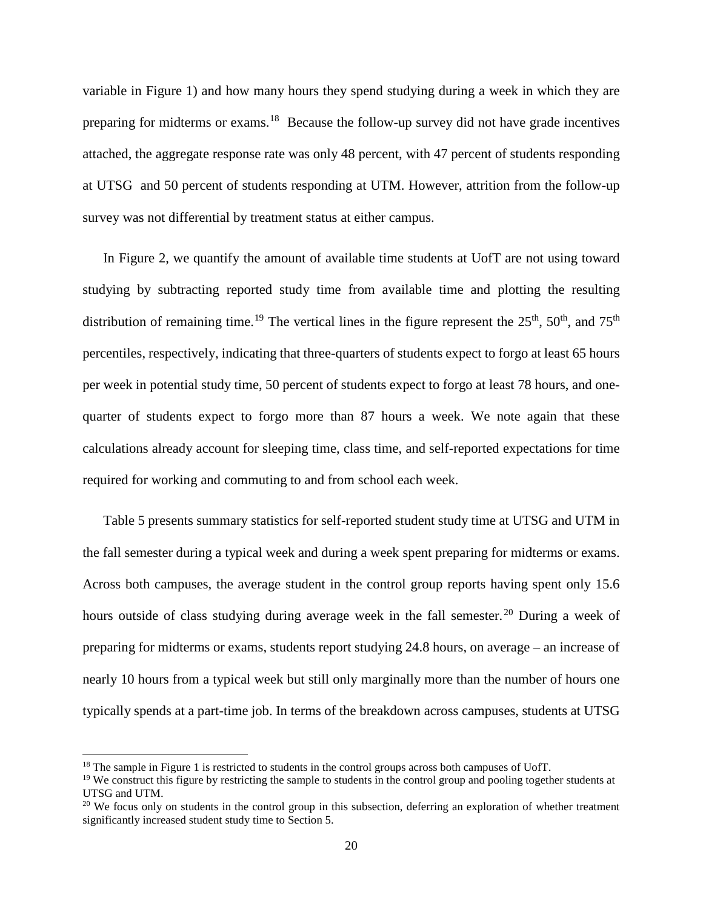variable in Figure 1) and how many hours they spend studying during a week in which they are preparing for midterms or exams.[18] Because the follow-up survey did not have grade incentives attached, the aggregate response rate was only 48 percent, with 47 percent of students responding at UTSG and 50 percent of students responding at UTM. However, attrition from the follow-up survey was not differential by treatment status at either campus.

In Figure 2, we quantify the amount of available time students at UofT are not using toward studying by subtracting reported study time from available time and plotting the resulting distribution of remaining time.[19] The vertical lines in the figure represent the 25th, 50th, and 75th percentiles, respectively, indicating that three-quarters of students expect to forgo at least 65 hours per week in potential study time, 50 percent of students expect to forgo at least 78 hours, and one-quarter of students expect to forgo more than 87 hours a week. We note again that these calculations already account for sleeping time, class time, and self-reported expectations for time required for working and commuting to and from school each week.

Table 5 presents summary statistics for self-reported student study time at UTSG and UTM in the fall semester during a typical week and during a week spent preparing for midterms or exams. Across both campuses, the average student in the control group reports having spent only 15.6 hours outside of class studying during average week in the fall semester.[20] During a week of preparing for midterms or exams, students report studying 24.8 hours, on average – an increase of nearly 10 hours from a typical week but still only marginally more than the number of hours one typically spends at a part-time job. In terms of the breakdown across campuses, students at UTSG

[18] The sample in Figure 1 is restricted to students in the control groups across both campuses of UofT.

[19] We construct this figure by restricting the sample to students in the control group and pooling together students at UTSG and UTM.

[20] We focus only on students in the control group in this subsection, deferring an exploration of whether treatment significantly increased student study time to Section 5.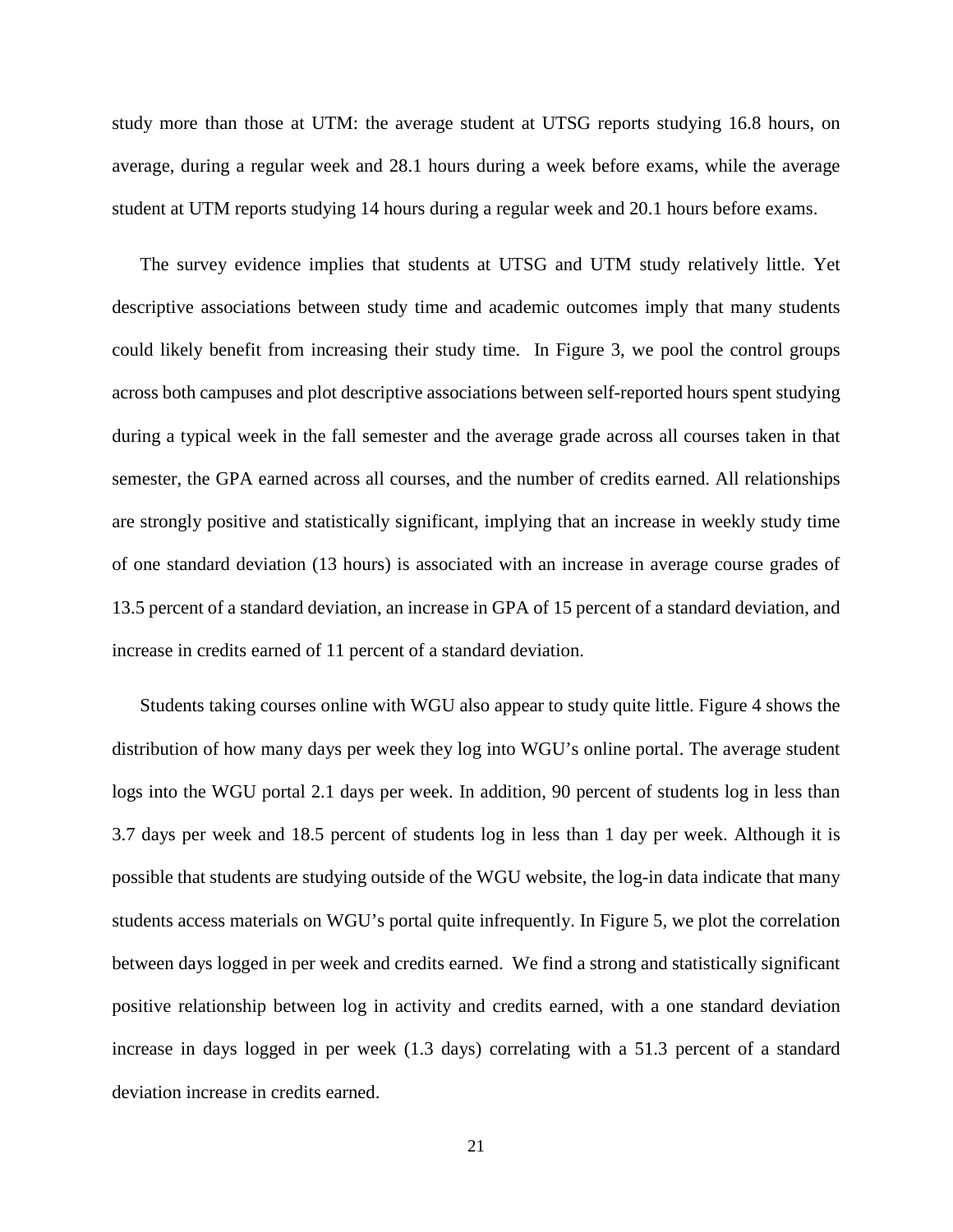study more than those at UTM: the average student at UTSG reports studying 16.8 hours, on average, during a regular week and 28.1 hours during a week before exams, while the average student at UTM reports studying 14 hours during a regular week and 20.1 hours before exams.

The survey evidence implies that students at UTSG and UTM study relatively little. Yet descriptive associations between study time and academic outcomes imply that many students could likely benefit from increasing their study time. In Figure 3, we pool the control groups across both campuses and plot descriptive associations between self-reported hours spent studying during a typical week in the fall semester and the average grade across all courses taken in that semester, the GPA earned across all courses, and the number of credits earned. All relationships are strongly positive and statistically significant, implying that an increase in weekly study time of one standard deviation (13 hours) is associated with an increase in average course grades of 13.5 percent of a standard deviation, an increase in GPA of 15 percent of a standard deviation, and increase in credits earned of 11 percent of a standard deviation.

Students taking courses online with WGU also appear to study quite little. Figure 4 shows the distribution of how many days per week they log into WGU's online portal. The average student logs into the WGU portal 2.1 days per week. In addition, 90 percent of students log in less than 3.7 days per week and 18.5 percent of students log in less than 1 day per week. Although it is possible that students are studying outside of the WGU website, the log-in data indicate that many students access materials on WGU's portal quite infrequently. In Figure 5, we plot the correlation between days logged in per week and credits earned. We find a strong and statistically significant positive relationship between log in activity and credits earned, with a one standard deviation increase in days logged in per week (1.3 days) correlating with a 51.3 percent of a standard deviation increase in credits earned.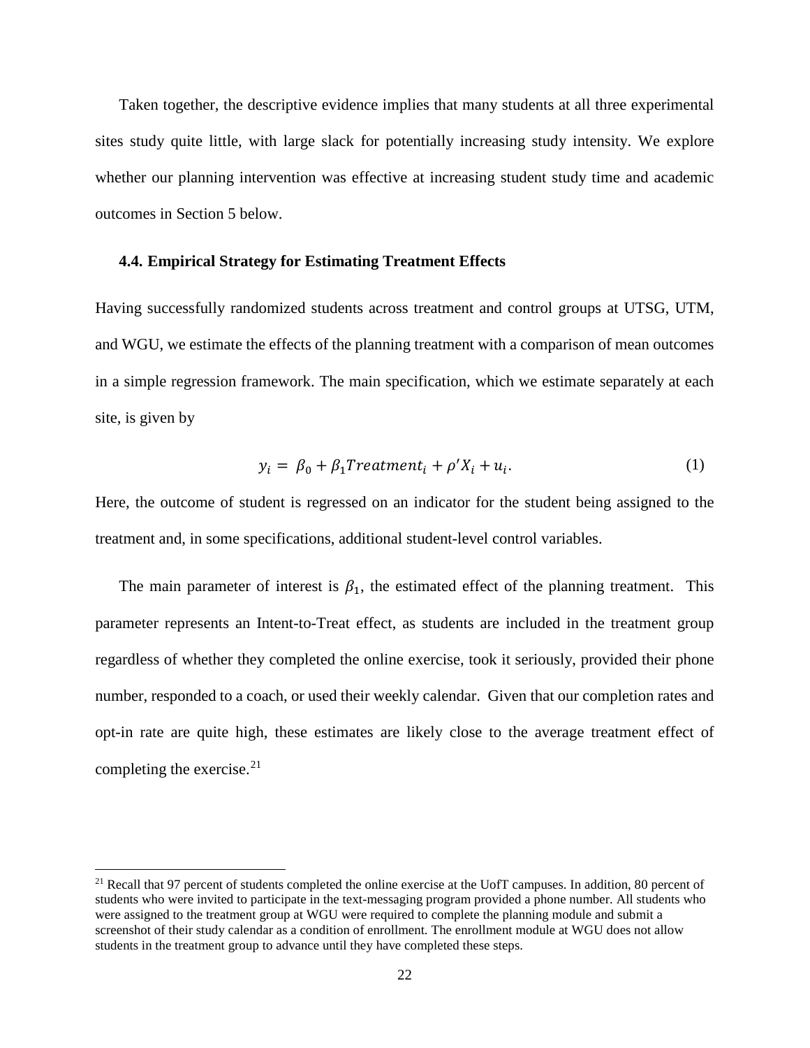Taken together, the descriptive evidence implies that many students at all three experimental sites study quite little, with large slack for potentially increasing study intensity. We explore whether our planning intervention was effective at increasing student study time and academic outcomes in Section 5 below.

### 4.4. Empirical Strategy for Estimating Treatment Effects

Having successfully randomized students across treatment and control groups at UTSG, UTM, and WGU, we estimate the effects of the planning treatment with a comparison of mean outcomes in a simple regression framework. The main specification, which we estimate separately at each site, is given by

$$y_i = \beta_0 + \beta_1 Treatment_i + \rho' X_i + u_i. \qquad (1)$$

Here, the outcome of student is regressed on an indicator for the student being assigned to the treatment and, in some specifications, additional student-level control variables.

The main parameter of interest is $\beta_1$, the estimated effect of the planning treatment. This parameter represents an Intent-to-Treat effect, as students are included in the treatment group regardless of whether they completed the online exercise, took it seriously, provided their phone number, responded to a coach, or used their weekly calendar. Given that our completion rates and opt-in rate are quite high, these estimates are likely close to the average treatment effect of completing the exercise.[21]

[21] Recall that 97 percent of students completed the online exercise at the UofT campuses. In addition, 80 percent of students who were invited to participate in the text-messaging program provided a phone number. All students who were assigned to the treatment group at WGU were required to complete the planning module and submit a screenshot of their study calendar as a condition of enrollment. The enrollment module at WGU does not allow students in the treatment group to advance until they have completed these steps.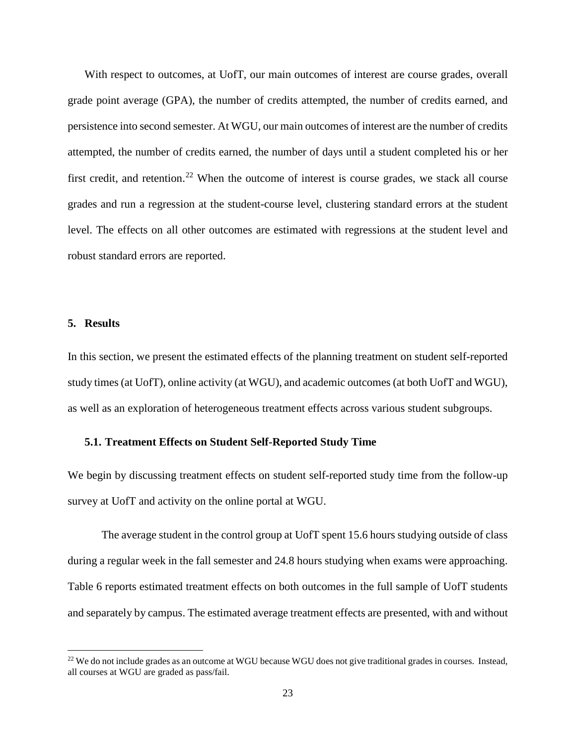With respect to outcomes, at UofT, our main outcomes of interest are course grades, overall grade point average (GPA), the number of credits attempted, the number of credits earned, and persistence into second semester. At WGU, our main outcomes of interest are the number of credits attempted, the number of credits earned, the number of days until a student completed his or her first credit, and retention.[22] When the outcome of interest is course grades, we stack all course grades and run a regression at the student-course level, clustering standard errors at the student level. The effects on all other outcomes are estimated with regressions at the student level and robust standard errors are reported.

## 5. Results

In this section, we present the estimated effects of the planning treatment on student self-reported study times (at UofT), online activity (at WGU), and academic outcomes (at both UofT and WGU), as well as an exploration of heterogeneous treatment effects across various student subgroups.

### 5.1. Treatment Effects on Student Self-Reported Study Time

We begin by discussing treatment effects on student self-reported study time from the follow-up survey at UofT and activity on the online portal at WGU.

The average student in the control group at UofT spent 15.6 hours studying outside of class during a regular week in the fall semester and 24.8 hours studying when exams were approaching. Table 6 reports estimated treatment effects on both outcomes in the full sample of UofT students and separately by campus. The estimated average treatment effects are presented, with and without

[22] We do not include grades as an outcome at WGU because WGU does not give traditional grades in courses. Instead, all courses at WGU are graded as pass/fail.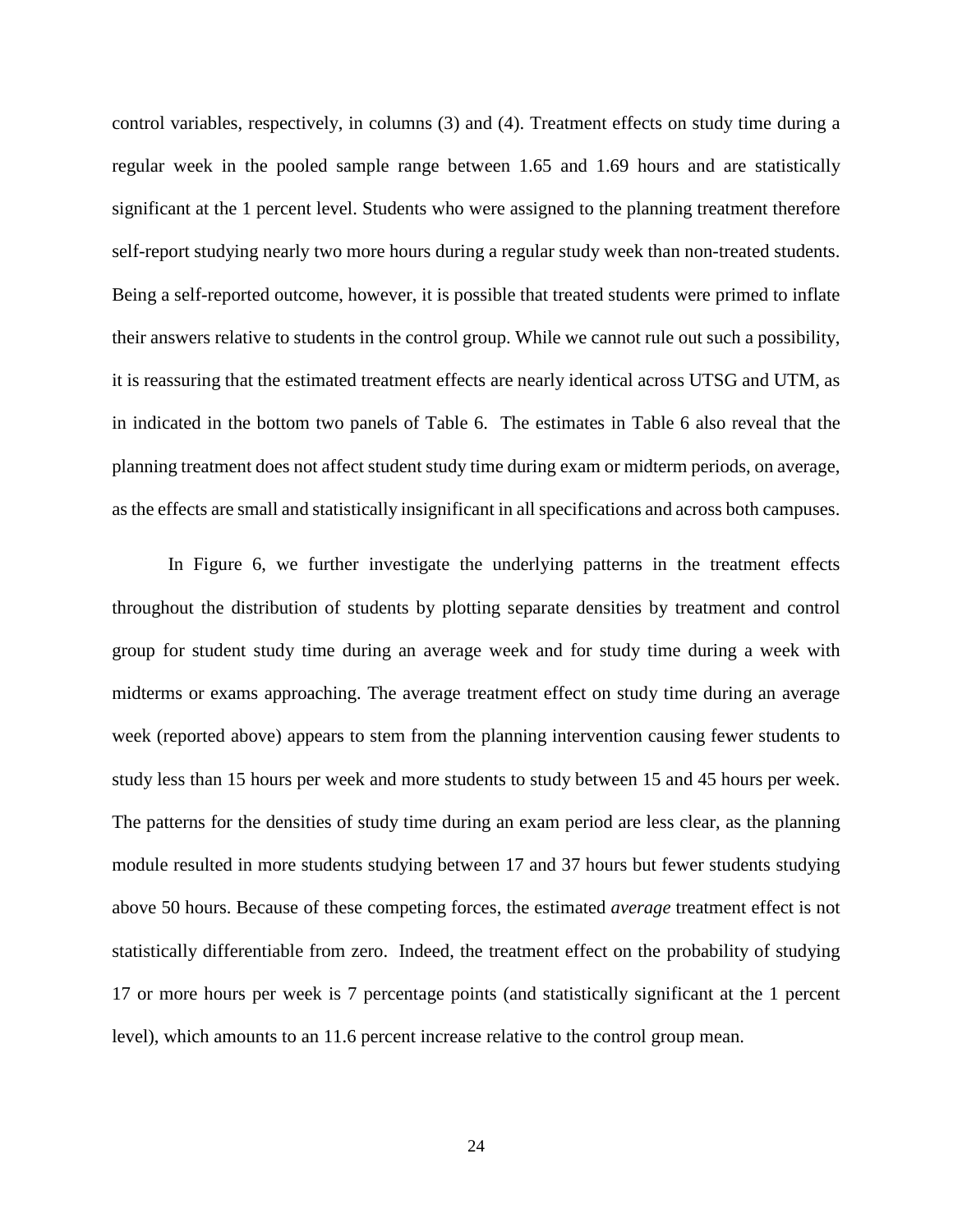control variables, respectively, in columns (3) and (4). Treatment effects on study time during a regular week in the pooled sample range between 1.65 and 1.69 hours and are statistically significant at the 1 percent level. Students who were assigned to the planning treatment therefore self-report studying nearly two more hours during a regular study week than non-treated students. Being a self-reported outcome, however, it is possible that treated students were primed to inflate their answers relative to students in the control group. While we cannot rule out such a possibility, it is reassuring that the estimated treatment effects are nearly identical across UTSG and UTM, as in indicated in the bottom two panels of Table 6. The estimates in Table 6 also reveal that the planning treatment does not affect student study time during exam or midterm periods, on average, as the effects are small and statistically insignificant in all specifications and across both campuses.

In Figure 6, we further investigate the underlying patterns in the treatment effects throughout the distribution of students by plotting separate densities by treatment and control group for student study time during an average week and for study time during a week with midterms or exams approaching. The average treatment effect on study time during an average week (reported above) appears to stem from the planning intervention causing fewer students to study less than 15 hours per week and more students to study between 15 and 45 hours per week. The patterns for the densities of study time during an exam period are less clear, as the planning module resulted in more students studying between 17 and 37 hours but fewer students studying above 50 hours. Because of these competing forces, the estimated *average* treatment effect is not statistically differentiable from zero. Indeed, the treatment effect on the probability of studying 17 or more hours per week is 7 percentage points (and statistically significant at the 1 percent level), which amounts to an 11.6 percent increase relative to the control group mean.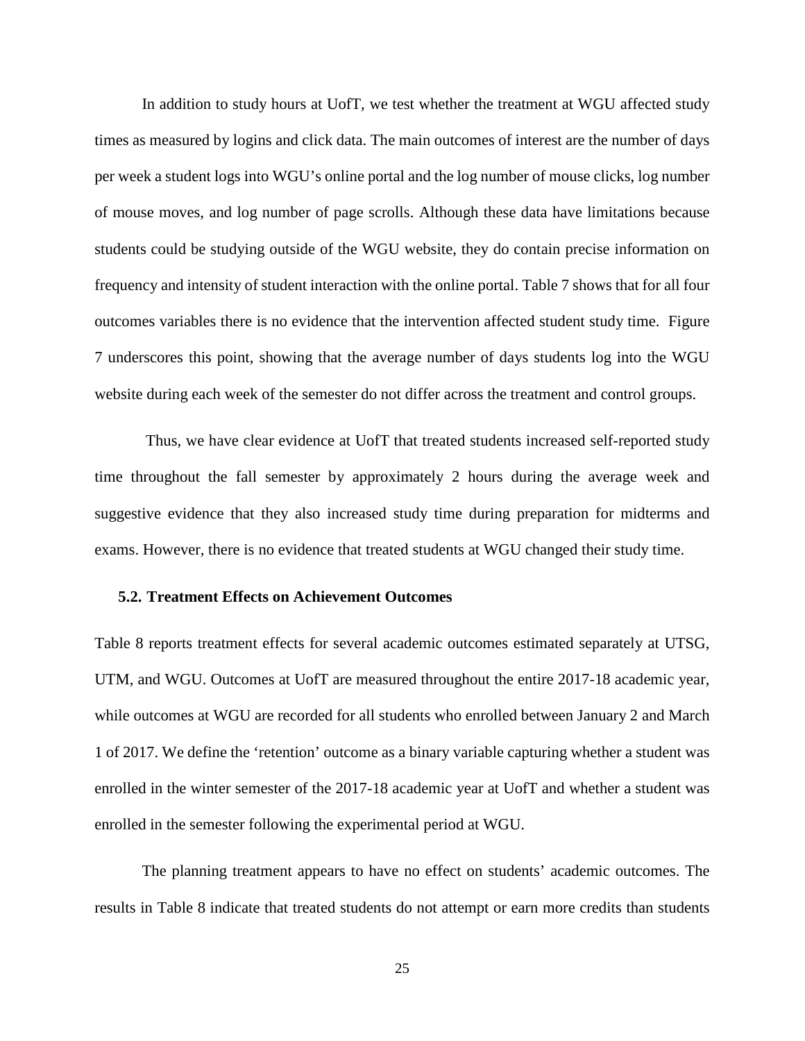In addition to study hours at UofT, we test whether the treatment at WGU affected study times as measured by logins and click data. The main outcomes of interest are the number of days per week a student logs into WGU's online portal and the log number of mouse clicks, log number of mouse moves, and log number of page scrolls. Although these data have limitations because students could be studying outside of the WGU website, they do contain precise information on frequency and intensity of student interaction with the online portal. Table 7 shows that for all four outcomes variables there is no evidence that the intervention affected student study time. Figure 7 underscores this point, showing that the average number of days students log into the WGU website during each week of the semester do not differ across the treatment and control groups.

Thus, we have clear evidence at UofT that treated students increased self-reported study time throughout the fall semester by approximately 2 hours during the average week and suggestive evidence that they also increased study time during preparation for midterms and exams. However, there is no evidence that treated students at WGU changed their study time.

### 5.2. Treatment Effects on Achievement Outcomes

Table 8 reports treatment effects for several academic outcomes estimated separately at UTSG, UTM, and WGU. Outcomes at UofT are measured throughout the entire 2017-18 academic year, while outcomes at WGU are recorded for all students who enrolled between January 2 and March 1 of 2017. We define the 'retention' outcome as a binary variable capturing whether a student was enrolled in the winter semester of the 2017-18 academic year at UofT and whether a student was enrolled in the semester following the experimental period at WGU.

The planning treatment appears to have no effect on students' academic outcomes. The results in Table 8 indicate that treated students do not attempt or earn more credits than students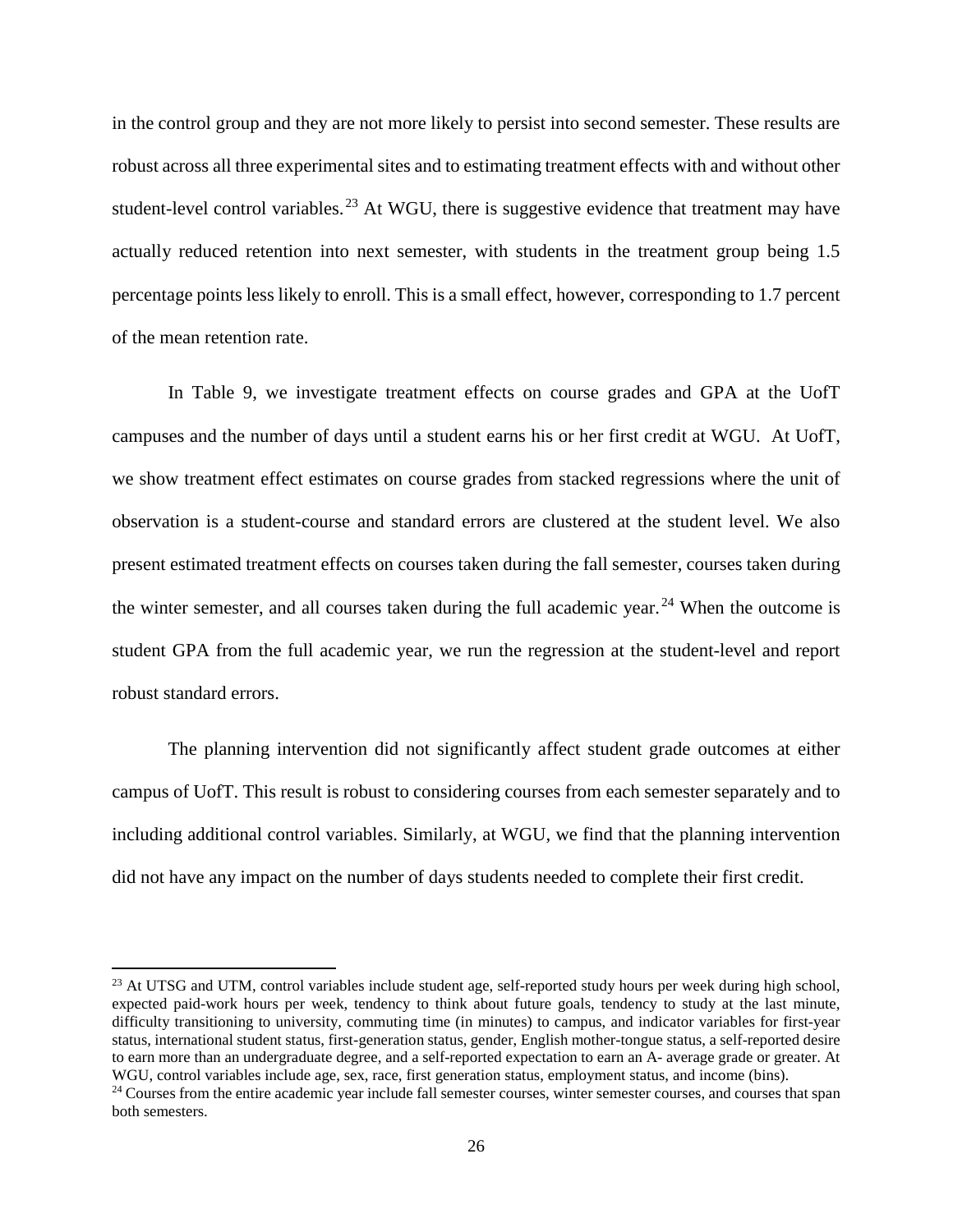in the control group and they are not more likely to persist into second semester. These results are robust across all three experimental sites and to estimating treatment effects with and without other student-level control variables.[23] At WGU, there is suggestive evidence that treatment may have actually reduced retention into next semester, with students in the treatment group being 1.5 percentage points less likely to enroll. This is a small effect, however, corresponding to 1.7 percent of the mean retention rate.

In Table 9, we investigate treatment effects on course grades and GPA at the UofT campuses and the number of days until a student earns his or her first credit at WGU. At UofT, we show treatment effect estimates on course grades from stacked regressions where the unit of observation is a student-course and standard errors are clustered at the student level. We also present estimated treatment effects on courses taken during the fall semester, courses taken during the winter semester, and all courses taken during the full academic year.[24] When the outcome is student GPA from the full academic year, we run the regression at the student-level and report robust standard errors.

The planning intervention did not significantly affect student grade outcomes at either campus of UofT. This result is robust to considering courses from each semester separately and to including additional control variables. Similarly, at WGU, we find that the planning intervention did not have any impact on the number of days students needed to complete their first credit.

---

[23] At UTSG and UTM, control variables include student age, self-reported study hours per week during high school, expected paid-work hours per week, tendency to think about future goals, tendency to study at the last minute, difficulty transitioning to university, commuting time (in minutes) to campus, and indicator variables for first-year status, international student status, first-generation status, gender, English mother-tongue status, a self-reported desire to earn more than an undergraduate degree, and a self-reported expectation to earn an A- average grade or greater. At WGU, control variables include age, sex, race, first generation status, employment status, and income (bins).

[24] Courses from the entire academic year include fall semester courses, winter semester courses, and courses that span both semesters.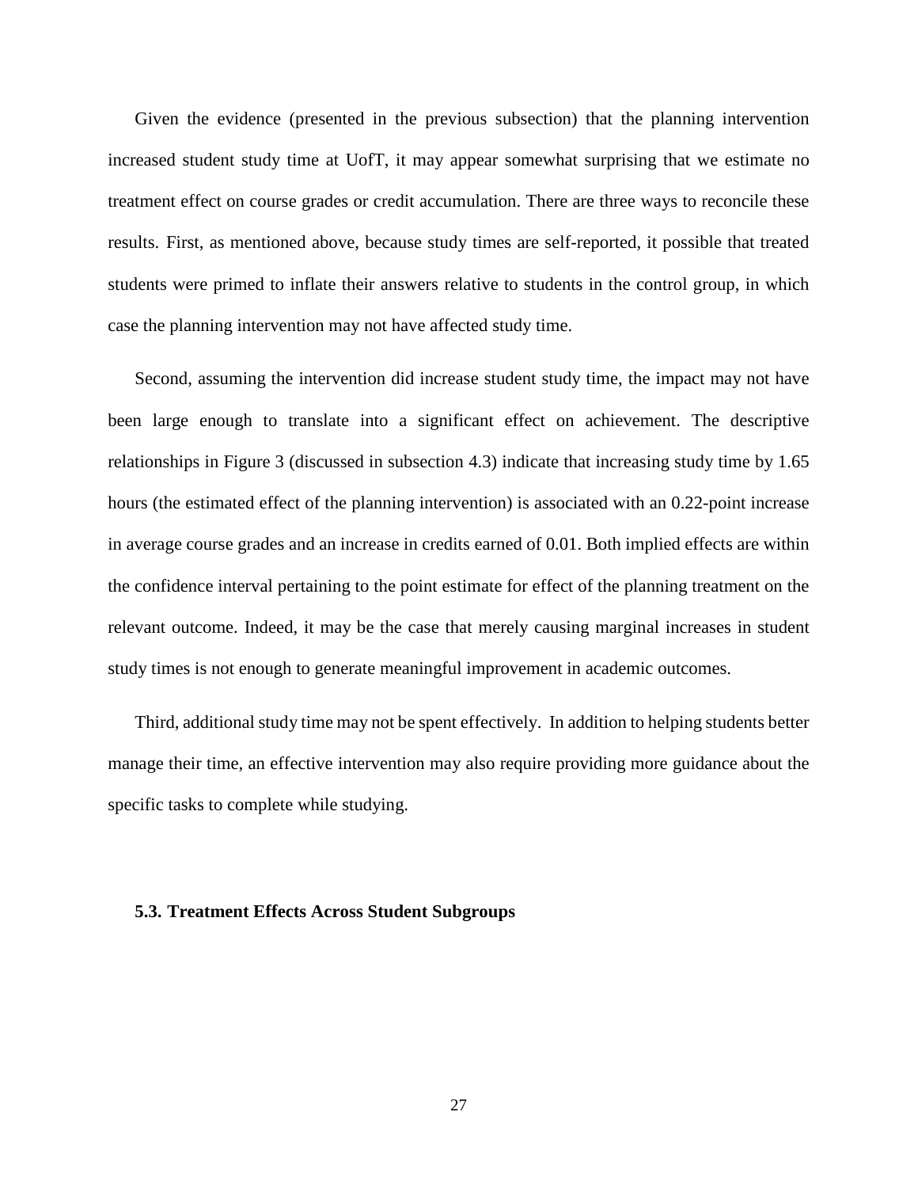Given the evidence (presented in the previous subsection) that the planning intervention increased student study time at UofT, it may appear somewhat surprising that we estimate no treatment effect on course grades or credit accumulation. There are three ways to reconcile these results. First, as mentioned above, because study times are self-reported, it possible that treated students were primed to inflate their answers relative to students in the control group, in which case the planning intervention may not have affected study time.

Second, assuming the intervention did increase student study time, the impact may not have been large enough to translate into a significant effect on achievement. The descriptive relationships in Figure 3 (discussed in subsection 4.3) indicate that increasing study time by 1.65 hours (the estimated effect of the planning intervention) is associated with an 0.22-point increase in average course grades and an increase in credits earned of 0.01. Both implied effects are within the confidence interval pertaining to the point estimate for effect of the planning treatment on the relevant outcome. Indeed, it may be the case that merely causing marginal increases in student study times is not enough to generate meaningful improvement in academic outcomes.

Third, additional study time may not be spent effectively. In addition to helping students better manage their time, an effective intervention may also require providing more guidance about the specific tasks to complete while studying.

### 5.3. Treatment Effects Across Student Subgroups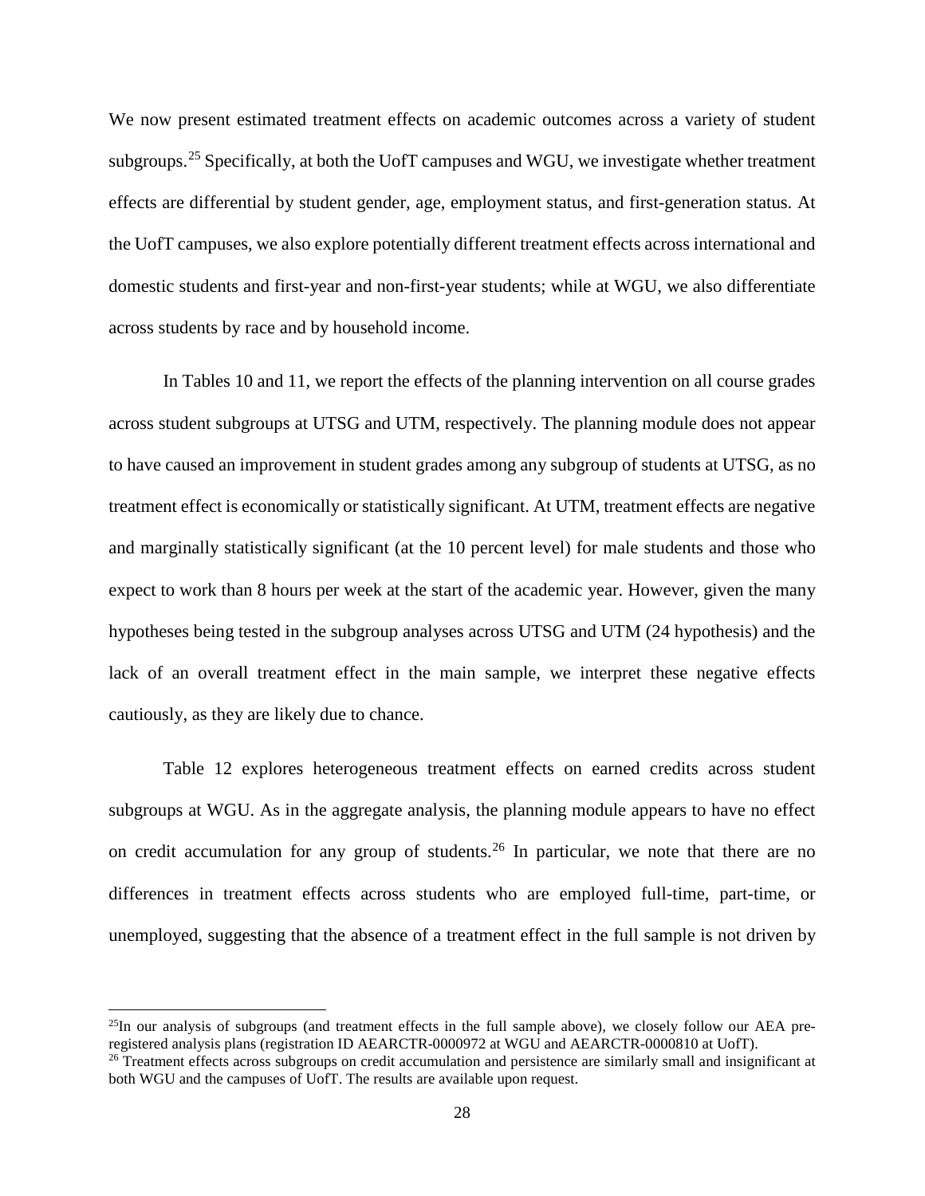We now present estimated treatment effects on academic outcomes across a variety of student subgroups.[25] Specifically, at both the UofT campuses and WGU, we investigate whether treatment effects are differential by student gender, age, employment status, and first-generation status. At the UofT campuses, we also explore potentially different treatment effects across international and domestic students and first-year and non-first-year students; while at WGU, we also differentiate across students by race and by household income.

In Tables 10 and 11, we report the effects of the planning intervention on all course grades across student subgroups at UTSG and UTM, respectively. The planning module does not appear to have caused an improvement in student grades among any subgroup of students at UTSG, as no treatment effect is economically or statistically significant. At UTM, treatment effects are negative and marginally statistically significant (at the 10 percent level) for male students and those who expect to work than 8 hours per week at the start of the academic year. However, given the many hypotheses being tested in the subgroup analyses across UTSG and UTM (24 hypothesis) and the lack of an overall treatment effect in the main sample, we interpret these negative effects cautiously, as they are likely due to chance.

Table 12 explores heterogeneous treatment effects on earned credits across student subgroups at WGU. As in the aggregate analysis, the planning module appears to have no effect on credit accumulation for any group of students.[26] In particular, we note that there are no differences in treatment effects across students who are employed full-time, part-time, or unemployed, suggesting that the absence of a treatment effect in the full sample is not driven by

---

[25] In our analysis of subgroups (and treatment effects in the full sample above), we closely follow our AEA pre-registered analysis plans (registration ID AEARCTR-0000972 at WGU and AEARCTR-0000810 at UofT).

[26] Treatment effects across subgroups on credit accumulation and persistence are similarly small and insignificant at both WGU and the campuses of UofT. The results are available upon request.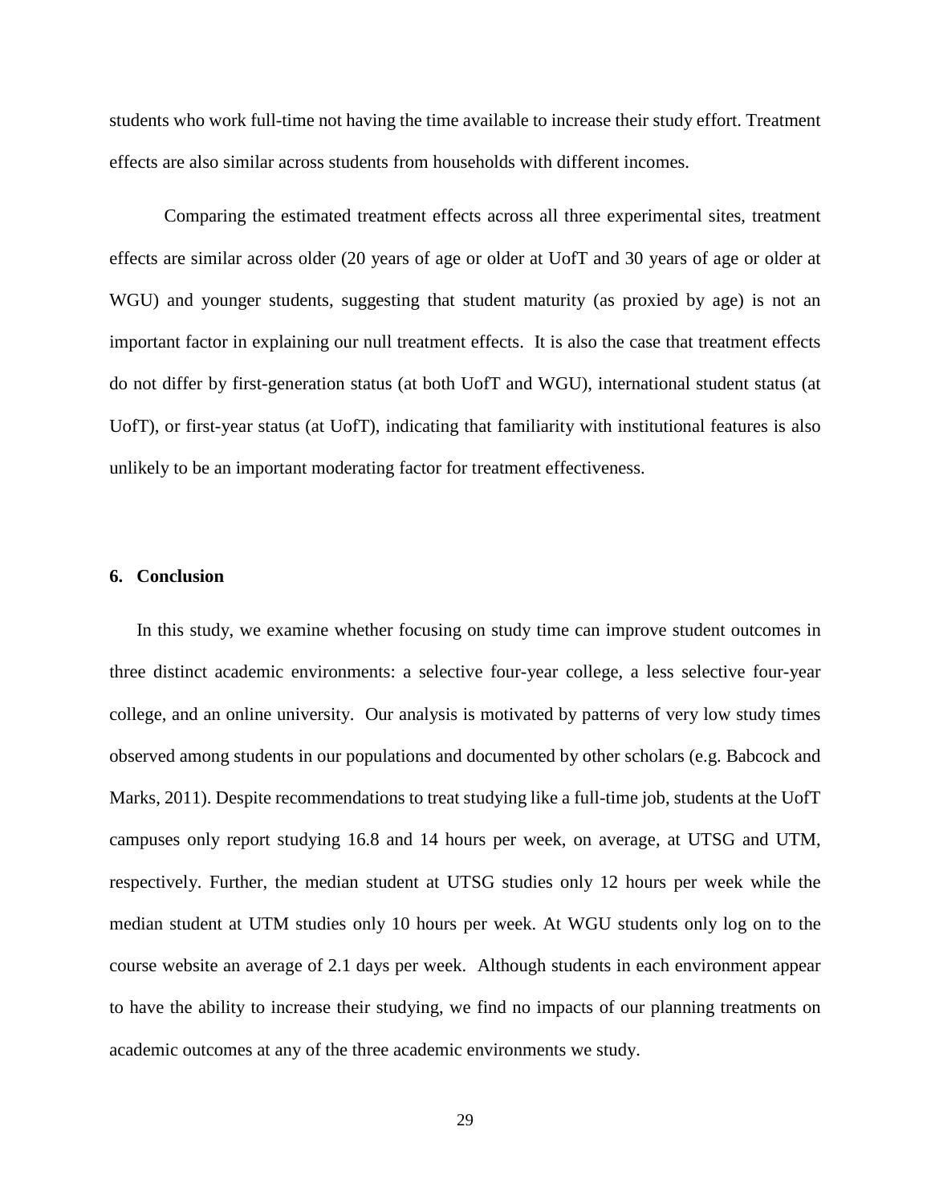students who work full-time not having the time available to increase their study effort. Treatment effects are also similar across students from households with different incomes.

Comparing the estimated treatment effects across all three experimental sites, treatment effects are similar across older (20 years of age or older at UofT and 30 years of age or older at WGU) and younger students, suggesting that student maturity (as proxied by age) is not an important factor in explaining our null treatment effects. It is also the case that treatment effects do not differ by first-generation status (at both UofT and WGU), international student status (at UofT), or first-year status (at UofT), indicating that familiarity with institutional features is also unlikely to be an important moderating factor for treatment effectiveness.

## 6. Conclusion

In this study, we examine whether focusing on study time can improve student outcomes in three distinct academic environments: a selective four-year college, a less selective four-year college, and an online university. Our analysis is motivated by patterns of very low study times observed among students in our populations and documented by other scholars (e.g. Babcock and Marks, 2011). Despite recommendations to treat studying like a full-time job, students at the UofT campuses only report studying 16.8 and 14 hours per week, on average, at UTSG and UTM, respectively. Further, the median student at UTSG studies only 12 hours per week while the median student at UTM studies only 10 hours per week. At WGU students only log on to the course website an average of 2.1 days per week. Although students in each environment appear to have the ability to increase their studying, we find no impacts of our planning treatments on academic outcomes at any of the three academic environments we study.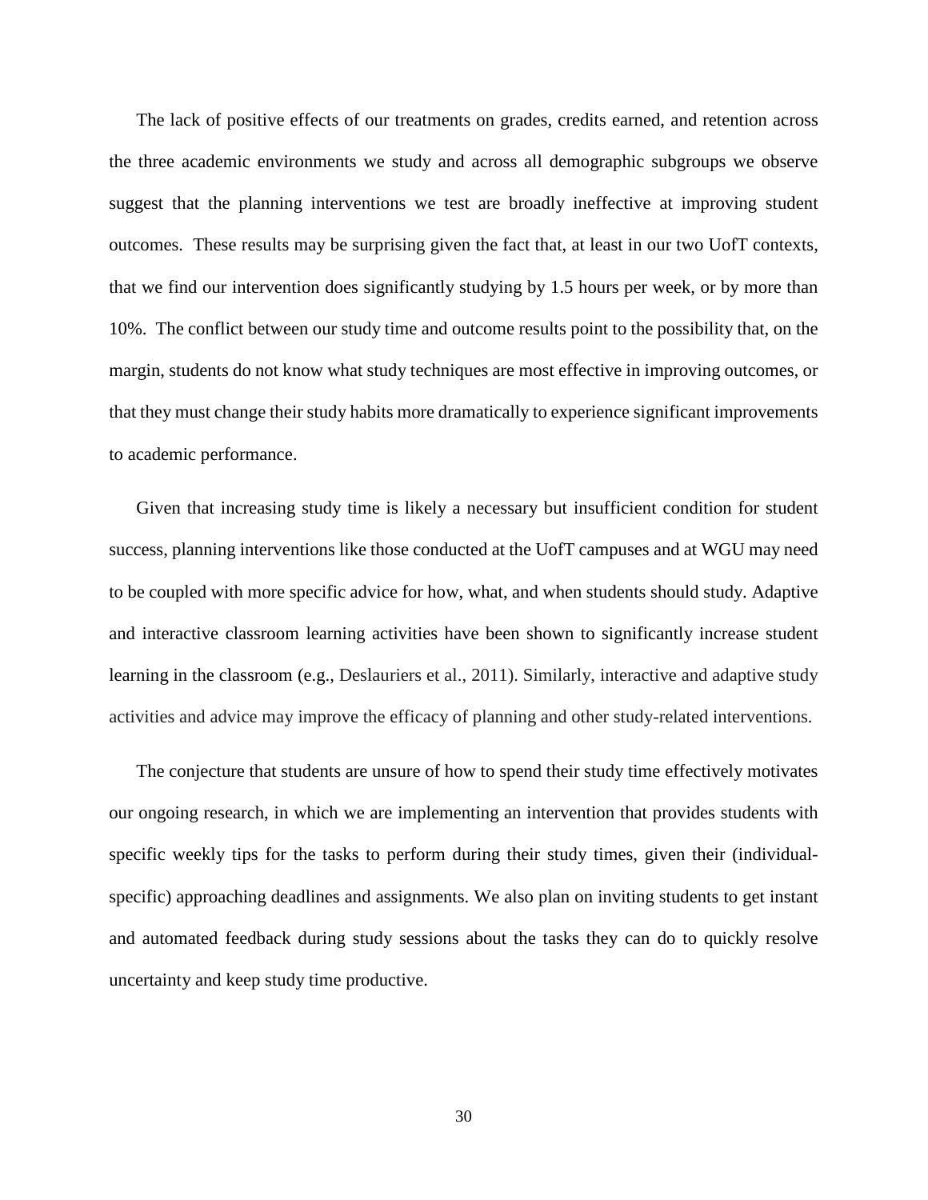The lack of positive effects of our treatments on grades, credits earned, and retention across the three academic environments we study and across all demographic subgroups we observe suggest that the planning interventions we test are broadly ineffective at improving student outcomes. These results may be surprising given the fact that, at least in our two UofT contexts, that we find our intervention does significantly studying by 1.5 hours per week, or by more than 10%. The conflict between our study time and outcome results point to the possibility that, on the margin, students do not know what study techniques are most effective in improving outcomes, or that they must change their study habits more dramatically to experience significant improvements to academic performance.

Given that increasing study time is likely a necessary but insufficient condition for student success, planning interventions like those conducted at the UofT campuses and at WGU may need to be coupled with more specific advice for how, what, and when students should study. Adaptive and interactive classroom learning activities have been shown to significantly increase student learning in the classroom (e.g., Deslauriers et al., 2011). Similarly, interactive and adaptive study activities and advice may improve the efficacy of planning and other study-related interventions.

The conjecture that students are unsure of how to spend their study time effectively motivates our ongoing research, in which we are implementing an intervention that provides students with specific weekly tips for the tasks to perform during their study times, given their (individual-specific) approaching deadlines and assignments. We also plan on inviting students to get instant and automated feedback during study sessions about the tasks they can do to quickly resolve uncertainty and keep study time productive.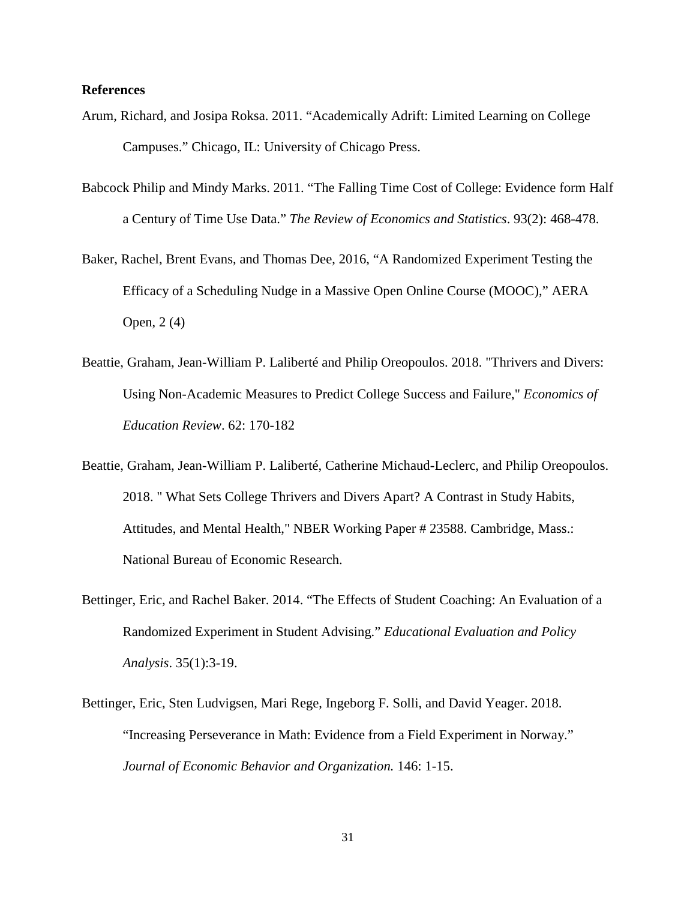**References**

Arum, Richard, and Josipa Roksa. 2011. “Academically Adrift: Limited Learning on College Campuses.” Chicago, IL: University of Chicago Press.

Babcock Philip and Mindy Marks. 2011. “The Falling Time Cost of College: Evidence form Half a Century of Time Use Data.” *The Review of Economics and Statistics*. 93(2): 468-478.

Baker, Rachel, Brent Evans, and Thomas Dee, 2016, “A Randomized Experiment Testing the Efficacy of a Scheduling Nudge in a Massive Open Online Course (MOOC),” AERA Open, 2 (4)

Beattie, Graham, Jean-William P. Laliberté and Philip Oreopoulos. 2018. "Thrivers and Divers: Using Non-Academic Measures to Predict College Success and Failure," *Economics of Education Review*. 62: 170-182

Beattie, Graham, Jean-William P. Laliberté, Catherine Michaud-Leclerc, and Philip Oreopoulos. 2018. " What Sets College Thrivers and Divers Apart? A Contrast in Study Habits, Attitudes, and Mental Health," NBER Working Paper # 23588. Cambridge, Mass.: National Bureau of Economic Research.

Bettinger, Eric, and Rachel Baker. 2014. “The Effects of Student Coaching: An Evaluation of a Randomized Experiment in Student Advising.” *Educational Evaluation and Policy Analysis*. 35(1):3-19.

Bettinger, Eric, Sten Ludvigsen, Mari Rege, Ingeborg F. Solli, and David Yeager. 2018. “Increasing Perseverance in Math: Evidence from a Field Experiment in Norway.” *Journal of Economic Behavior and Organization.* 146: 1-15.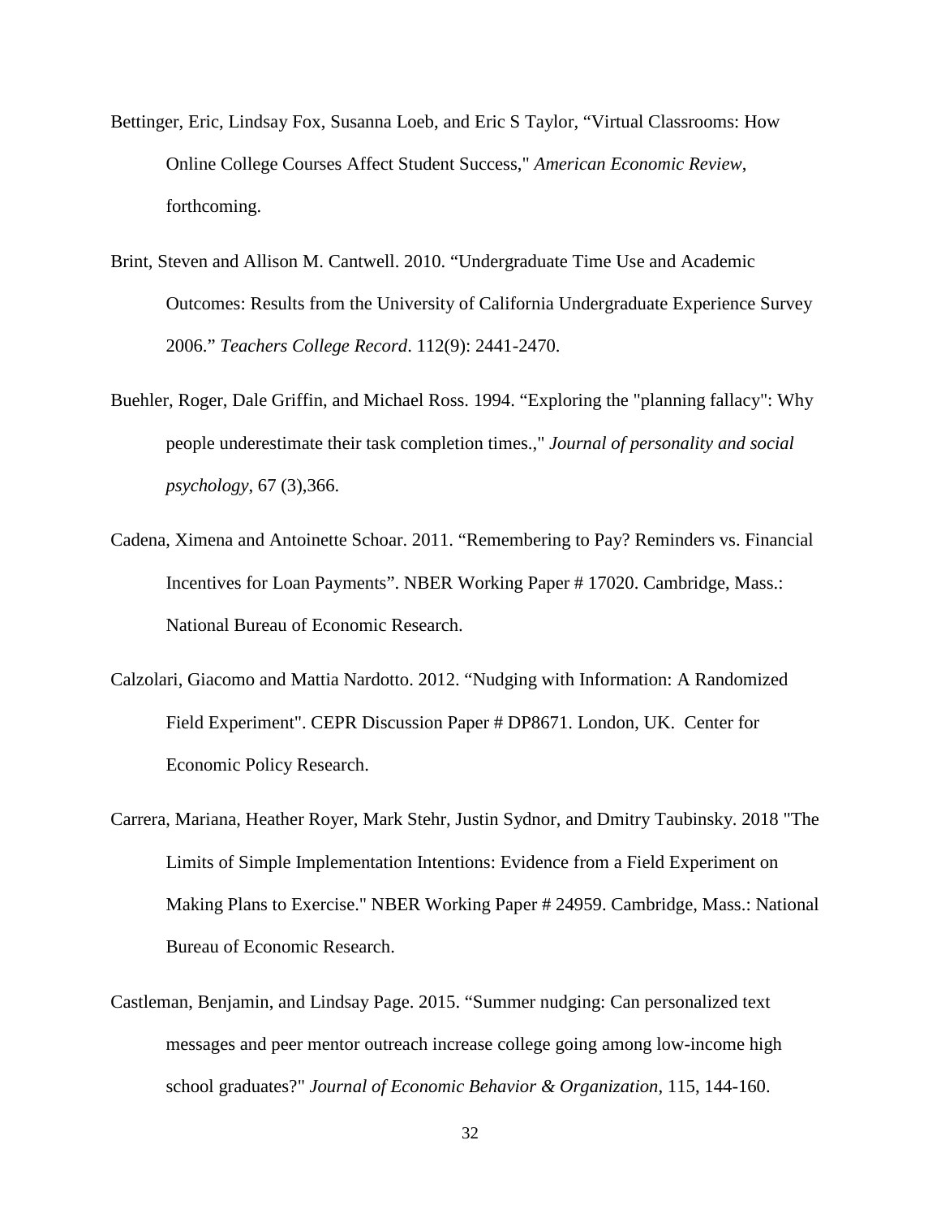Bettinger, Eric, Lindsay Fox, Susanna Loeb, and Eric S Taylor, "Virtual Classrooms: How Online College Courses Affect Student Success," *American Economic Review*, forthcoming.

Brint, Steven and Allison M. Cantwell. 2010. "Undergraduate Time Use and Academic Outcomes: Results from the University of California Undergraduate Experience Survey 2006." *Teachers College Record*. 112(9): 2441-2470.

Buehler, Roger, Dale Griffin, and Michael Ross. 1994. "Exploring the "planning fallacy": Why people underestimate their task completion times.," *Journal of personality and social psychology*, 67 (3),366.

Cadena, Ximena and Antoinette Schoar. 2011. "Remembering to Pay? Reminders vs. Financial Incentives for Loan Payments". NBER Working Paper # 17020. Cambridge, Mass.: National Bureau of Economic Research.

Calzolari, Giacomo and Mattia Nardotto. 2012. "Nudging with Information: A Randomized Field Experiment". CEPR Discussion Paper # DP8671. London, UK. Center for Economic Policy Research.

Carrera, Mariana, Heather Royer, Mark Stehr, Justin Sydnor, and Dmitry Taubinsky. 2018 "The Limits of Simple Implementation Intentions: Evidence from a Field Experiment on Making Plans to Exercise." NBER Working Paper # 24959. Cambridge, Mass.: National Bureau of Economic Research.

Castleman, Benjamin, and Lindsay Page. 2015. "Summer nudging: Can personalized text messages and peer mentor outreach increase college going among low-income high school graduates?" *Journal of Economic Behavior & Organization*, 115, 144-160.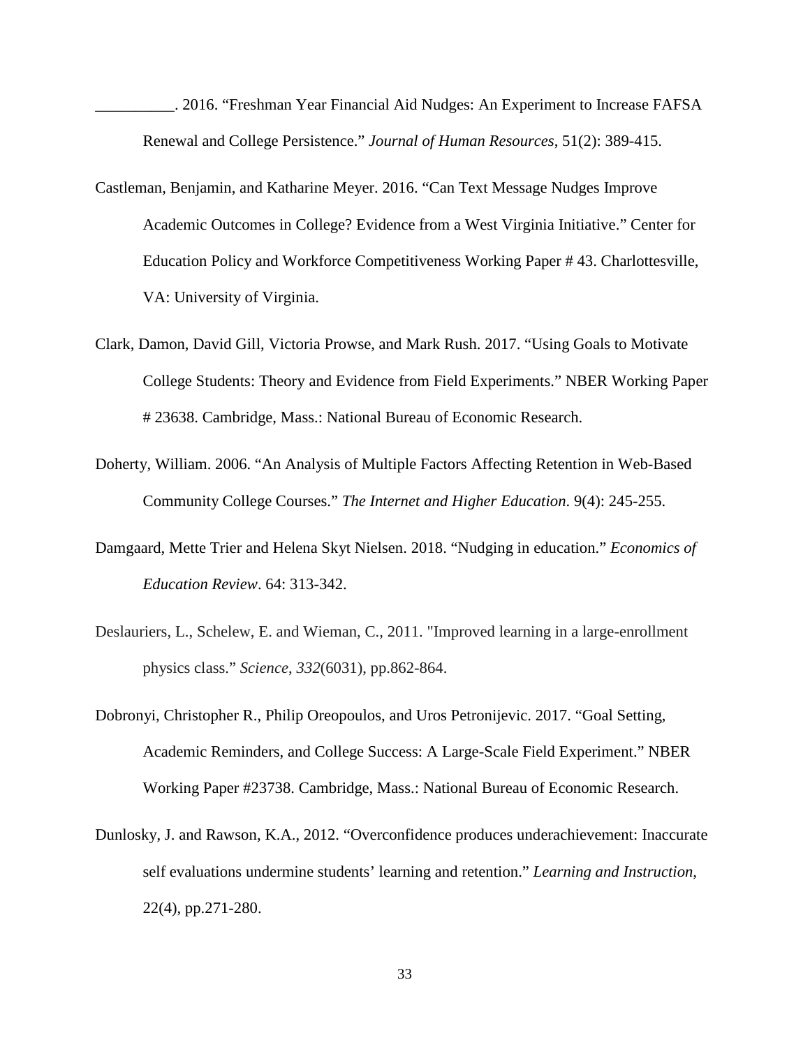__________. 2016. "Freshman Year Financial Aid Nudges: An Experiment to Increase FAFSA Renewal and College Persistence." *Journal of Human Resources*, 51(2): 389-415.

Castleman, Benjamin, and Katharine Meyer. 2016. "Can Text Message Nudges Improve Academic Outcomes in College? Evidence from a West Virginia Initiative." Center for Education Policy and Workforce Competitiveness Working Paper # 43. Charlottesville, VA: University of Virginia.

Clark, Damon, David Gill, Victoria Prowse, and Mark Rush. 2017. "Using Goals to Motivate College Students: Theory and Evidence from Field Experiments." NBER Working Paper # 23638. Cambridge, Mass.: National Bureau of Economic Research.

Doherty, William. 2006. "An Analysis of Multiple Factors Affecting Retention in Web-Based Community College Courses." *The Internet and Higher Education*. 9(4): 245-255.

Damgaard, Mette Trier and Helena Skyt Nielsen. 2018. "Nudging in education." *Economics of Education Review*. 64: 313-342.

Deslauriers, L., Schelew, E. and Wieman, C., 2011. "Improved learning in a large-enrollment physics class." *Science*, *332*(6031), pp.862-864.

Dobronyi, Christopher R., Philip Oreopoulos, and Uros Petronijevic. 2017. "Goal Setting, Academic Reminders, and College Success: A Large-Scale Field Experiment." NBER Working Paper #23738. Cambridge, Mass.: National Bureau of Economic Research.

Dunlosky, J. and Rawson, K.A., 2012. "Overconfidence produces underachievement: Inaccurate self evaluations undermine students' learning and retention." *Learning and Instruction*, 22(4), pp.271-280.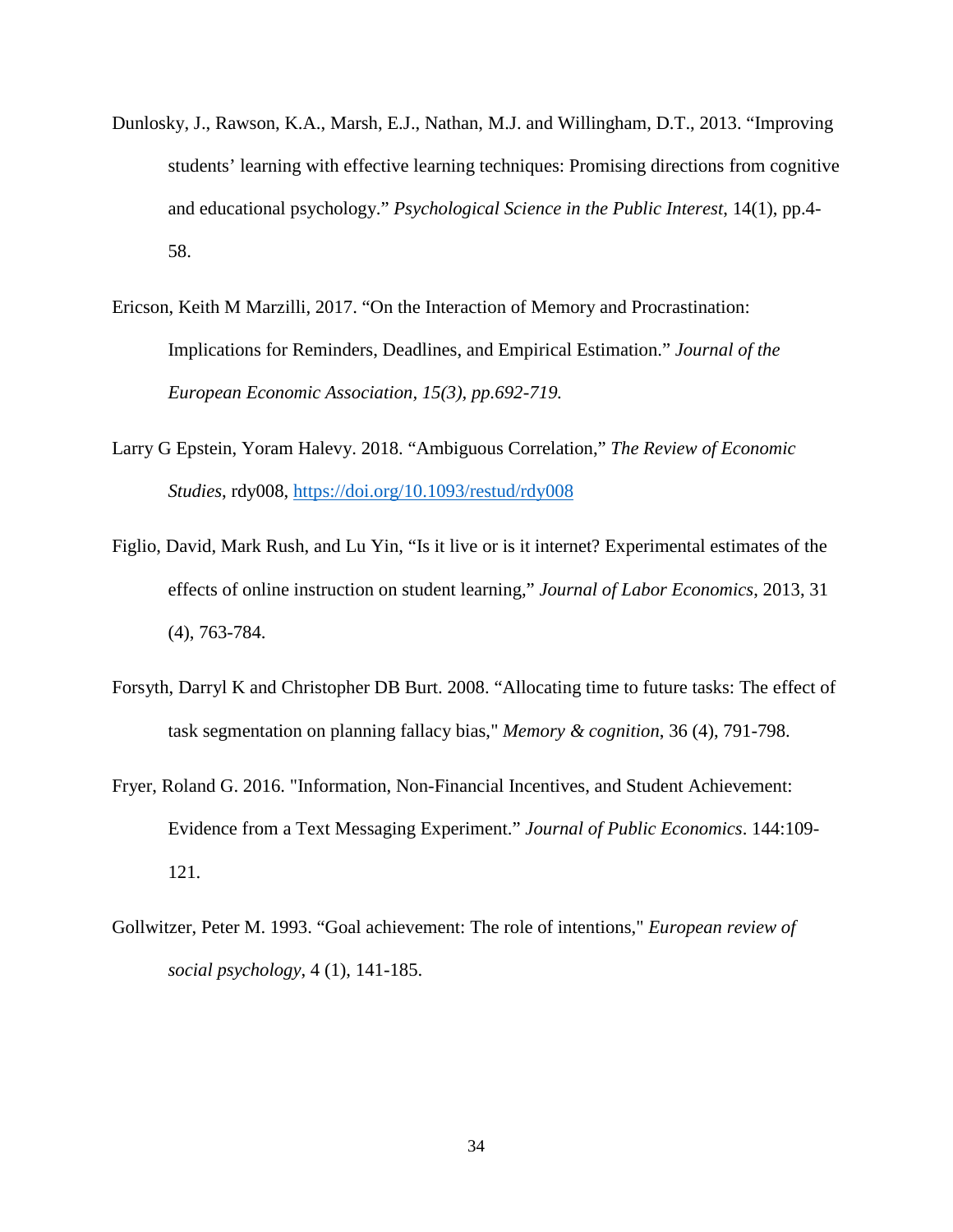Dunlosky, J., Rawson, K.A., Marsh, E.J., Nathan, M.J. and Willingham, D.T., 2013. "Improving students' learning with effective learning techniques: Promising directions from cognitive and educational psychology." *Psychological Science in the Public Interest*, 14(1), pp.4-58.

Ericson, Keith M Marzilli, 2017. "On the Interaction of Memory and Procrastination: Implications for Reminders, Deadlines, and Empirical Estimation." *Journal of the European Economic Association, 15(3), pp.692-719.*

Larry G Epstein, Yoram Halevy. 2018. "Ambiguous Correlation," *The Review of Economic Studies*, rdy008, https://doi.org/10.1093/restud/rdy008

Figlio, David, Mark Rush, and Lu Yin, "Is it live or is it internet? Experimental estimates of the effects of online instruction on student learning," *Journal of Labor Economics*, 2013, 31 (4), 763-784.

Forsyth, Darryl K and Christopher DB Burt. 2008. "Allocating time to future tasks: The effect of task segmentation on planning fallacy bias," *Memory & cognition*, 36 (4), 791-798.

Fryer, Roland G. 2016. "Information, Non-Financial Incentives, and Student Achievement: Evidence from a Text Messaging Experiment." *Journal of Public Economics*. 144:109-121.

Gollwitzer, Peter M. 1993. "Goal achievement: The role of intentions," *European review of social psychology*, 4 (1), 141-185.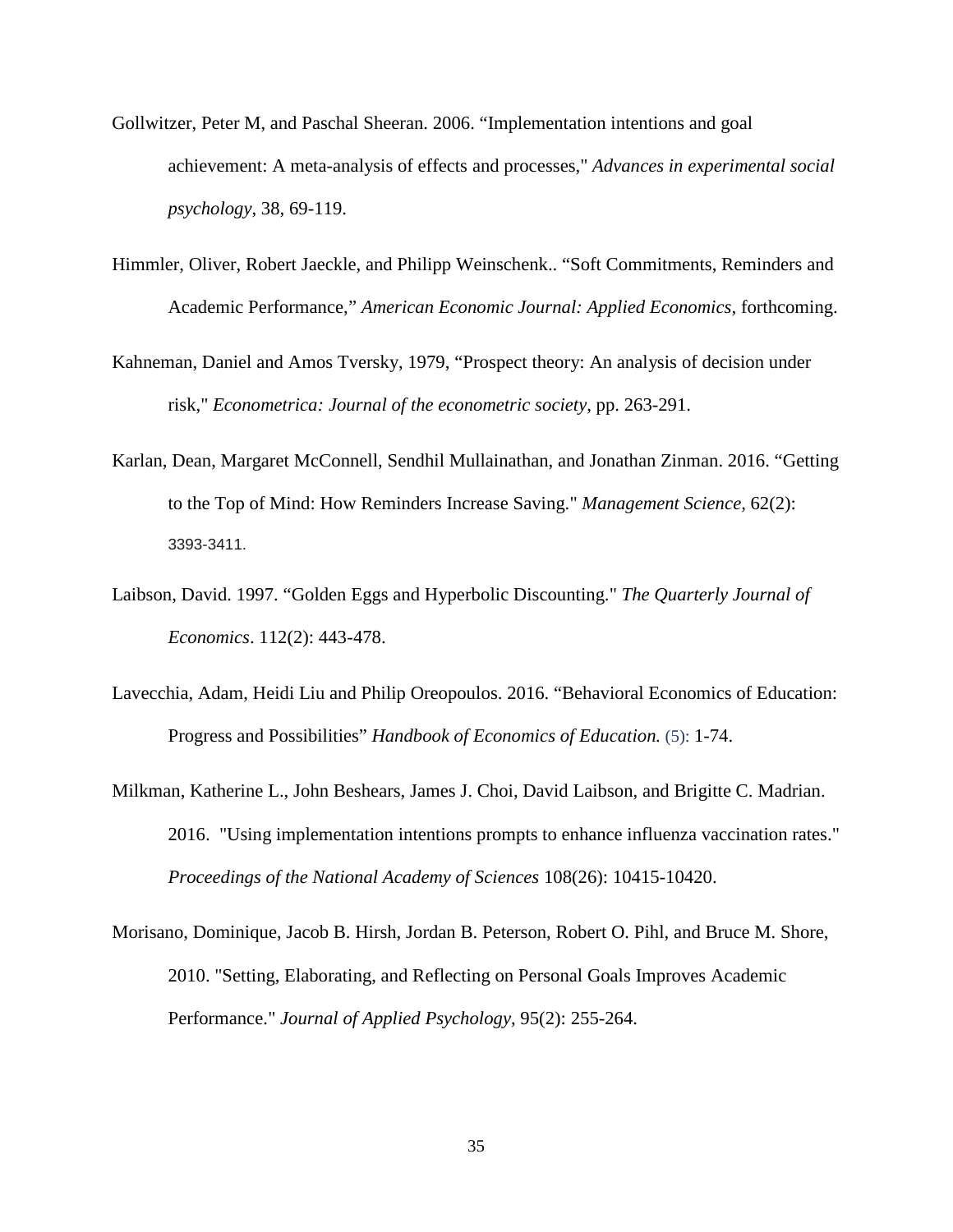Gollwitzer, Peter M, and Paschal Sheeran. 2006. "Implementation intentions and goal achievement: A meta-analysis of effects and processes," *Advances in experimental social psychology*, 38, 69-119.

Himmler, Oliver, Robert Jaeckle, and Philipp Weinschenk.. "Soft Commitments, Reminders and Academic Performance," *American Economic Journal: Applied Economics*, forthcoming.

Kahneman, Daniel and Amos Tversky, 1979, "Prospect theory: An analysis of decision under risk," *Econometrica: Journal of the econometric society*, pp. 263-291.

Karlan, Dean, Margaret McConnell, Sendhil Mullainathan, and Jonathan Zinman. 2016. "Getting to the Top of Mind: How Reminders Increase Saving." *Management Science*, 62(2): 3393-3411.

Laibson, David. 1997. "Golden Eggs and Hyperbolic Discounting." *The Quarterly Journal of Economics*. 112(2): 443-478.

Lavecchia, Adam, Heidi Liu and Philip Oreopoulos. 2016. "Behavioral Economics of Education: Progress and Possibilities" *Handbook of Economics of Education.* (5): 1-74.

Milkman, Katherine L., John Beshears, James J. Choi, David Laibson, and Brigitte C. Madrian. 2016. "Using implementation intentions prompts to enhance influenza vaccination rates." *Proceedings of the National Academy of Sciences* 108(26): 10415-10420.

Morisano, Dominique, Jacob B. Hirsh, Jordan B. Peterson, Robert O. Pihl, and Bruce M. Shore, 2010. "Setting, Elaborating, and Reflecting on Personal Goals Improves Academic Performance." *Journal of Applied Psychology*, 95(2): 255-264.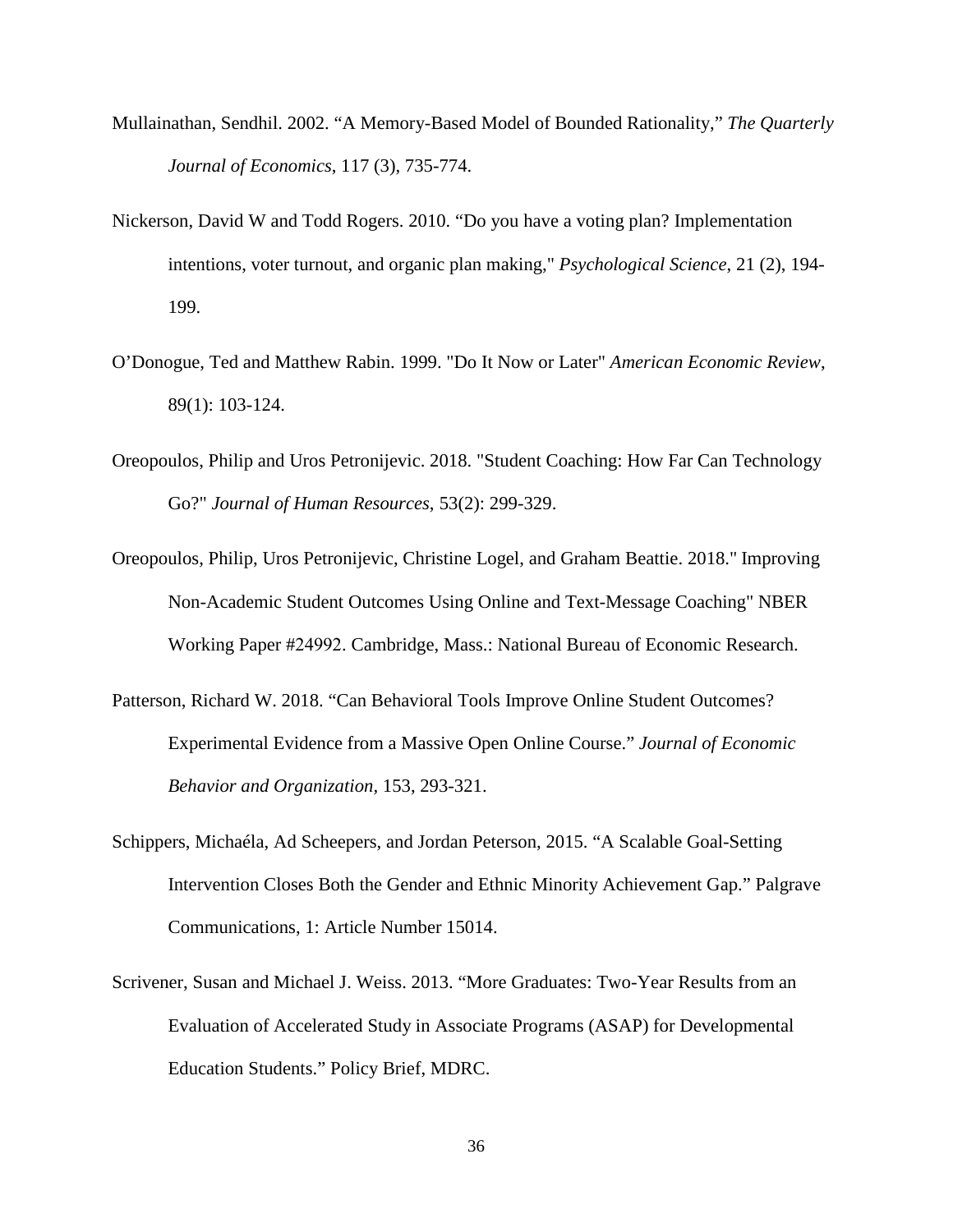Mullainathan, Sendhil. 2002. "A Memory-Based Model of Bounded Rationality," *The Quarterly Journal of Economics*, 117 (3), 735-774.

Nickerson, David W and Todd Rogers. 2010. "Do you have a voting plan? Implementation intentions, voter turnout, and organic plan making," *Psychological Science*, 21 (2), 194-199.

O'Donogue, Ted and Matthew Rabin. 1999. "Do It Now or Later" *American Economic Review*, 89(1): 103-124.

Oreopoulos, Philip and Uros Petronijevic. 2018. "Student Coaching: How Far Can Technology Go?" *Journal of Human Resources*, 53(2): 299-329.

Oreopoulos, Philip, Uros Petronijevic, Christine Logel, and Graham Beattie. 2018." Improving Non-Academic Student Outcomes Using Online and Text-Message Coaching" NBER Working Paper #24992. Cambridge, Mass.: National Bureau of Economic Research.

Patterson, Richard W. 2018. "Can Behavioral Tools Improve Online Student Outcomes? Experimental Evidence from a Massive Open Online Course." *Journal of Economic Behavior and Organization*, 153, 293-321.

Schippers, Michaéla, Ad Scheepers, and Jordan Peterson, 2015. "A Scalable Goal-Setting Intervention Closes Both the Gender and Ethnic Minority Achievement Gap." Palgrave Communications, 1: Article Number 15014.

Scrivener, Susan and Michael J. Weiss. 2013. "More Graduates: Two-Year Results from an Evaluation of Accelerated Study in Associate Programs (ASAP) for Developmental Education Students." Policy Brief, MDRC.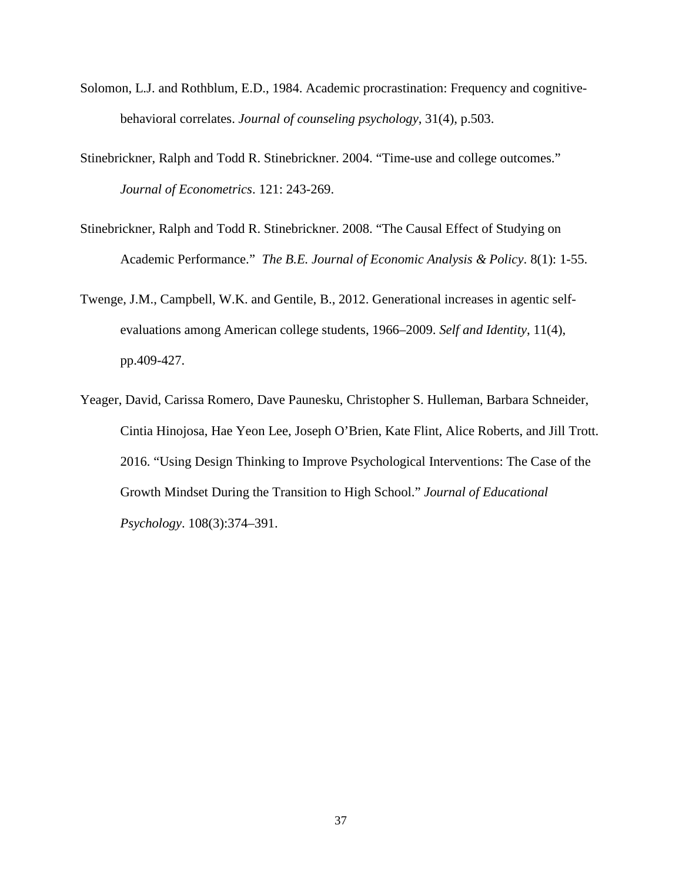Solomon, L.J. and Rothblum, E.D., 1984. Academic procrastination: Frequency and cognitive-behavioral correlates. *Journal of counseling psychology*, 31(4), p.503.

Stinebrickner, Ralph and Todd R. Stinebrickner. 2004. "Time-use and college outcomes." *Journal of Econometrics*. 121: 243-269.

Stinebrickner, Ralph and Todd R. Stinebrickner. 2008. "The Causal Effect of Studying on Academic Performance." *The B.E. Journal of Economic Analysis & Policy*. 8(1): 1-55.

Twenge, J.M., Campbell, W.K. and Gentile, B., 2012. Generational increases in agentic self-evaluations among American college students, 1966–2009. *Self and Identity*, 11(4), pp.409-427.

Yeager, David, Carissa Romero, Dave Paunesku, Christopher S. Hulleman, Barbara Schneider, Cintia Hinojosa, Hae Yeon Lee, Joseph O'Brien, Kate Flint, Alice Roberts, and Jill Trott. 2016. "Using Design Thinking to Improve Psychological Interventions: The Case of the Growth Mindset During the Transition to High School." *Journal of Educational Psychology*. 108(3):374–391.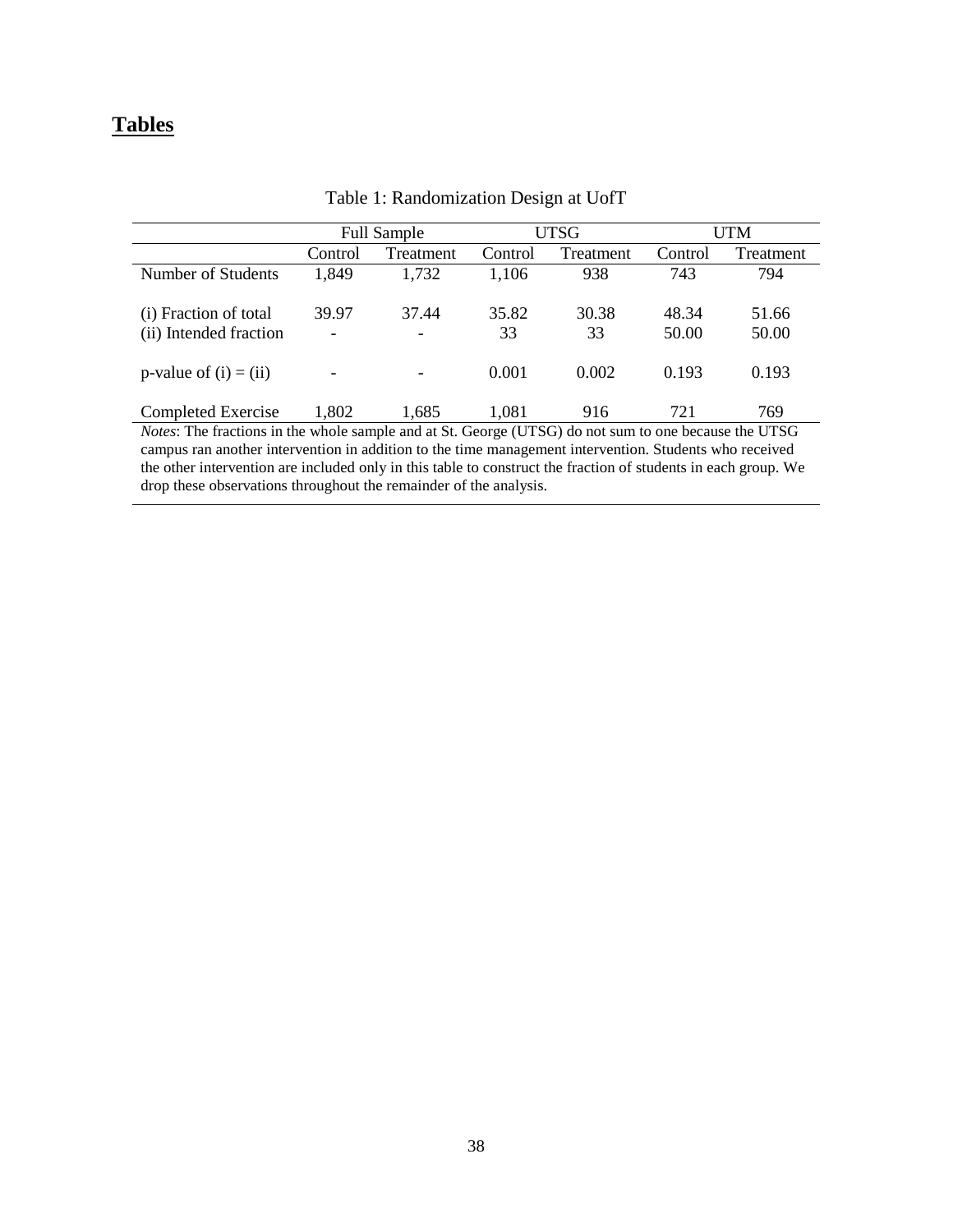## Tables

Table 1: Randomization Design at UofT

| | Full Sample | | UTSG | | UTM | |
|---|---|---|---|---|---|---|
| | Control | Treatment | Control | Treatment | Control | Treatment |
| Number of Students | 1,849 | 1,732 | 1,106 | 938 | 743 | 794 |
| (i) Fraction of total | 39.97 | 37.44 | 35.82 | 30.38 | 48.34 | 51.66 |
| (ii) Intended fraction | - | - | 33 | 33 | 50.00 | 50.00 |
| p-value of (i) = (ii) | - | - | 0.001 | 0.002 | 0.193 | 0.193 |
| Completed Exercise | 1,802 | 1,685 | 1,081 | 916 | 721 | 769 |

*Notes*: The fractions in the whole sample and at St. George (UTSG) do not sum to one because the UTSG campus ran another intervention in addition to the time management intervention. Students who received the other intervention are included only in this table to construct the fraction of students in each group. We drop these observations throughout the remainder of the analysis.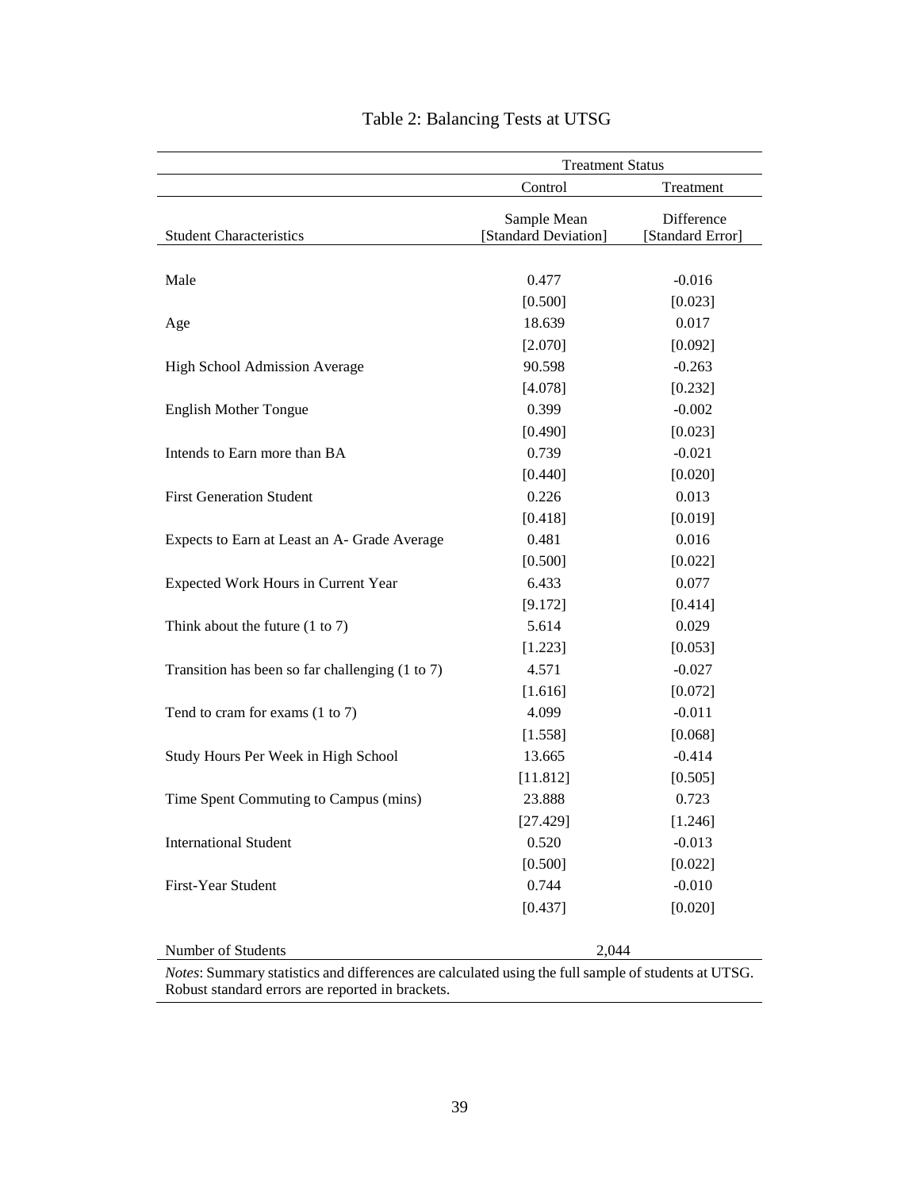# Table 2: Balancing Tests at UTSG

| | Treatment Status | |
|---|---|---|
| | Control | Treatment |
| Student Characteristics | Sample Mean [Standard Deviation] | Difference [Standard Error] |
| Male | 0.477 | -0.016 |
| | [0.500] | [0.023] |
| Age | 18.639 | 0.017 |
| | [2.070] | [0.092] |
| High School Admission Average | 90.598 | -0.263 |
| | [4.078] | [0.232] |
| English Mother Tongue | 0.399 | -0.002 |
| | [0.490] | [0.023] |
| Intends to Earn more than BA | 0.739 | -0.021 |
| | [0.440] | [0.020] |
| First Generation Student | 0.226 | 0.013 |
| | [0.418] | [0.019] |
| Expects to Earn at Least an A- Grade Average | 0.481 | 0.016 |
| | [0.500] | [0.022] |
| Expected Work Hours in Current Year | 6.433 | 0.077 |
| | [9.172] | [0.414] |
| Think about the future (1 to 7) | 5.614 | 0.029 |
| | [1.223] | [0.053] |
| Transition has been so far challenging (1 to 7) | 4.571 | -0.027 |
| | [1.616] | [0.072] |
| Tend to cram for exams (1 to 7) | 4.099 | -0.011 |
| | [1.558] | [0.068] |
| Study Hours Per Week in High School | 13.665 | -0.414 |
| | [11.812] | [0.505] |
| Time Spent Commuting to Campus (mins) | 23.888 | 0.723 |
| | [27.429] | [1.246] |
| International Student | 0.520 | -0.013 |
| | [0.500] | [0.022] |
| First-Year Student | 0.744 | -0.010 |
| | [0.437] | [0.020] |
| Number of Students | 2,044 | |

*Notes*: Summary statistics and differences are calculated using the full sample of students at UTSG. Robust standard errors are reported in brackets.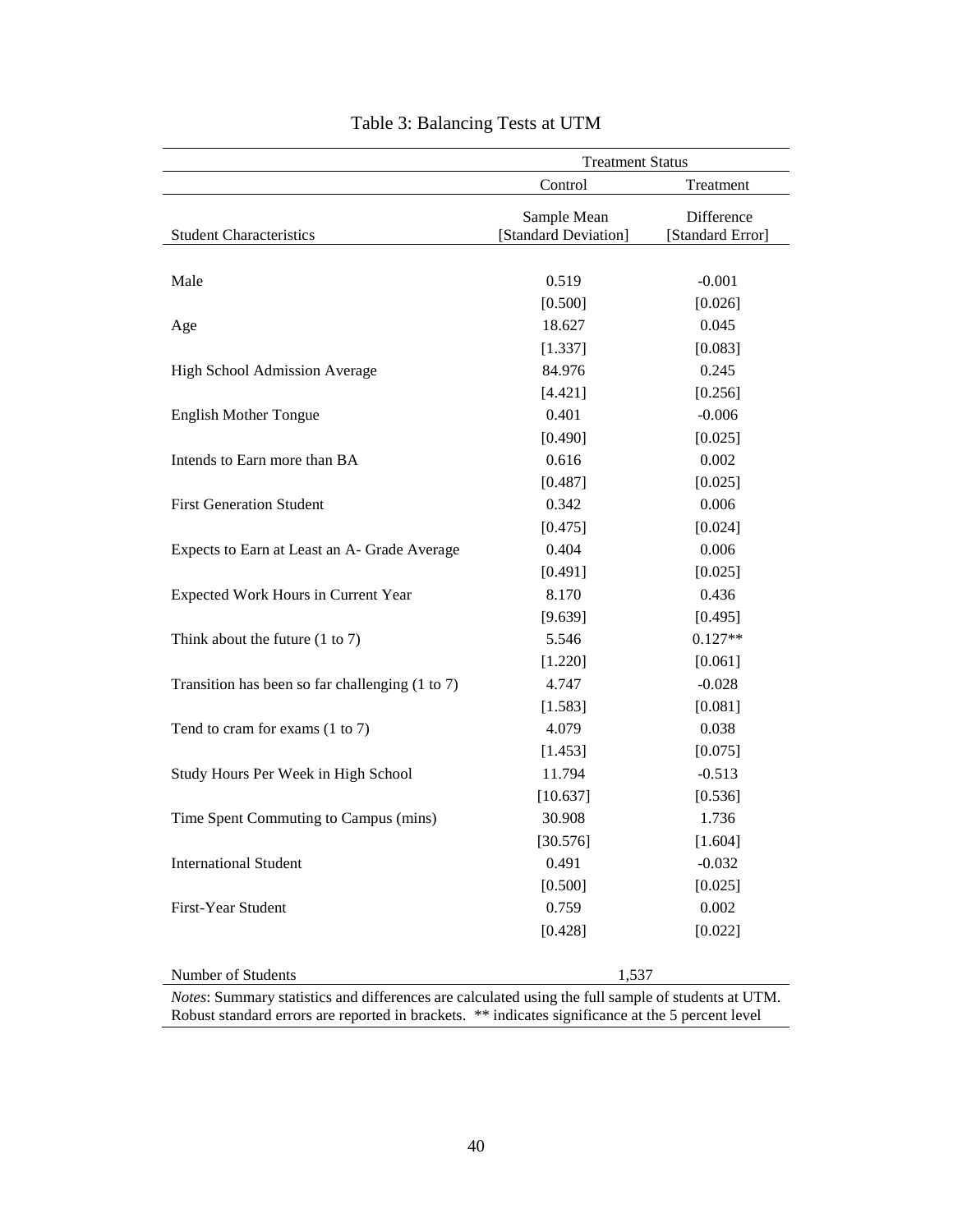Table 3: Balancing Tests at UTM

| | Treatment Status | |
|---|---|---|
| | Control | Treatment |
| Student Characteristics | Sample Mean [Standard Deviation] | Difference [Standard Error] |
| Male | 0.519 | -0.001 |
| | [0.500] | [0.026] |
| Age | 18.627 | 0.045 |
| | [1.337] | [0.083] |
| High School Admission Average | 84.976 | 0.245 |
| | [4.421] | [0.256] |
| English Mother Tongue | 0.401 | -0.006 |
| | [0.490] | [0.025] |
| Intends to Earn more than BA | 0.616 | 0.002 |
| | [0.487] | [0.025] |
| First Generation Student | 0.342 | 0.006 |
| | [0.475] | [0.024] |
| Expects to Earn at Least an A- Grade Average | 0.404 | 0.006 |
| | [0.491] | [0.025] |
| Expected Work Hours in Current Year | 8.170 | 0.436 |
| | [9.639] | [0.495] |
| Think about the future (1 to 7) | 5.546 | 0.127** |
| | [1.220] | [0.061] |
| Transition has been so far challenging (1 to 7) | 4.747 | -0.028 |
| | [1.583] | [0.081] |
| Tend to cram for exams (1 to 7) | 4.079 | 0.038 |
| | [1.453] | [0.075] |
| Study Hours Per Week in High School | 11.794 | -0.513 |
| | [10.637] | [0.536] |
| Time Spent Commuting to Campus (mins) | 30.908 | 1.736 |
| | [30.576] | [1.604] |
| International Student | 0.491 | -0.032 |
| | [0.500] | [0.025] |
| First-Year Student | 0.759 | 0.002 |
| | [0.428] | [0.022] |
| Number of Students | 1,537 | |

*Notes*: Summary statistics and differences are calculated using the full sample of students at UTM. Robust standard errors are reported in brackets. ** indicates significance at the 5 percent level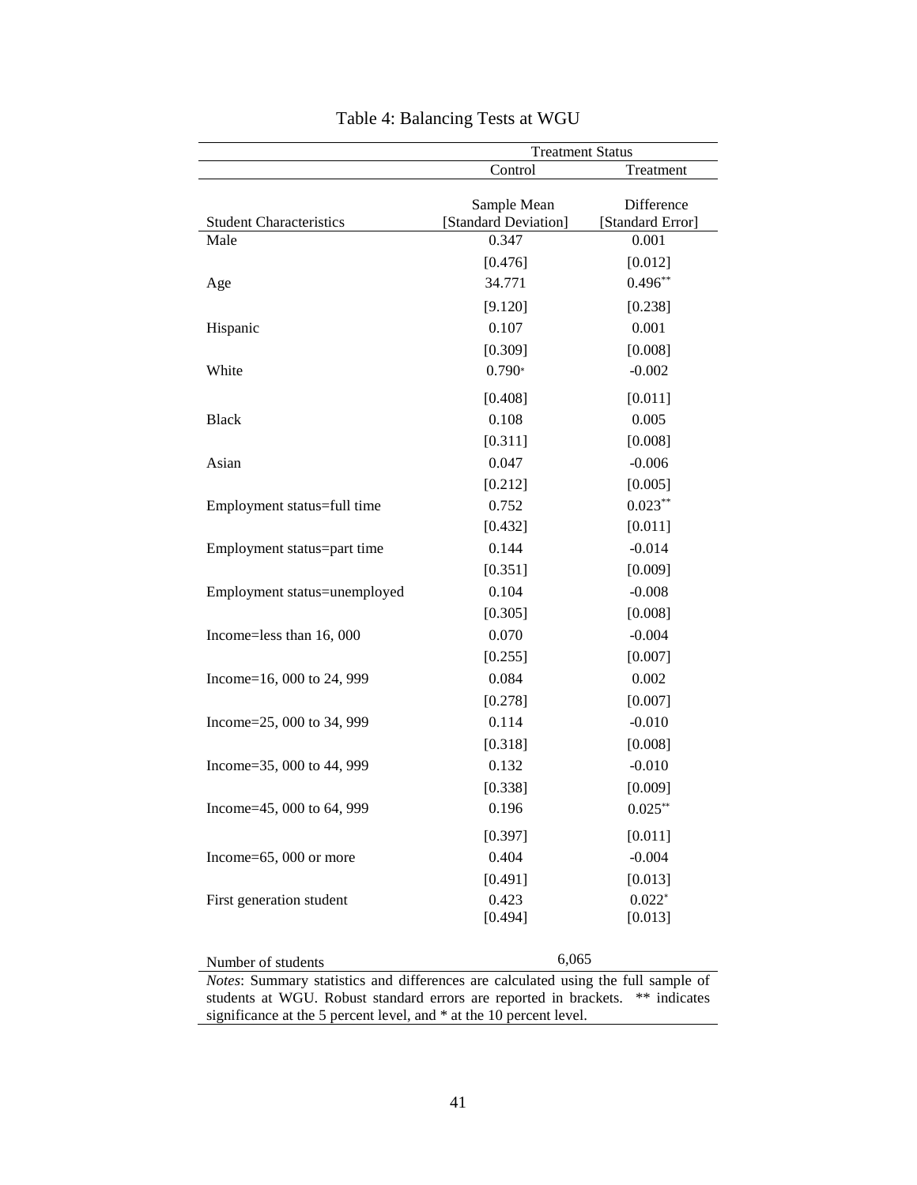# Table 4: Balancing Tests at WGU

| | Treatment Status | |
|---|---|---|
| | Control | Treatment |
| Student Characteristics | Sample Mean [Standard Deviation] | Difference [Standard Error] |
| Male | 0.347 | 0.001 |
| | [0.476] | [0.012] |
| Age | 34.771 | 0.496** |
| | [9.120] | [0.238] |
| Hispanic | 0.107 | 0.001 |
| | [0.309] | [0.008] |
| White | 0.790* | -0.002 |
| | [0.408] | [0.011] |
| Black | 0.108 | 0.005 |
| | [0.311] | [0.008] |
| Asian | 0.047 | -0.006 |
| | [0.212] | [0.005] |
| Employment status=full time | 0.752 | 0.023** |
| | [0.432] | [0.011] |
| Employment status=part time | 0.144 | -0.014 |
| | [0.351] | [0.009] |
| Employment status=unemployed | 0.104 | -0.008 |
| | [0.305] | [0.008] |
| Income=less than 16, 000 | 0.070 | -0.004 |
| | [0.255] | [0.007] |
| Income=16, 000 to 24, 999 | 0.084 | 0.002 |
| | [0.278] | [0.007] |
| Income=25, 000 to 34, 999 | 0.114 | -0.010 |
| | [0.318] | [0.008] |
| Income=35, 000 to 44, 999 | 0.132 | -0.010 |
| | [0.338] | [0.009] |
| Income=45, 000 to 64, 999 | 0.196 | 0.025** |
| | [0.397] | [0.011] |
| Income=65, 000 or more | 0.404 | -0.004 |
| | [0.491] | [0.013] |
| First generation student | 0.423 | 0.022* |
| | [0.494] | [0.013] |
| Number of students | 6,065 | |

*Notes*: Summary statistics and differences are calculated using the full sample of students at WGU. Robust standard errors are reported in brackets. ** indicates significance at the 5 percent level, and * at the 10 percent level.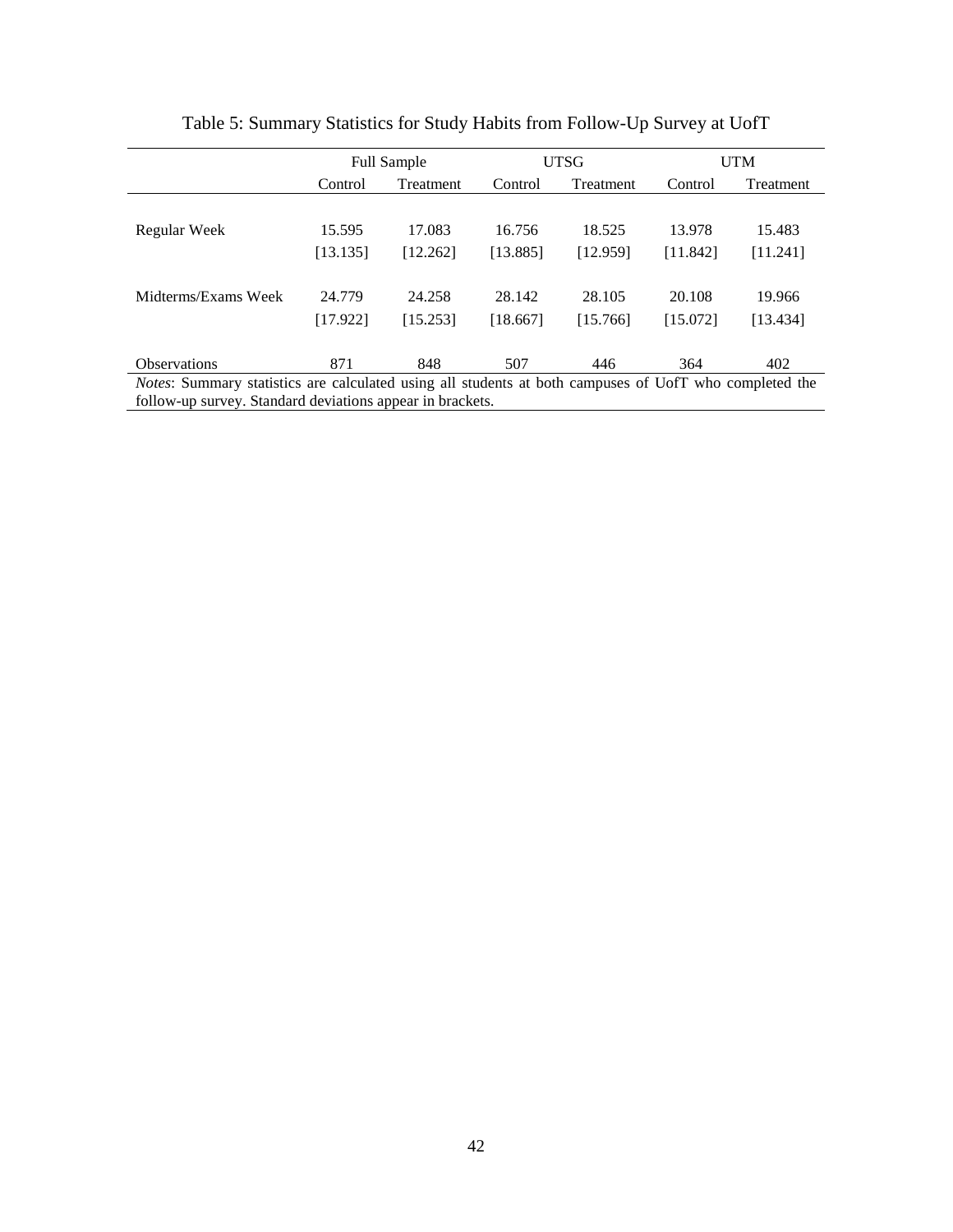Table 5: Summary Statistics for Study Habits from Follow-Up Survey at UofT

| | Full Sample | | UTSG | | UTM | |
|---|---|---|---|---|---|---|
| | Control | Treatment | Control | Treatment | Control | Treatment |
| Regular Week | 15.595 | 17.083 | 16.756 | 18.525 | 13.978 | 15.483 |
| | [13.135] | [12.262] | [13.885] | [12.959] | [11.842] | [11.241] |
| Midterms/Exams Week | 24.779 | 24.258 | 28.142 | 28.105 | 20.108 | 19.966 |
| | [17.922] | [15.253] | [18.667] | [15.766] | [15.072] | [13.434] |
| Observations | 871 | 848 | 507 | 446 | 364 | 402 |

*Notes*: Summary statistics are calculated using all students at both campuses of UofT who completed the follow-up survey. Standard deviations appear in brackets.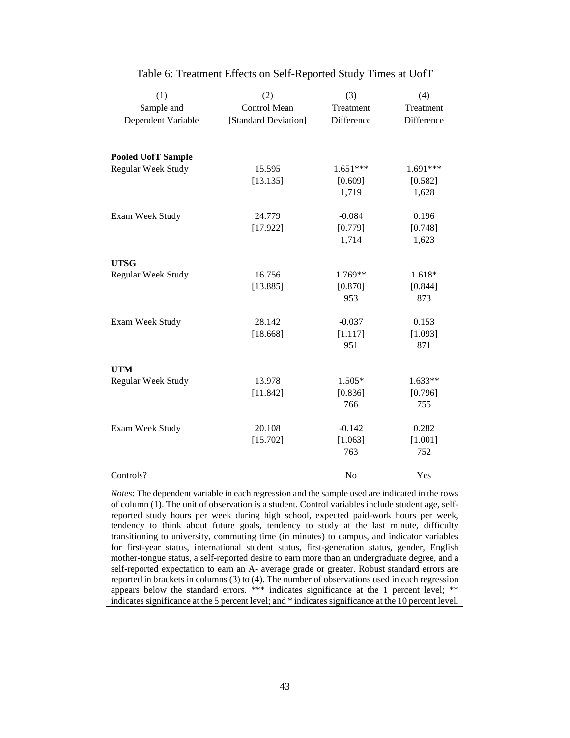Table 6: Treatment Effects on Self-Reported Study Times at UofT

| (1) Sample and Dependent Variable | (2) Control Mean [Standard Deviation] | (3) Treatment Difference | (4) Treatment Difference |
|---|---|---|---|
| **Pooled UofT Sample** | | | |
| Regular Week Study | 15.595 | 1.651*** | 1.691*** |
| | [13.135] | [0.609] | [0.582] |
| | | 1,719 | 1,628 |
| Exam Week Study | 24.779 | -0.084 | 0.196 |
| | [17.922] | [0.779] | [0.748] |
| | | 1,714 | 1,623 |
| **UTSG** | | | |
| Regular Week Study | 16.756 | 1.769** | 1.618* |
| | [13.885] | [0.870] | [0.844] |
| | | 953 | 873 |
| Exam Week Study | 28.142 | -0.037 | 0.153 |
| | [18.668] | [1.117] | [1.093] |
| | | 951 | 871 |
| **UTM** | | | |
| Regular Week Study | 13.978 | 1.505* | 1.633** |
| | [11.842] | [0.836] | [0.796] |
| | | 766 | 755 |
| Exam Week Study | 20.108 | -0.142 | 0.282 |
| | [15.702] | [1.063] | [1.001] |
| | | 763 | 752 |
| Controls? | | No | Yes |

*Notes*: The dependent variable in each regression and the sample used are indicated in the rows of column (1). The unit of observation is a student. Control variables include student age, self-reported study hours per week during high school, expected paid-work hours per week, tendency to think about future goals, tendency to study at the last minute, difficulty transitioning to university, commuting time (in minutes) to campus, and indicator variables for first-year status, international student status, first-generation status, gender, English mother-tongue status, a self-reported desire to earn more than an undergraduate degree, and a self-reported expectation to earn an A- average grade or greater. Robust standard errors are reported in brackets in columns (3) to (4). The number of observations used in each regression appears below the standard errors. *** indicates significance at the 1 percent level; ** indicates significance at the 5 percent level; and * indicates significance at the 10 percent level.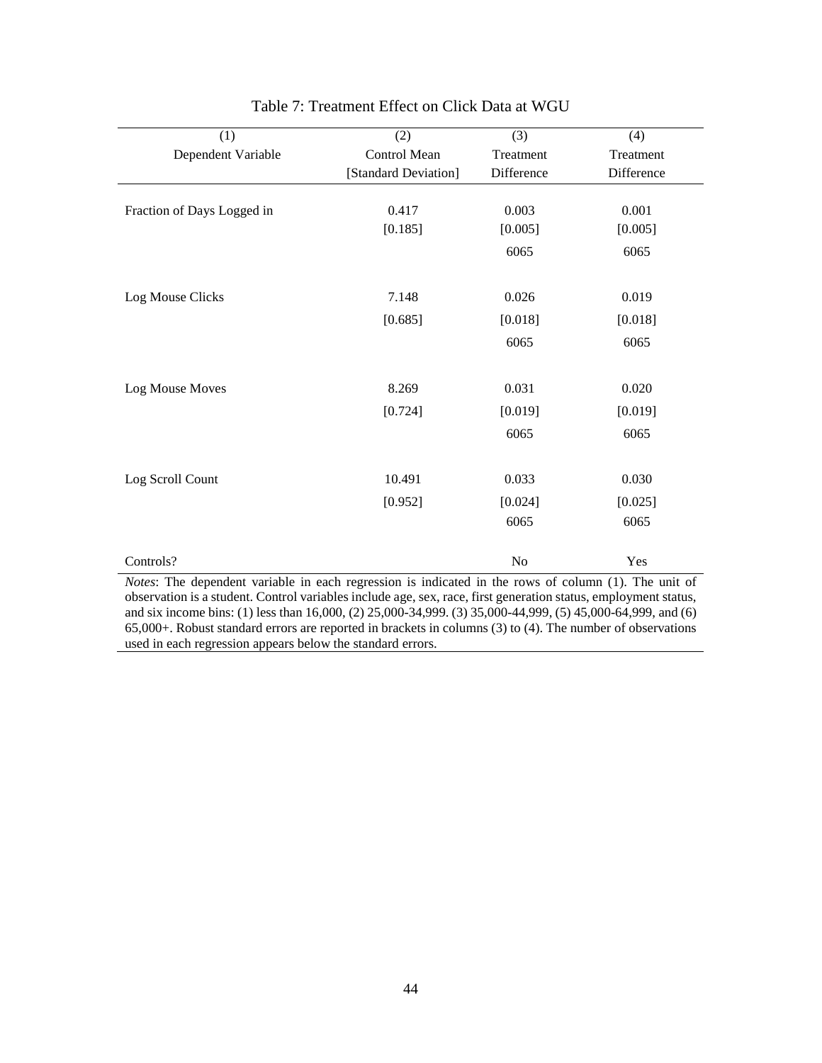Table 7: Treatment Effect on Click Data at WGU

| (1) | (2) | (3) | (4) |
|---|---|---|---|
| Dependent Variable | Control Mean [Standard Deviation] | Treatment Difference | Treatment Difference |
| Fraction of Days Logged in | 0.417 | 0.003 | 0.001 |
| | [0.185] | [0.005] | [0.005] |
| | | 6065 | 6065 |
| Log Mouse Clicks | 7.148 | 0.026 | 0.019 |
| | [0.685] | [0.018] | [0.018] |
| | | 6065 | 6065 |
| Log Mouse Moves | 8.269 | 0.031 | 0.020 |
| | [0.724] | [0.019] | [0.019] |
| | | 6065 | 6065 |
| Log Scroll Count | 10.491 | 0.033 | 0.030 |
| | [0.952] | [0.024] | [0.025] |
| | | 6065 | 6065 |
| Controls? | | No | Yes |

*Notes*: The dependent variable in each regression is indicated in the rows of column (1). The unit of observation is a student. Control variables include age, sex, race, first generation status, employment status, and six income bins: (1) less than 16,000, (2) 25,000-34,999. (3) 35,000-44,999, (5) 45,000-64,999, and (6) 65,000+. Robust standard errors are reported in brackets in columns (3) to (4). The number of observations used in each regression appears below the standard errors.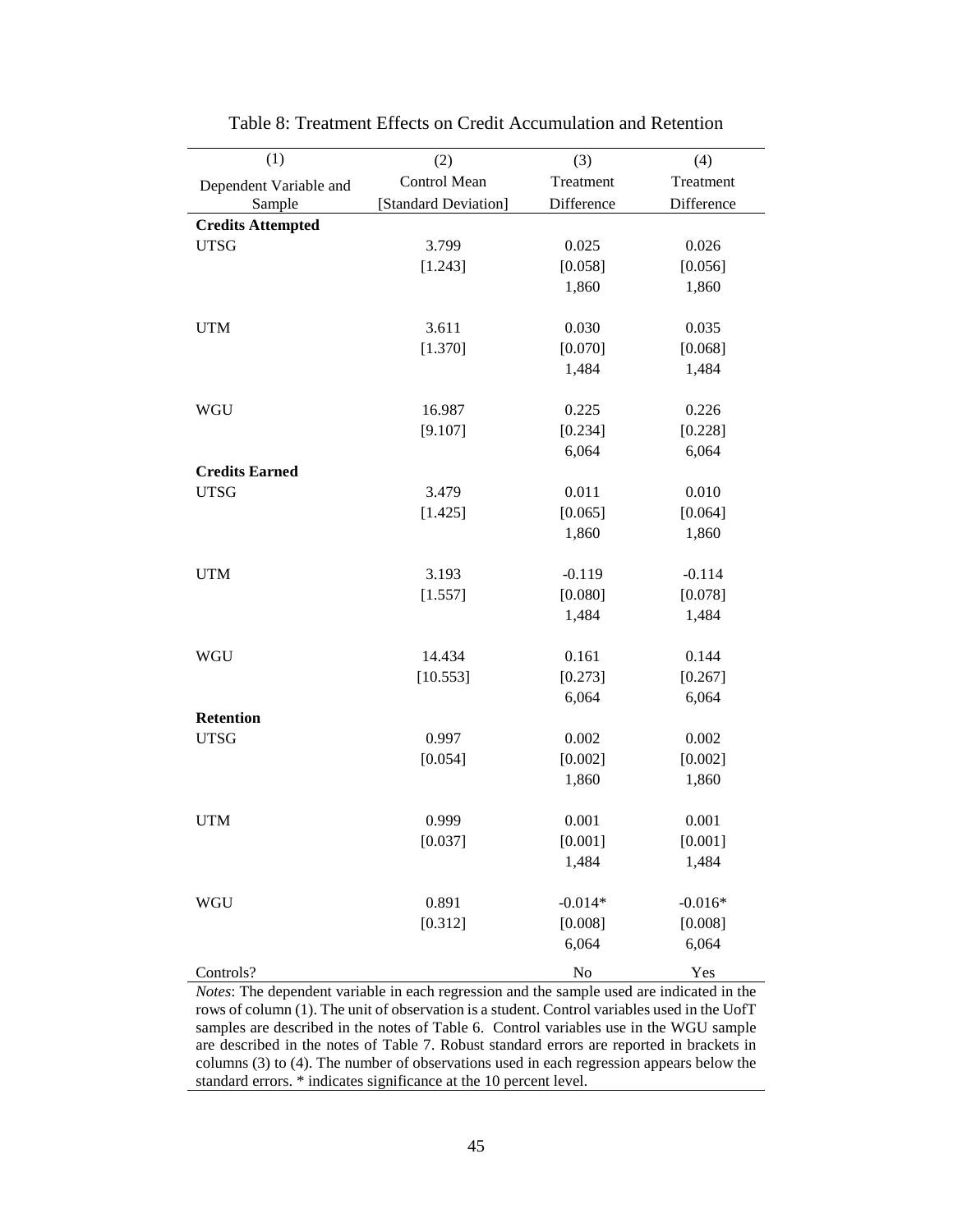Table 8: Treatment Effects on Credit Accumulation and Retention

| (1) | (2) | (3) | (4) |
|---|---|---|---|
| Dependent Variable and Sample | Control Mean [Standard Deviation] | Treatment Difference | Treatment Difference |
| **Credits Attempted** | | | |
| UTSG | 3.799 | 0.025 | 0.026 |
| | [1.243] | [0.058] | [0.056] |
| | | 1,860 | 1,860 |
| UTM | 3.611 | 0.030 | 0.035 |
| | [1.370] | [0.070] | [0.068] |
| | | 1,484 | 1,484 |
| WGU | 16.987 | 0.225 | 0.226 |
| | [9.107] | [0.234] | [0.228] |
| | | 6,064 | 6,064 |
| **Credits Earned** | | | |
| UTSG | 3.479 | 0.011 | 0.010 |
| | [1.425] | [0.065] | [0.064] |
| | | 1,860 | 1,860 |
| UTM | 3.193 | -0.119 | -0.114 |
| | [1.557] | [0.080] | [0.078] |
| | | 1,484 | 1,484 |
| WGU | 14.434 | 0.161 | 0.144 |
| | [10.553] | [0.273] | [0.267] |
| | | 6,064 | 6,064 |
| **Retention** | | | |
| UTSG | 0.997 | 0.002 | 0.002 |
| | [0.054] | [0.002] | [0.002] |
| | | 1,860 | 1,860 |
| UTM | 0.999 | 0.001 | 0.001 |
| | [0.037] | [0.001] | [0.001] |
| | | 1,484 | 1,484 |
| WGU | 0.891 | -0.014* | -0.016* |
| | [0.312] | [0.008] | [0.008] |
| | | 6,064 | 6,064 |
| Controls? | | No | Yes |

*Notes*: The dependent variable in each regression and the sample used are indicated in the rows of column (1). The unit of observation is a student. Control variables used in the UofT samples are described in the notes of Table 6. Control variables use in the WGU sample are described in the notes of Table 7. Robust standard errors are reported in brackets in columns (3) to (4). The number of observations used in each regression appears below the standard errors. * indicates significance at the 10 percent level.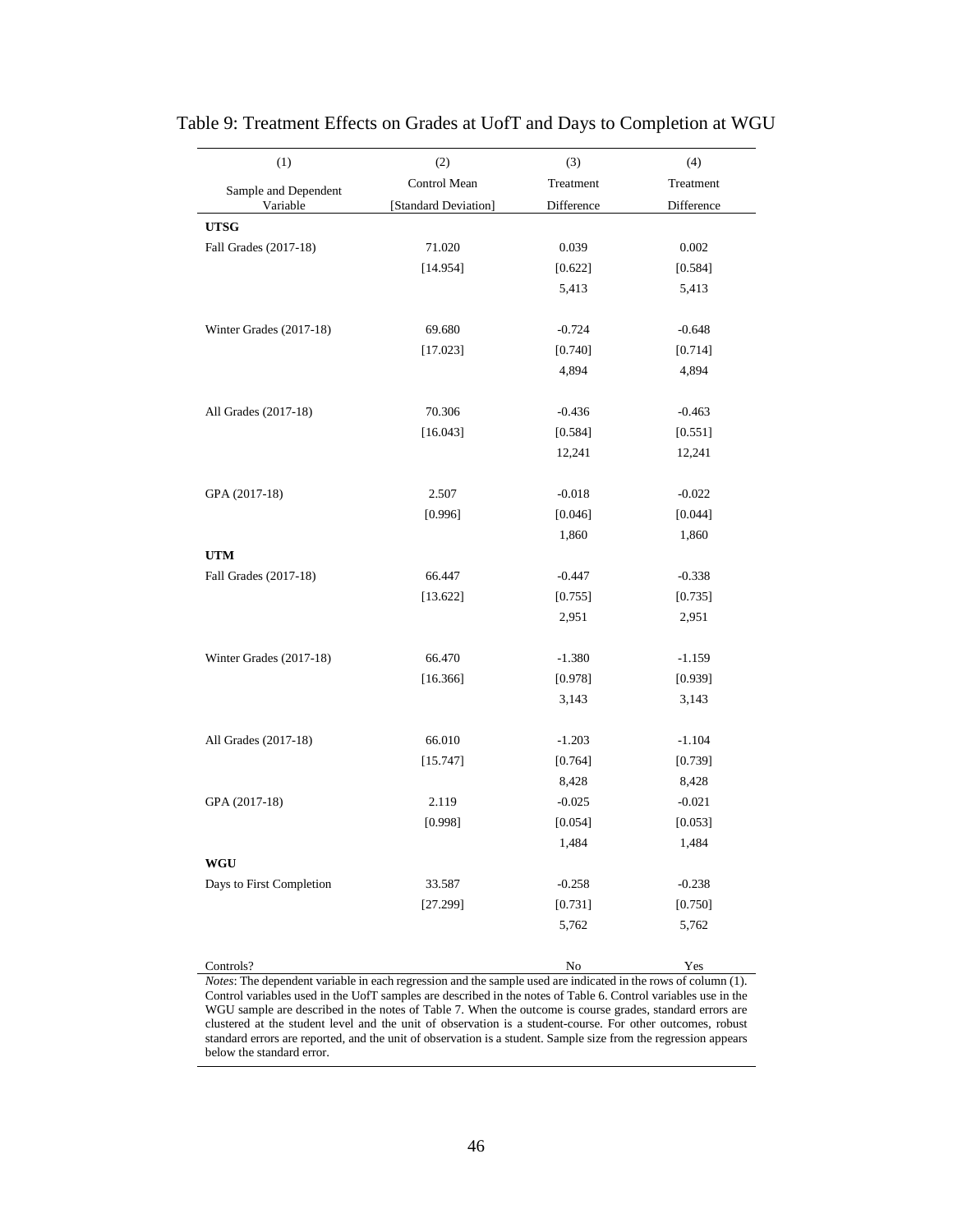# Table 9: Treatment Effects on Grades at UofT and Days to Completion at WGU

| (1) | (2) | (3) | (4) |
|---|---|---|---|
| Sample and Dependent Variable | Control Mean [Standard Deviation] | Treatment Difference | Treatment Difference |
| **UTSG** | | | |
| Fall Grades (2017-18) | 71.020 | 0.039 | 0.002 |
| | [14.954] | [0.622] | [0.584] |
| | | 5,413 | 5,413 |
| Winter Grades (2017-18) | 69.680 | -0.724 | -0.648 |
| | [17.023] | [0.740] | [0.714] |
| | | 4,894 | 4,894 |
| All Grades (2017-18) | 70.306 | -0.436 | -0.463 |
| | [16.043] | [0.584] | [0.551] |
| | | 12,241 | 12,241 |
| GPA (2017-18) | 2.507 | -0.018 | -0.022 |
| | [0.996] | [0.046] | [0.044] |
| | | 1,860 | 1,860 |
| **UTM** | | | |
| Fall Grades (2017-18) | 66.447 | -0.447 | -0.338 |
| | [13.622] | [0.755] | [0.735] |
| | | 2,951 | 2,951 |
| Winter Grades (2017-18) | 66.470 | -1.380 | -1.159 |
| | [16.366] | [0.978] | [0.939] |
| | | 3,143 | 3,143 |
| All Grades (2017-18) | 66.010 | -1.203 | -1.104 |
| | [15.747] | [0.764] | [0.739] |
| | | 8,428 | 8,428 |
| GPA (2017-18) | 2.119 | -0.025 | -0.021 |
| | [0.998] | [0.054] | [0.053] |
| | | 1,484 | 1,484 |
| **WGU** | | | |
| Days to First Completion | 33.587 | -0.258 | -0.238 |
| | [27.299] | [0.731] | [0.750] |
| | | 5,762 | 5,762 |
| Controls? | | No | Yes |

*Notes*: The dependent variable in each regression and the sample used are indicated in the rows of column (1). Control variables used in the UofT samples are described in the notes of Table 6. Control variables use in the WGU sample are described in the notes of Table 7. When the outcome is course grades, standard errors are clustered at the student level and the unit of observation is a student-course. For other outcomes, robust standard errors are reported, and the unit of observation is a student. Sample size from the regression appears below the standard error.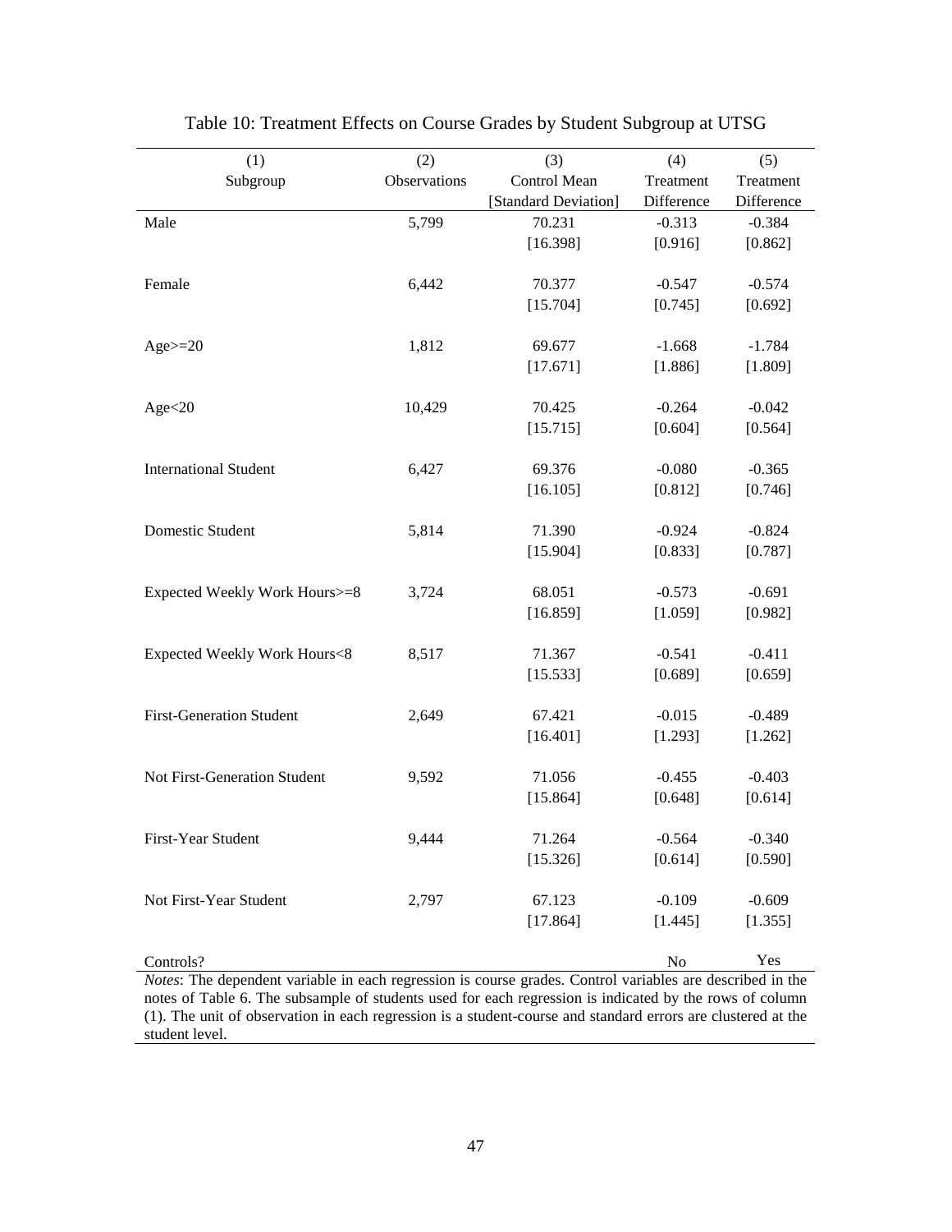Table 10: Treatment Effects on Course Grades by Student Subgroup at UTSG

| (1) | (2) | (3) | (4) | (5) |
|---|---|---|---|---|
| Subgroup | Observations | Control Mean [Standard Deviation] | Treatment Difference | Treatment Difference |
| Male | 5,799 | 70.231 | -0.313 | -0.384 |
| | | [16.398] | [0.916] | [0.862] |
| Female | 6,442 | 70.377 | -0.547 | -0.574 |
| | | [15.704] | [0.745] | [0.692] |
| Age>=20 | 1,812 | 69.677 | -1.668 | -1.784 |
| | | [17.671] | [1.886] | [1.809] |
| Age<20 | 10,429 | 70.425 | -0.264 | -0.042 |
| | | [15.715] | [0.604] | [0.564] |
| International Student | 6,427 | 69.376 | -0.080 | -0.365 |
| | | [16.105] | [0.812] | [0.746] |
| Domestic Student | 5,814 | 71.390 | -0.924 | -0.824 |
| | | [15.904] | [0.833] | [0.787] |
| Expected Weekly Work Hours>=8 | 3,724 | 68.051 | -0.573 | -0.691 |
| | | [16.859] | [1.059] | [0.982] |
| Expected Weekly Work Hours<8 | 8,517 | 71.367 | -0.541 | -0.411 |
| | | [15.533] | [0.689] | [0.659] |
| First-Generation Student | 2,649 | 67.421 | -0.015 | -0.489 |
| | | [16.401] | [1.293] | [1.262] |
| Not First-Generation Student | 9,592 | 71.056 | -0.455 | -0.403 |
| | | [15.864] | [0.648] | [0.614] |
| First-Year Student | 9,444 | 71.264 | -0.564 | -0.340 |
| | | [15.326] | [0.614] | [0.590] |
| Not First-Year Student | 2,797 | 67.123 | -0.109 | -0.609 |
| | | [17.864] | [1.445] | [1.355] |
| Controls? | | | No | Yes |

*Notes*: The dependent variable in each regression is course grades. Control variables are described in the notes of Table 6. The subsample of students used for each regression is indicated by the rows of column (1). The unit of observation in each regression is a student-course and standard errors are clustered at the student level.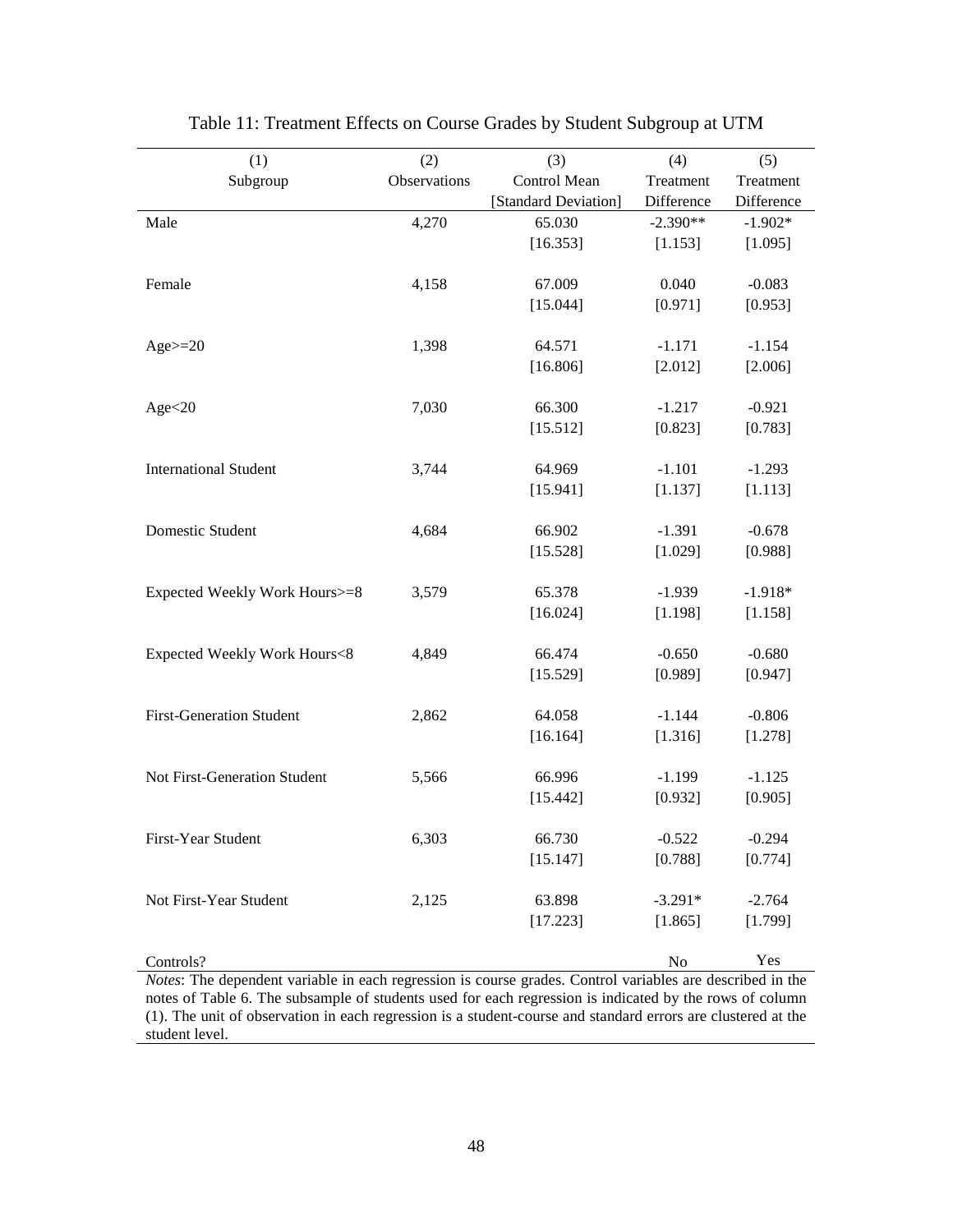Table 11: Treatment Effects on Course Grades by Student Subgroup at UTM

| (1) | (2) | (3) | (4) | (5) |
|---|---|---|---|---|
| Subgroup | Observations | Control Mean [Standard Deviation] | Treatment Difference | Treatment Difference |
| Male | 4,270 | 65.030 | -2.390** | -1.902* |
| | | [16.353] | [1.153] | [1.095] |
| Female | 4,158 | 67.009 | 0.040 | -0.083 |
| | | [15.044] | [0.971] | [0.953] |
| Age>=20 | 1,398 | 64.571 | -1.171 | -1.154 |
| | | [16.806] | [2.012] | [2.006] |
| Age<20 | 7,030 | 66.300 | -1.217 | -0.921 |
| | | [15.512] | [0.823] | [0.783] |
| International Student | 3,744 | 64.969 | -1.101 | -1.293 |
| | | [15.941] | [1.137] | [1.113] |
| Domestic Student | 4,684 | 66.902 | -1.391 | -0.678 |
| | | [15.528] | [1.029] | [0.988] |
| Expected Weekly Work Hours>=8 | 3,579 | 65.378 | -1.939 | -1.918* |
| | | [16.024] | [1.198] | [1.158] |
| Expected Weekly Work Hours<8 | 4,849 | 66.474 | -0.650 | -0.680 |
| | | [15.529] | [0.989] | [0.947] |
| First-Generation Student | 2,862 | 64.058 | -1.144 | -0.806 |
| | | [16.164] | [1.316] | [1.278] |
| Not First-Generation Student | 5,566 | 66.996 | -1.199 | -1.125 |
| | | [15.442] | [0.932] | [0.905] |
| First-Year Student | 6,303 | 66.730 | -0.522 | -0.294 |
| | | [15.147] | [0.788] | [0.774] |
| Not First-Year Student | 2,125 | 63.898 | -3.291* | -2.764 |
| | | [17.223] | [1.865] | [1.799] |
| Controls? | | | No | Yes |

*Notes*: The dependent variable in each regression is course grades. Control variables are described in the notes of Table 6. The subsample of students used for each regression is indicated by the rows of column (1). The unit of observation in each regression is a student-course and standard errors are clustered at the student level.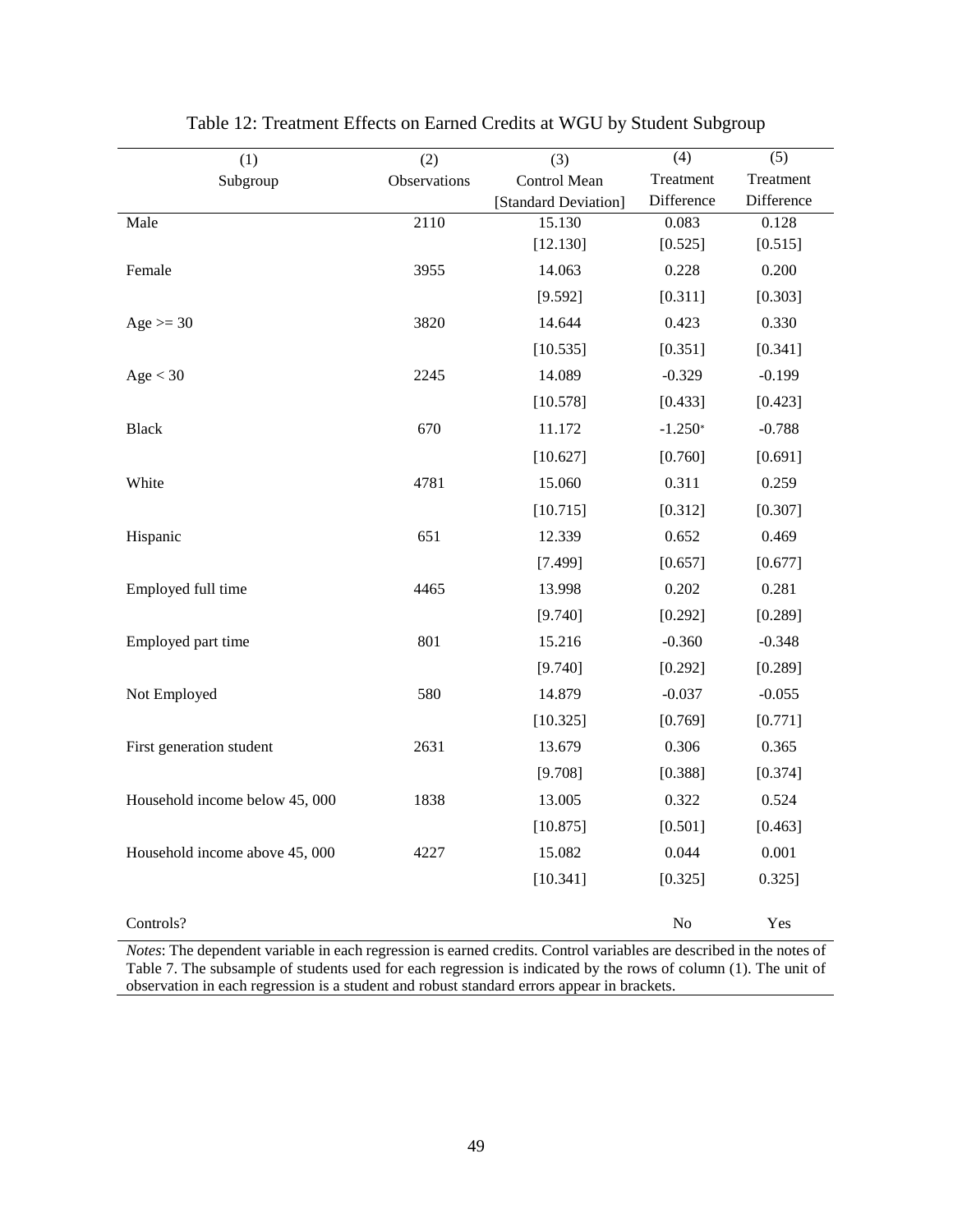# Table 12: Treatment Effects on Earned Credits at WGU by Student Subgroup

| (1) | (2) | (3) | (4) | (5) |
|---|---|---|---|---|
| Subgroup | Observations | Control Mean [Standard Deviation] | Treatment Difference | Treatment Difference |
| Male | 2110 | 15.130 | 0.083 | 0.128 |
| | | [12.130] | [0.525] | [0.515] |
| Female | 3955 | 14.063 | 0.228 | 0.200 |
| | | [9.592] | [0.311] | [0.303] |
| Age >= 30 | 3820 | 14.644 | 0.423 | 0.330 |
| | | [10.535] | [0.351] | [0.341] |
| Age < 30 | 2245 | 14.089 | -0.329 | -0.199 |
| | | [10.578] | [0.433] | [0.423] |
| Black | 670 | 11.172 | -1.250* | -0.788 |
| | | [10.627] | [0.760] | [0.691] |
| White | 4781 | 15.060 | 0.311 | 0.259 |
| | | [10.715] | [0.312] | [0.307] |
| Hispanic | 651 | 12.339 | 0.652 | 0.469 |
| | | [7.499] | [0.657] | [0.677] |
| Employed full time | 4465 | 13.998 | 0.202 | 0.281 |
| | | [9.740] | [0.292] | [0.289] |
| Employed part time | 801 | 15.216 | -0.360 | -0.348 |
| | | [9.740] | [0.292] | [0.289] |
| Not Employed | 580 | 14.879 | -0.037 | -0.055 |
| | | [10.325] | [0.769] | [0.771] |
| First generation student | 2631 | 13.679 | 0.306 | 0.365 |
| | | [9.708] | [0.388] | [0.374] |
| Household income below 45, 000 | 1838 | 13.005 | 0.322 | 0.524 |
| | | [10.875] | [0.501] | [0.463] |
| Household income above 45, 000 | 4227 | 15.082 | 0.044 | 0.001 |
| | | [10.341] | [0.325] | 0.325] |
| Controls? | | | No | Yes |

*Notes*: The dependent variable in each regression is earned credits. Control variables are described in the notes of Table 7. The subsample of students used for each regression is indicated by the rows of column (1). The unit of observation in each regression is a student and robust standard errors appear in brackets.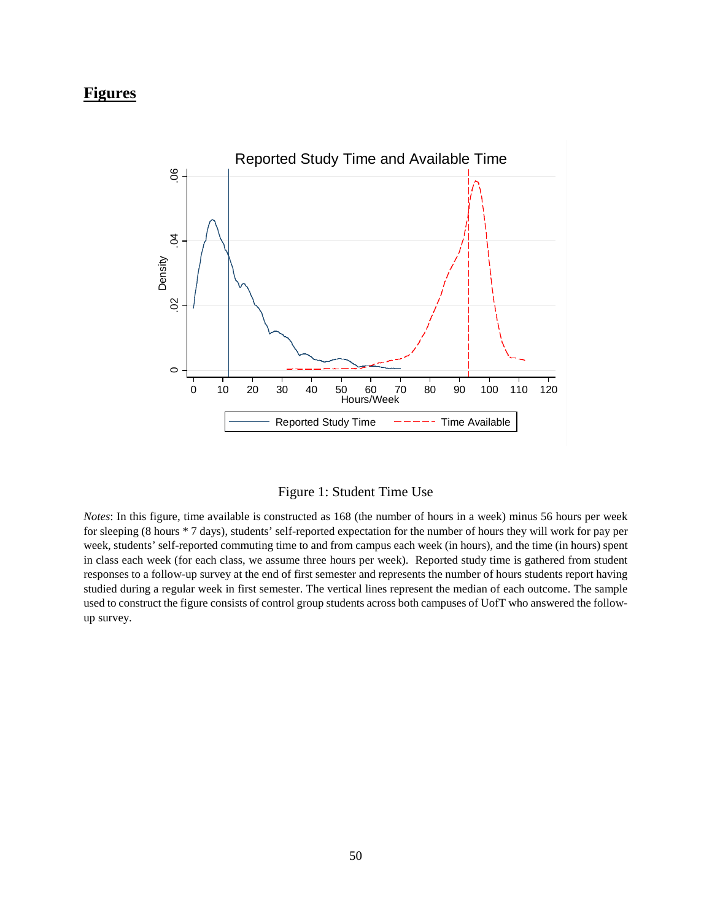## Figures

Figure 1: Student Time Use

*Notes*: In this figure, time available is constructed as 168 (the number of hours in a week) minus 56 hours per week for sleeping (8 hours * 7 days), students' self-reported expectation for the number of hours they will work for pay per week, students' self-reported commuting time to and from campus each week (in hours), and the time (in hours) spent in class each week (for each class, we assume three hours per week). Reported study time is gathered from student responses to a follow-up survey at the end of first semester and represents the number of hours students report having studied during a regular week in first semester. The vertical lines represent the median of each outcome. The sample used to construct the figure consists of control group students across both campuses of UofT who answered the follow-up survey.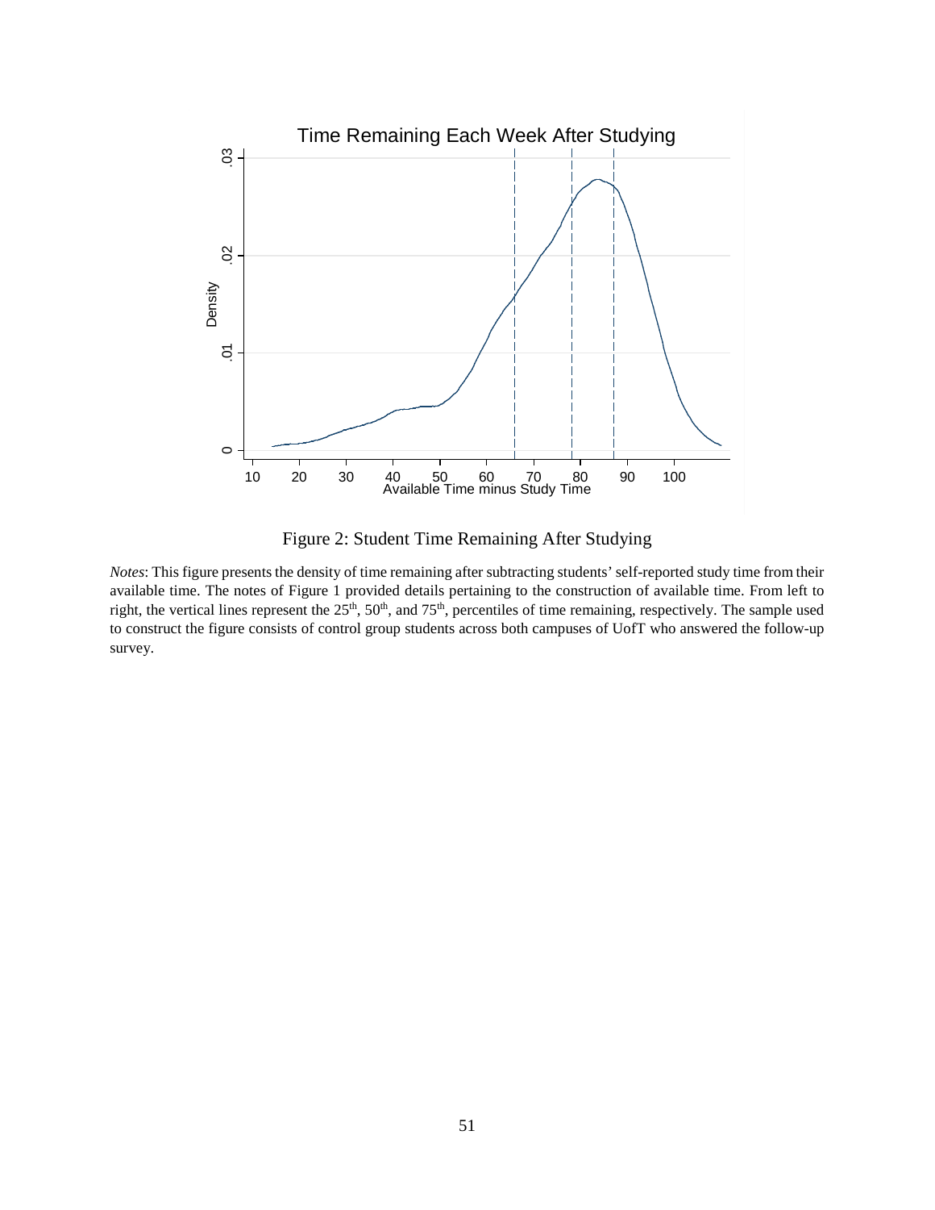Figure 2: Student Time Remaining After Studying

*Notes*: This figure presents the density of time remaining after subtracting students' self-reported study time from their available time. The notes of Figure 1 provided details pertaining to the construction of available time. From left to right, the vertical lines represent the 25th, 50th, and 75th, percentiles of time remaining, respectively. The sample used to construct the figure consists of control group students across both campuses of UofT who answered the follow-up survey.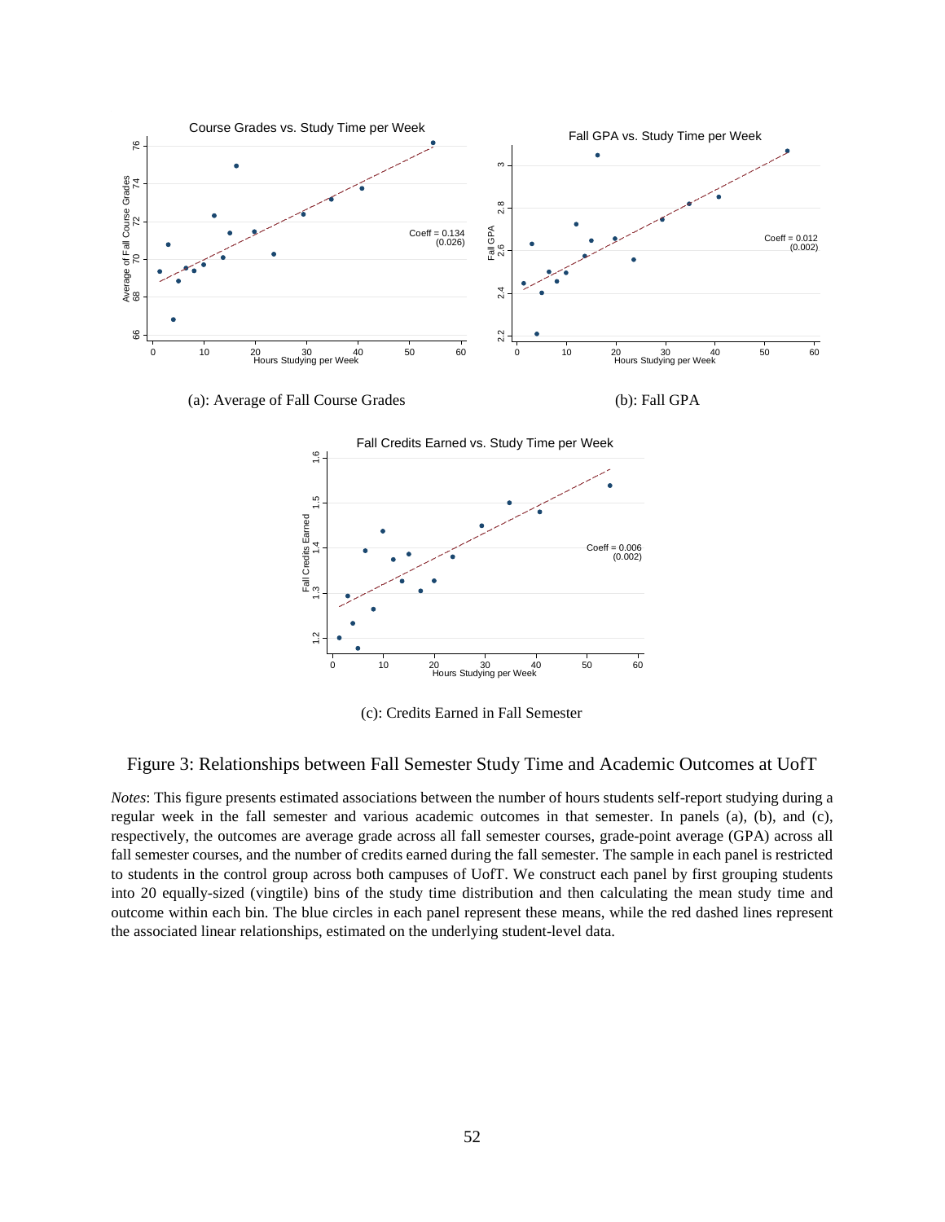Course Grades vs. Study Time per Week

Coeff = 0.134 (0.026)

(a): Average of Fall Course Grades

Fall GPA vs. Study Time per Week

Coeff = 0.012 (0.002)

(b): Fall GPA

Fall Credits Earned vs. Study Time per Week

Coeff = 0.006 (0.002)

(c): Credits Earned in Fall Semester

Figure 3: Relationships between Fall Semester Study Time and Academic Outcomes at UofT

*Notes*: This figure presents estimated associations between the number of hours students self-report studying during a regular week in the fall semester and various academic outcomes in that semester. In panels (a), (b), and (c), respectively, the outcomes are average grade across all fall semester courses, grade-point average (GPA) across all fall semester courses, and the number of credits earned during the fall semester. The sample in each panel is restricted to students in the control group across both campuses of UofT. We construct each panel by first grouping students into 20 equally-sized (vingtile) bins of the study time distribution and then calculating the mean study time and outcome within each bin. The blue circles in each panel represent these means, while the red dashed lines represent the associated linear relationships, estimated on the underlying student-level data.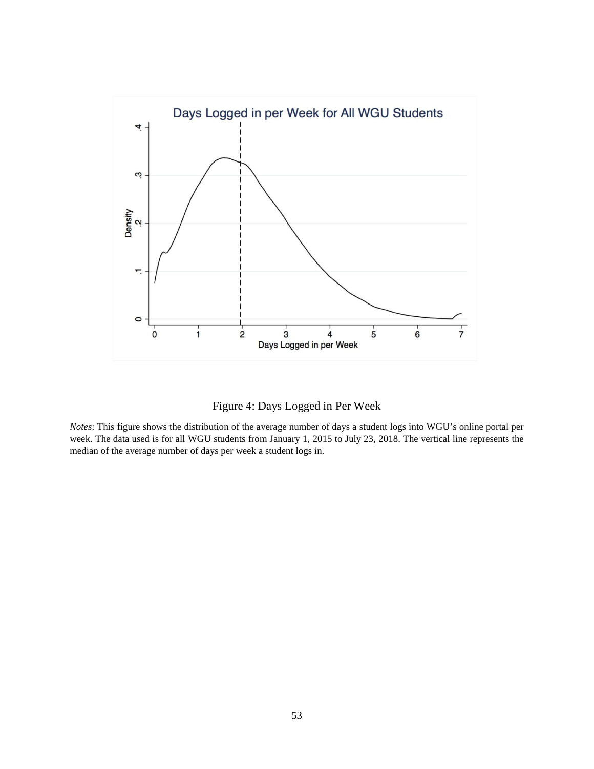Figure 4: Days Logged in Per Week

*Notes*: This figure shows the distribution of the average number of days a student logs into WGU's online portal per week. The data used is for all WGU students from January 1, 2015 to July 23, 2018. The vertical line represents the median of the average number of days per week a student logs in.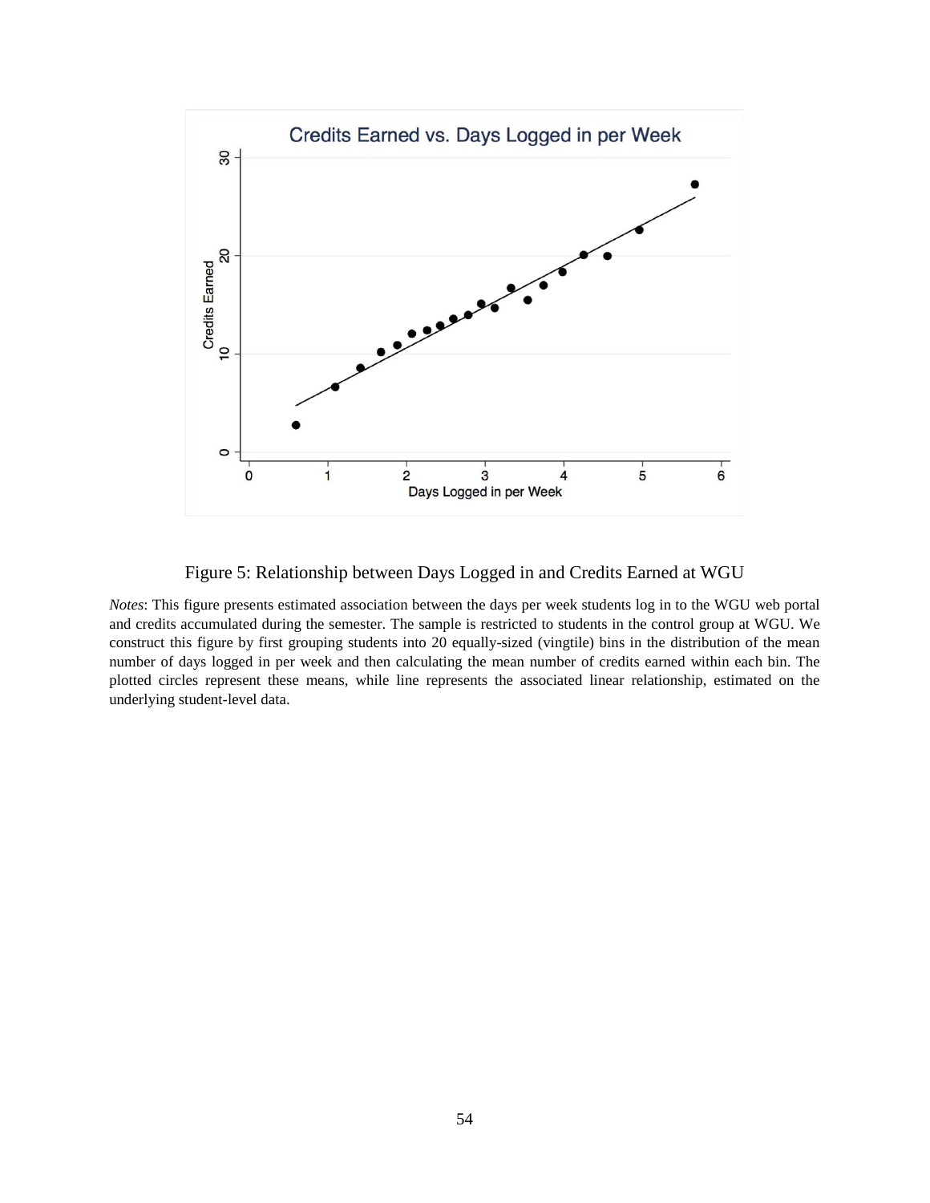Figure 5: Relationship between Days Logged in and Credits Earned at WGU

*Notes*: This figure presents estimated association between the days per week students log in to the WGU web portal and credits accumulated during the semester. The sample is restricted to students in the control group at WGU. We construct this figure by first grouping students into 20 equally-sized (vingtile) bins in the distribution of the mean number of days logged in per week and then calculating the mean number of credits earned within each bin. The plotted circles represent these means, while line represents the associated linear relationship, estimated on the underlying student-level data.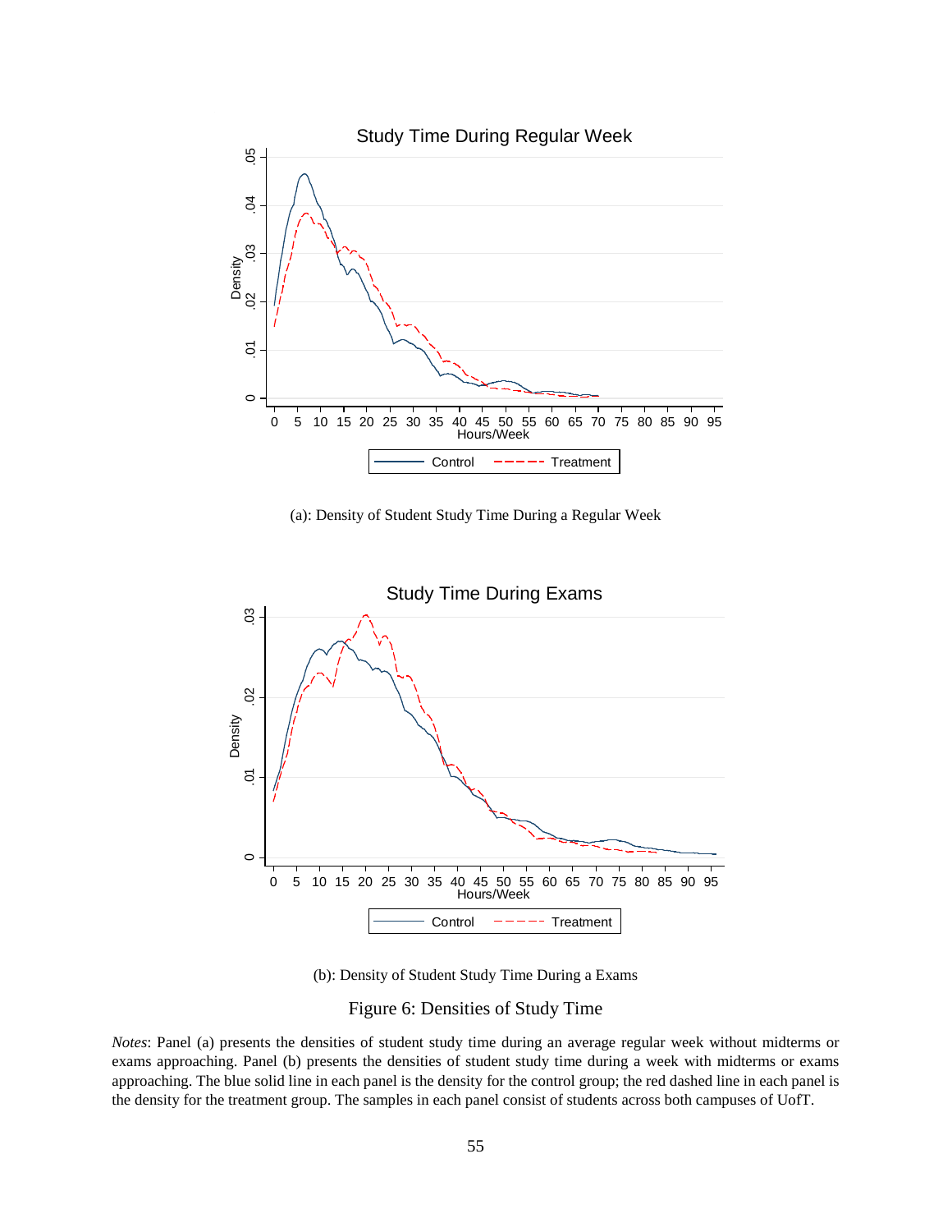(a): Density of Student Study Time During a Regular Week

(b): Density of Student Study Time During a Exams

Figure 6: Densities of Study Time

*Notes*: Panel (a) presents the densities of student study time during an average regular week without midterms or exams approaching. Panel (b) presents the densities of student study time during a week with midterms or exams approaching. The blue solid line in each panel is the density for the control group; the red dashed line in each panel is the density for the treatment group. The samples in each panel consist of students across both campuses of UofT.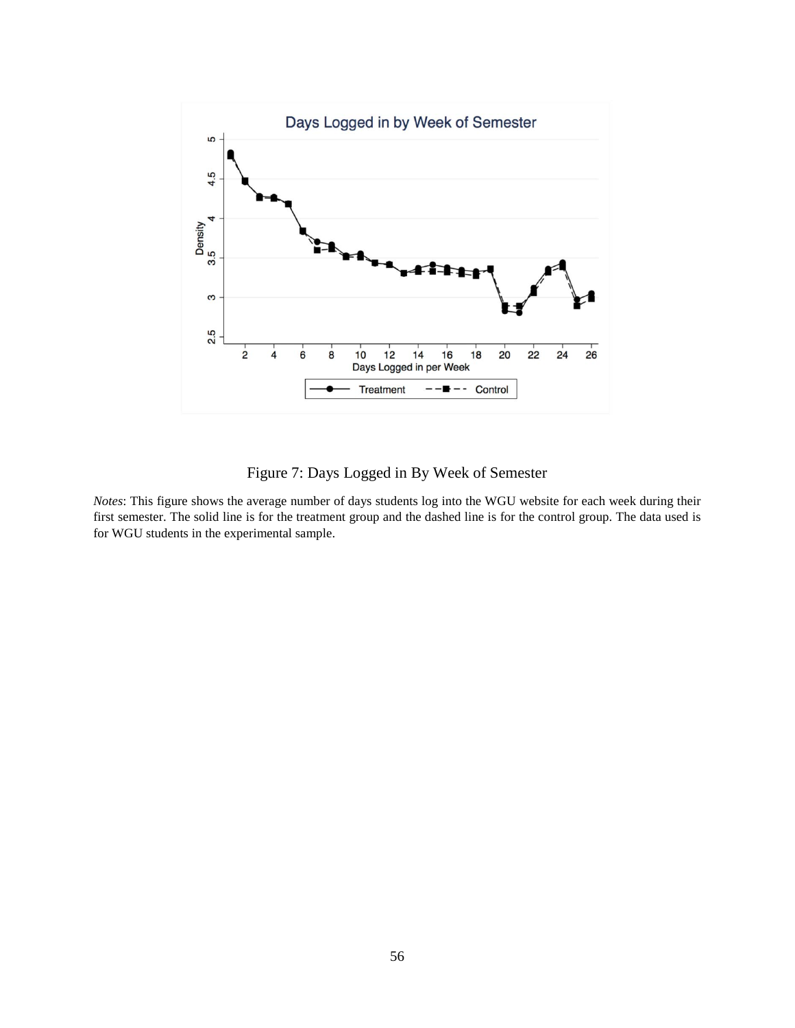Days Logged in by Week of Semester

Density

5
4.5
4
3.5
3
2.5

2 4 6 8 10 12 14 16 18 20 22 24 26

Days Logged in per Week

Treatment
Control

Figure 7: Days Logged in By Week of Semester

*Notes*: This figure shows the average number of days students log into the WGU website for each week during their first semester. The solid line is for the treatment group and the dashed line is for the control group. The data used is for WGU students in the experimental sample.